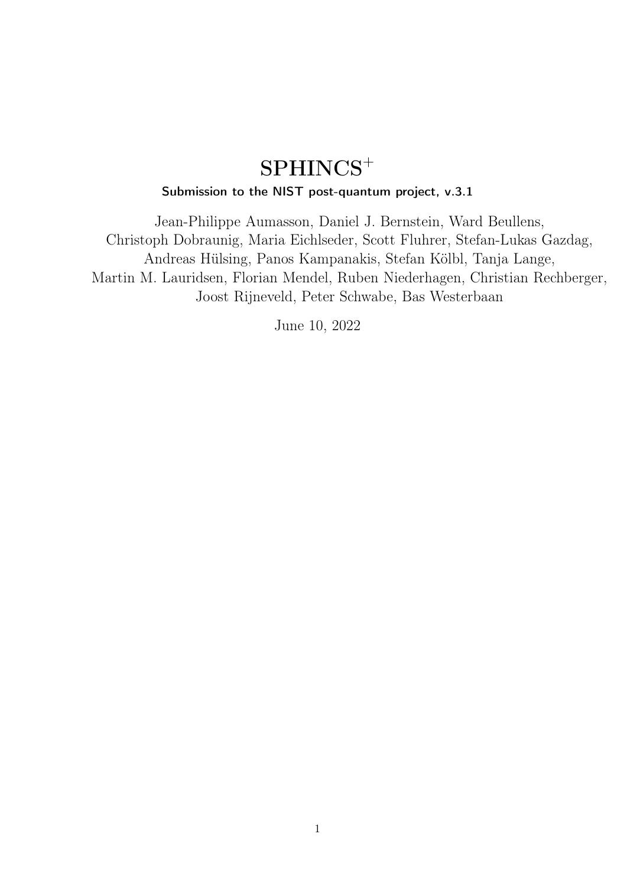# SPHINCS$^+$

**Submission to the NIST post-quantum project, v.3.1**

Jean-Philippe Aumasson, Daniel J. Bernstein, Ward Beullens, Christoph Dobraunig, Maria Eichlseder, Scott Fluhrer, Stefan-Lukas Gazdag, Andreas Hülsing, Panos Kampanakis, Stefan Kölbl, Tanja Lange, Martin M. Lauridsen, Florian Mendel, Ruben Niederhagen, Christian Rechberger, Joost Rijneveld, Peter Schwabe, Bas Westerbaan

June 10, 2022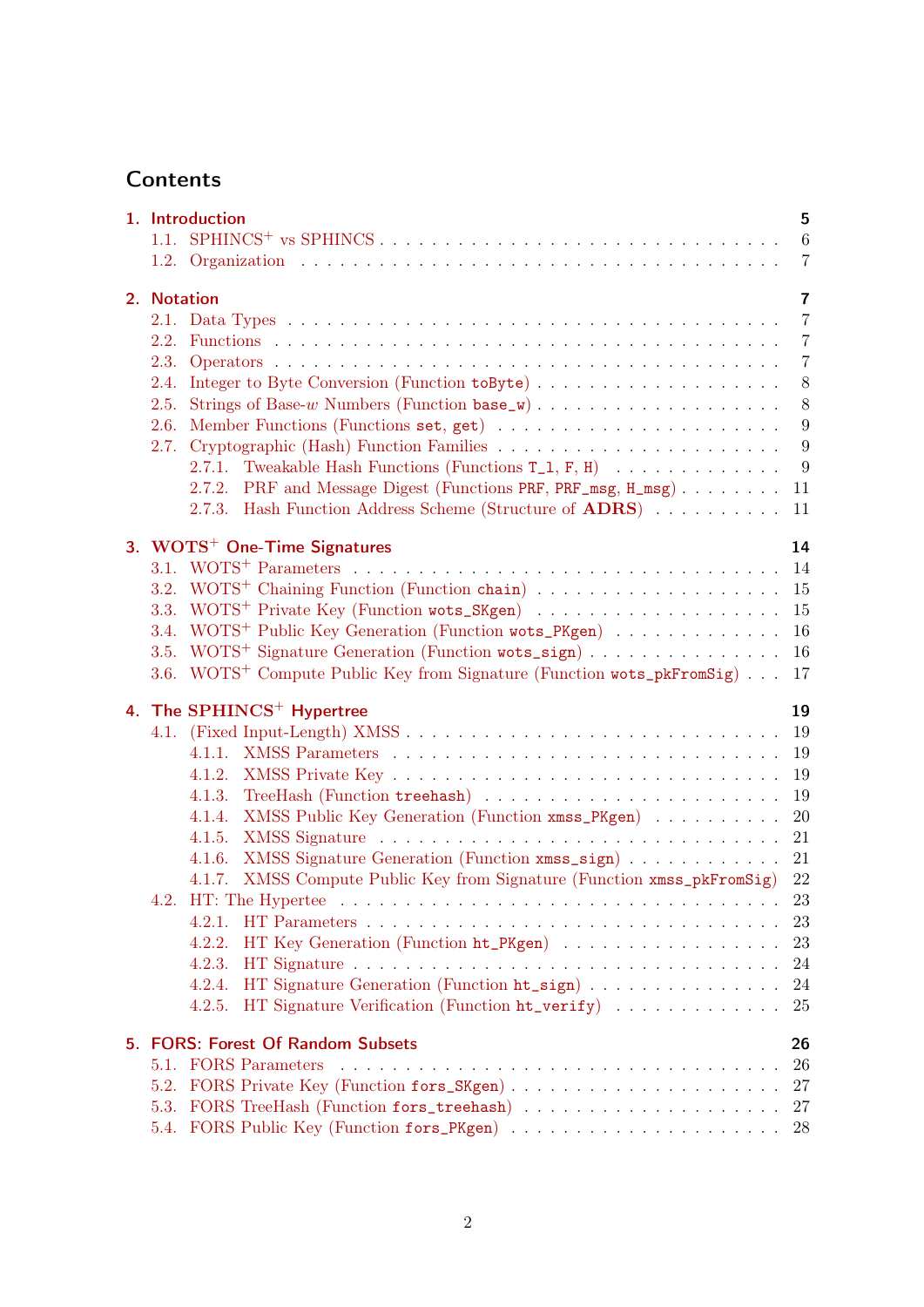# Contents

1. Introduction — 5
   - 1.1. SPHINCS$^+$ vs SPHINCS — 6
   - 1.2. Organization — 7
2. Notation — 7
   - 2.1. Data Types — 7
   - 2.2. Functions — 7
   - 2.3. Operators — 7
   - 2.4. Integer to Byte Conversion (Function `toByte`) — 8
   - 2.5. Strings of Base-$w$ Numbers (Function `base_w`) — 8
   - 2.6. Member Functions (Functions `set`, `get`) — 9
   - 2.7. Cryptographic (Hash) Function Families — 9
     - 2.7.1. Tweakable Hash Functions (Functions `T_l`, `F`, `H`) — 9
     - 2.7.2. PRF and Message Digest (Functions `PRF`, `PRF_msg`, `H_msg`) — 11
     - 2.7.3. Hash Function Address Scheme (Structure of **ADRS**) — 11
3. WOTS$^+$ One-Time Signatures — 14
   - 3.1. WOTS$^+$ Parameters — 14
   - 3.2. WOTS$^+$ Chaining Function (Function `chain`) — 15
   - 3.3. WOTS$^+$ Private Key (Function `wots_SKgen`) — 15
   - 3.4. WOTS$^+$ Public Key Generation (Function `wots_PKgen`) — 16
   - 3.5. WOTS$^+$ Signature Generation (Function `wots_sign`) — 16
   - 3.6. WOTS$^+$ Compute Public Key from Signature (Function `wots_pkFromSig`) — 17
4. The SPHINCS$^+$ Hypertree — 19
   - 4.1. (Fixed Input-Length) XMSS — 19
     - 4.1.1. XMSS Parameters — 19
     - 4.1.2. XMSS Private Key — 19
     - 4.1.3. TreeHash (Function `treehash`) — 19
     - 4.1.4. XMSS Public Key Generation (Function `xmss_PKgen`) — 20
     - 4.1.5. XMSS Signature — 21
     - 4.1.6. XMSS Signature Generation (Function `xmss_sign`) — 21
     - 4.1.7. XMSS Compute Public Key from Signature (Function `xmss_pkFromSig`) — 22
   - 4.2. HT: The Hypertee — 23
     - 4.2.1. HT Parameters — 23
     - 4.2.2. HT Key Generation (Function `ht_PKgen`) — 23
     - 4.2.3. HT Signature — 24
     - 4.2.4. HT Signature Generation (Function `ht_sign`) — 24
     - 4.2.5. HT Signature Verification (Function `ht_verify`) — 25
5. FORS: Forest Of Random Subsets — 26
   - 5.1. FORS Parameters — 26
   - 5.2. FORS Private Key (Function `fors_SKgen`) — 27
   - 5.3. FORS TreeHash (Function `fors_treehash`) — 27
   - 5.4. FORS Public Key (Function `fors_PKgen`) — 28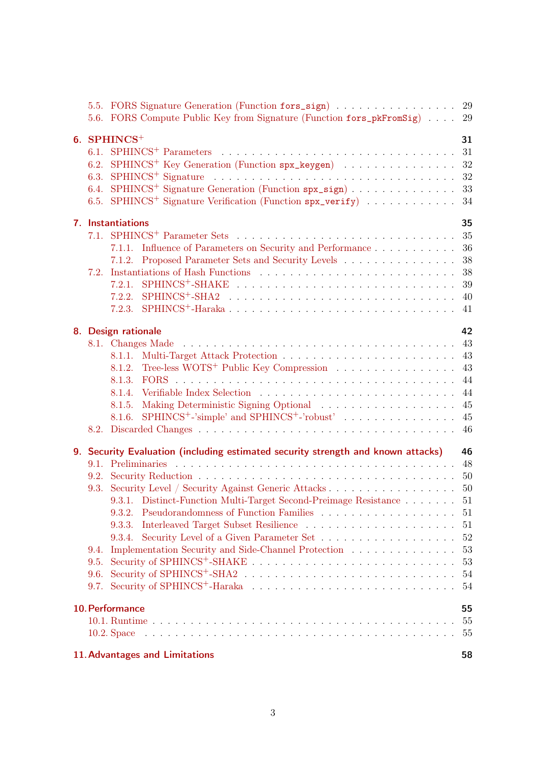5.5. FORS Signature Generation (Function `fors_sign`) . . . . . . . . . . . . . . . . 29
5.6. FORS Compute Public Key from Signature (Function `fors_pkFromSig`) . . . . 29

**6. SPHINCS$^+$ 31**

6.1. SPHINCS$^+$ Parameters . . . . . . . . . . . . . . . . . . . . . . . . . . . . . . . . 31
6.2. SPHINCS$^+$ Key Generation (Function `spx_keygen`) . . . . . . . . . . . . . . . 32
6.3. SPHINCS$^+$ Signature . . . . . . . . . . . . . . . . . . . . . . . . . . . . . . . . 32
6.4. SPHINCS$^+$ Signature Generation (Function `spx_sign`) . . . . . . . . . . . . . . 33
6.5. SPHINCS$^+$ Signature Verification (Function `spx_verify`) . . . . . . . . . . . . 34

**7. Instantiations 35**

7.1. SPHINCS$^+$ Parameter Sets . . . . . . . . . . . . . . . . . . . . . . . . . . . . . 35
 7.1.1. Influence of Parameters on Security and Performance . . . . . . . . . . . 36
 7.1.2. Proposed Parameter Sets and Security Levels . . . . . . . . . . . . . . . 38
7.2. Instantiations of Hash Functions . . . . . . . . . . . . . . . . . . . . . . . . . . 38
 7.2.1. SPHINCS$^+$-SHAKE . . . . . . . . . . . . . . . . . . . . . . . . . . . . . 39
 7.2.2. SPHINCS$^+$-SHA2 . . . . . . . . . . . . . . . . . . . . . . . . . . . . . . 40
 7.2.3. SPHINCS$^+$-Haraka . . . . . . . . . . . . . . . . . . . . . . . . . . . . . 41

**8. Design rationale 42**

8.1. Changes Made . . . . . . . . . . . . . . . . . . . . . . . . . . . . . . . . . . . . 43
 8.1.1. Multi-Target Attack Protection . . . . . . . . . . . . . . . . . . . . . . . 43
 8.1.2. Tree-less WOTS$^+$ Public Key Compression . . . . . . . . . . . . . . . . 43
 8.1.3. FORS . . . . . . . . . . . . . . . . . . . . . . . . . . . . . . . . . . . . 44
 8.1.4. Verifiable Index Selection . . . . . . . . . . . . . . . . . . . . . . . . . . 44
 8.1.5. Making Deterministic Signing Optional . . . . . . . . . . . . . . . . . . . 45
 8.1.6. SPHINCS$^+$-'simple' and SPHINCS$^+$-'robust' . . . . . . . . . . . . . . 45
8.2. Discarded Changes . . . . . . . . . . . . . . . . . . . . . . . . . . . . . . . . . 46

**9. Security Evaluation (including estimated security strength and known attacks) 46**

9.1. Preliminaries . . . . . . . . . . . . . . . . . . . . . . . . . . . . . . . . . . . . 48
9.2. Security Reduction . . . . . . . . . . . . . . . . . . . . . . . . . . . . . . . . . 50
9.3. Security Level / Security Against Generic Attacks . . . . . . . . . . . . . . . . 50
 9.3.1. Distinct-Function Multi-Target Second-Preimage Resistance . . . . . . . 51
 9.3.2. Pseudorandomness of Function Families . . . . . . . . . . . . . . . . . . 51
 9.3.3. Interleaved Target Subset Resilience . . . . . . . . . . . . . . . . . . . . 51
 9.3.4. Security Level of a Given Parameter Set . . . . . . . . . . . . . . . . . . 52
9.4. Implementation Security and Side-Channel Protection . . . . . . . . . . . . . . 53
9.5. Security of SPHINCS$^+$-SHAKE . . . . . . . . . . . . . . . . . . . . . . . . . . 53
9.6. Security of SPHINCS$^+$-SHA2 . . . . . . . . . . . . . . . . . . . . . . . . . . . 54
9.7. Security of SPHINCS$^+$-Haraka . . . . . . . . . . . . . . . . . . . . . . . . . . 54

**10. Performance 55**

10.1. Runtime . . . . . . . . . . . . . . . . . . . . . . . . . . . . . . . . . . . . . . 55
10.2. Space . . . . . . . . . . . . . . . . . . . . . . . . . . . . . . . . . . . . . . . 55

**11. Advantages and Limitations 58**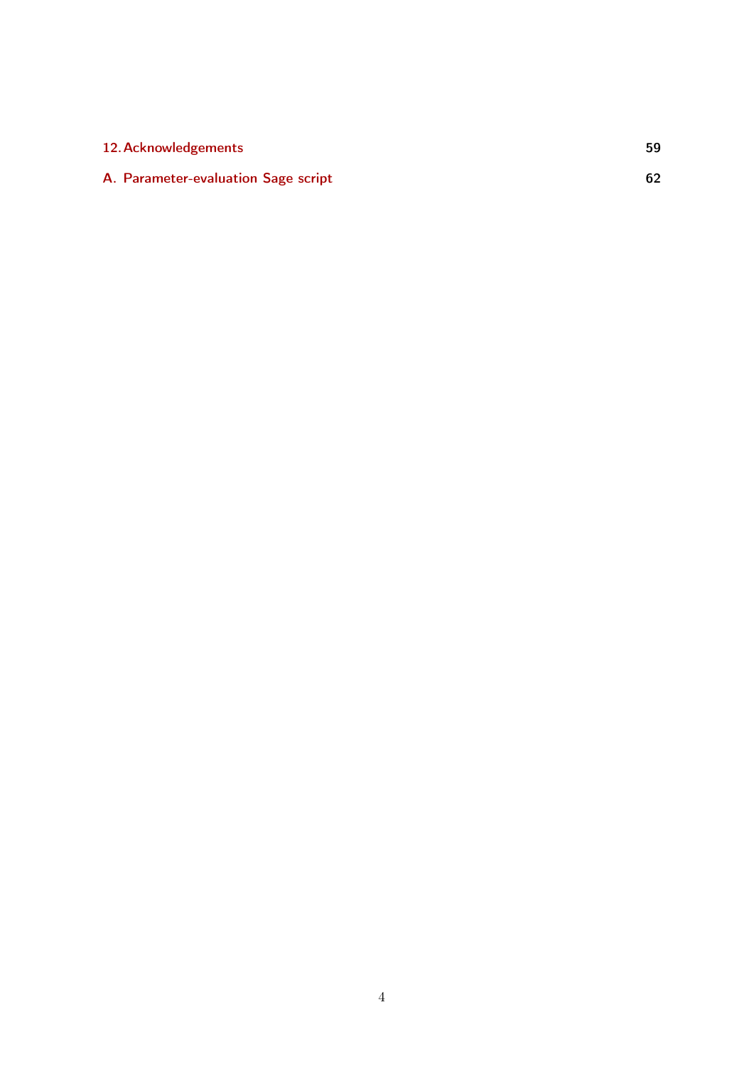12. Acknowledgements 59

A. Parameter-evaluation Sage script 62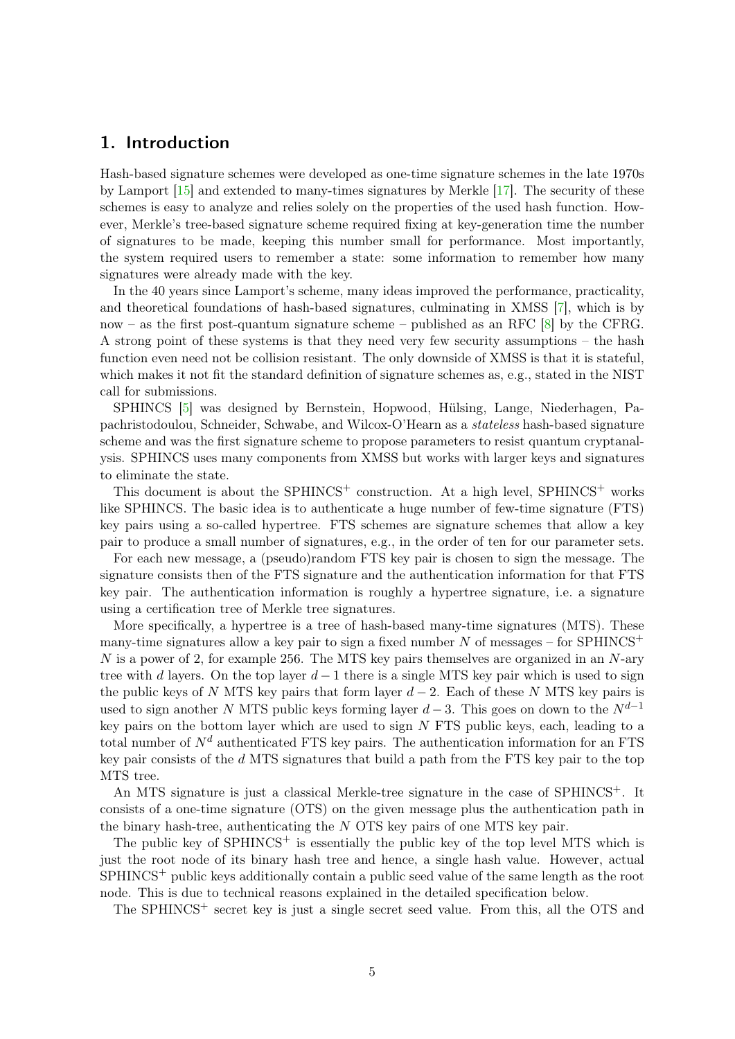## 1. Introduction

Hash-based signature schemes were developed as one-time signature schemes in the late 1970s by Lamport [15] and extended to many-times signatures by Merkle [17]. The security of these schemes is easy to analyze and relies solely on the properties of the used hash function. However, Merkle's tree-based signature scheme required fixing at key-generation time the number of signatures to be made, keeping this number small for performance. Most importantly, the system required users to remember a state: some information to remember how many signatures were already made with the key.

In the 40 years since Lamport's scheme, many ideas improved the performance, practicality, and theoretical foundations of hash-based signatures, culminating in XMSS [7], which is by now – as the first post-quantum signature scheme – published as an RFC [8] by the CFRG. A strong point of these systems is that they need very few security assumptions – the hash function even need not be collision resistant. The only downside of XMSS is that it is stateful, which makes it not fit the standard definition of signature schemes as, e.g., stated in the NIST call for submissions.

SPHINCS [5] was designed by Bernstein, Hopwood, Hülsing, Lange, Niederhagen, Papachristodoulou, Schneider, Schwabe, and Wilcox-O'Hearn as a *stateless* hash-based signature scheme and was the first signature scheme to propose parameters to resist quantum cryptanalysis. SPHINCS uses many components from XMSS but works with larger keys and signatures to eliminate the state.

This document is about the SPHINCS$^+$ construction. At a high level, SPHINCS$^+$ works like SPHINCS. The basic idea is to authenticate a huge number of few-time signature (FTS) key pairs using a so-called hypertree. FTS schemes are signature schemes that allow a key pair to produce a small number of signatures, e.g., in the order of ten for our parameter sets.

For each new message, a (pseudo)random FTS key pair is chosen to sign the message. The signature consists then of the FTS signature and the authentication information for that FTS key pair. The authentication information is roughly a hypertree signature, i.e. a signature using a certification tree of Merkle tree signatures.

More specifically, a hypertree is a tree of hash-based many-time signatures (MTS). These many-time signatures allow a key pair to sign a fixed number $N$ of messages – for SPHINCS$^+$ $N$ is a power of 2, for example 256. The MTS key pairs themselves are organized in an $N$-ary tree with $d$ layers. On the top layer $d-1$ there is a single MTS key pair which is used to sign the public keys of $N$ MTS key pairs that form layer $d-2$. Each of these $N$ MTS key pairs is used to sign another $N$ MTS public keys forming layer $d-3$. This goes on down to the $N^{d-1}$ key pairs on the bottom layer which are used to sign $N$ FTS public keys, each, leading to a total number of $N^d$ authenticated FTS key pairs. The authentication information for an FTS key pair consists of the $d$ MTS signatures that build a path from the FTS key pair to the top MTS tree.

An MTS signature is just a classical Merkle-tree signature in the case of SPHINCS$^+$. It consists of a one-time signature (OTS) on the given message plus the authentication path in the binary hash-tree, authenticating the $N$ OTS key pairs of one MTS key pair.

The public key of SPHINCS$^+$ is essentially the public key of the top level MTS which is just the root node of its binary hash tree and hence, a single hash value. However, actual SPHINCS$^+$ public keys additionally contain a public seed value of the same length as the root node. This is due to technical reasons explained in the detailed specification below.

The SPHINCS$^+$ secret key is just a single secret seed value. From this, all the OTS and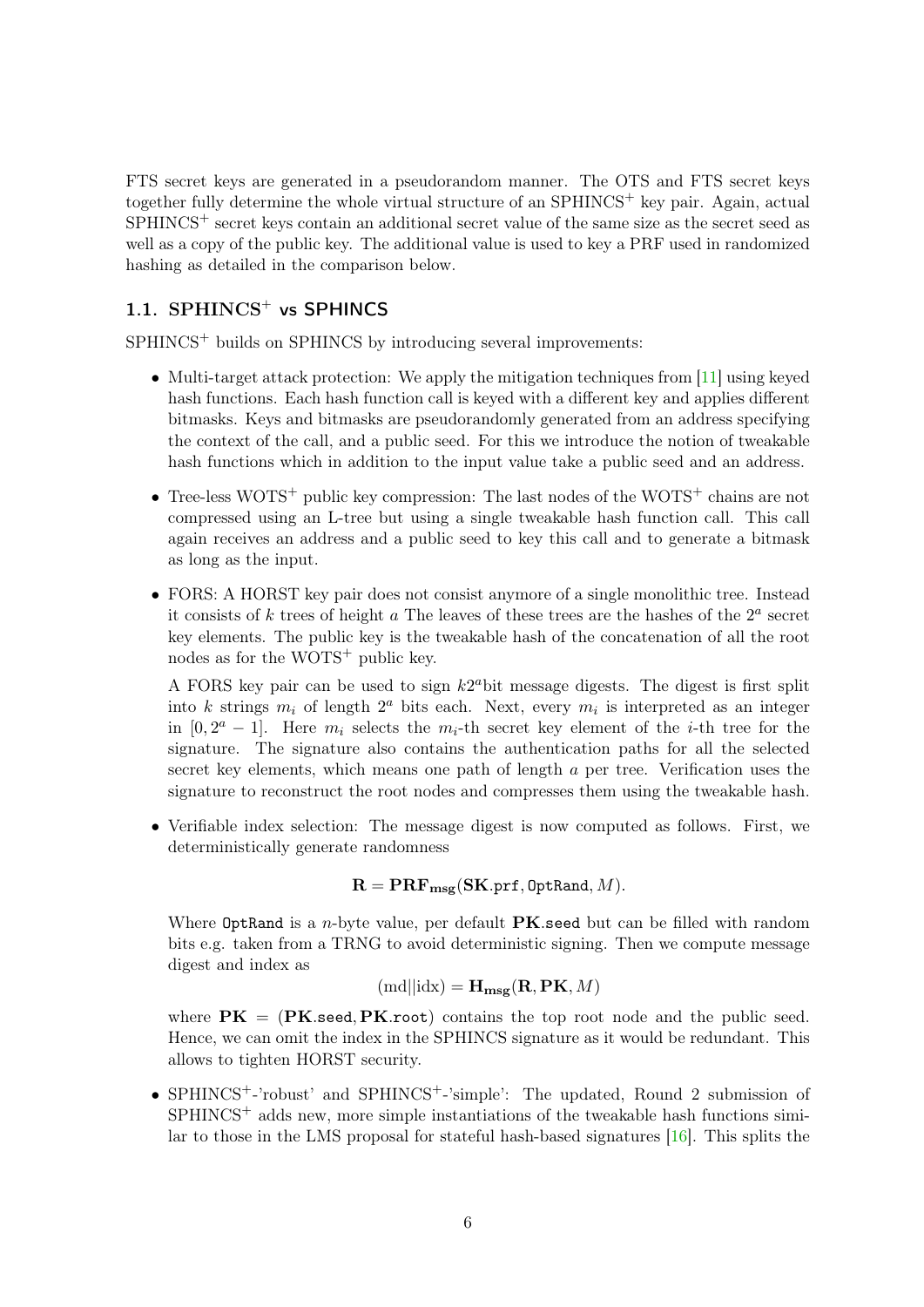FTS secret keys are generated in a pseudorandom manner. The OTS and FTS secret keys together fully determine the whole virtual structure of an SPHINCS$^+$ key pair. Again, actual SPHINCS$^+$ secret keys contain an additional secret value of the same size as the secret seed as well as a copy of the public key. The additional value is used to key a PRF used in randomized hashing as detailed in the comparison below.

### 1.1. SPHINCS$^+$ vs SPHINCS

SPHINCS$^+$ builds on SPHINCS by introducing several improvements:

- Multi-target attack protection: We apply the mitigation techniques from [11] using keyed hash functions. Each hash function call is keyed with a different key and applies different bitmasks. Keys and bitmasks are pseudorandomly generated from an address specifying the context of the call, and a public seed. For this we introduce the notion of tweakable hash functions which in addition to the input value take a public seed and an address.
- Tree-less WOTS$^+$ public key compression: The last nodes of the WOTS$^+$ chains are not compressed using an L-tree but using a single tweakable hash function call. This call again receives an address and a public seed to key this call and to generate a bitmask as long as the input.
- FORS: A HORST key pair does not consist anymore of a single monolithic tree. Instead it consists of $k$ trees of height $a$ The leaves of these trees are the hashes of the $2^a$ secret key elements. The public key is the tweakable hash of the concatenation of all the root nodes as for the WOTS$^+$ public key.

  A FORS key pair can be used to sign $k2^a$bit message digests. The digest is first split into $k$ strings $m_i$ of length $2^a$ bits each. Next, every $m_i$ is interpreted as an integer in $[0, 2^a - 1]$. Here $m_i$ selects the $m_i$-th secret key element of the $i$-th tree for the signature. The signature also contains the authentication paths for all the selected secret key elements, which means one path of length $a$ per tree. Verification uses the signature to reconstruct the root nodes and compresses them using the tweakable hash.
- Verifiable index selection: The message digest is now computed as follows. First, we deterministically generate randomness

  $$\mathbf{R} = \mathbf{PRF_{msg}}(\mathbf{SK}.\texttt{prf}, \texttt{OptRand}, M).$$

  Where `OptRand` is a $n$-byte value, per default **PK**.`seed` but can be filled with random bits e.g. taken from a TRNG to avoid deterministic signing. Then we compute message digest and index as

  $$(\text{md}||\text{idx}) = \mathbf{H_{msg}}(\mathbf{R}, \mathbf{PK}, M)$$

  where $\mathbf{PK} = (\mathbf{PK}.\texttt{seed}, \mathbf{PK}.\texttt{root})$ contains the top root node and the public seed. Hence, we can omit the index in the SPHINCS signature as it would be redundant. This allows to tighten HORST security.
- SPHINCS$^+$-'robust' and SPHINCS$^+$-'simple': The updated, Round 2 submission of SPHINCS$^+$ adds new, more simple instantiations of the tweakable hash functions similar to those in the LMS proposal for stateful hash-based signatures [16]. This splits the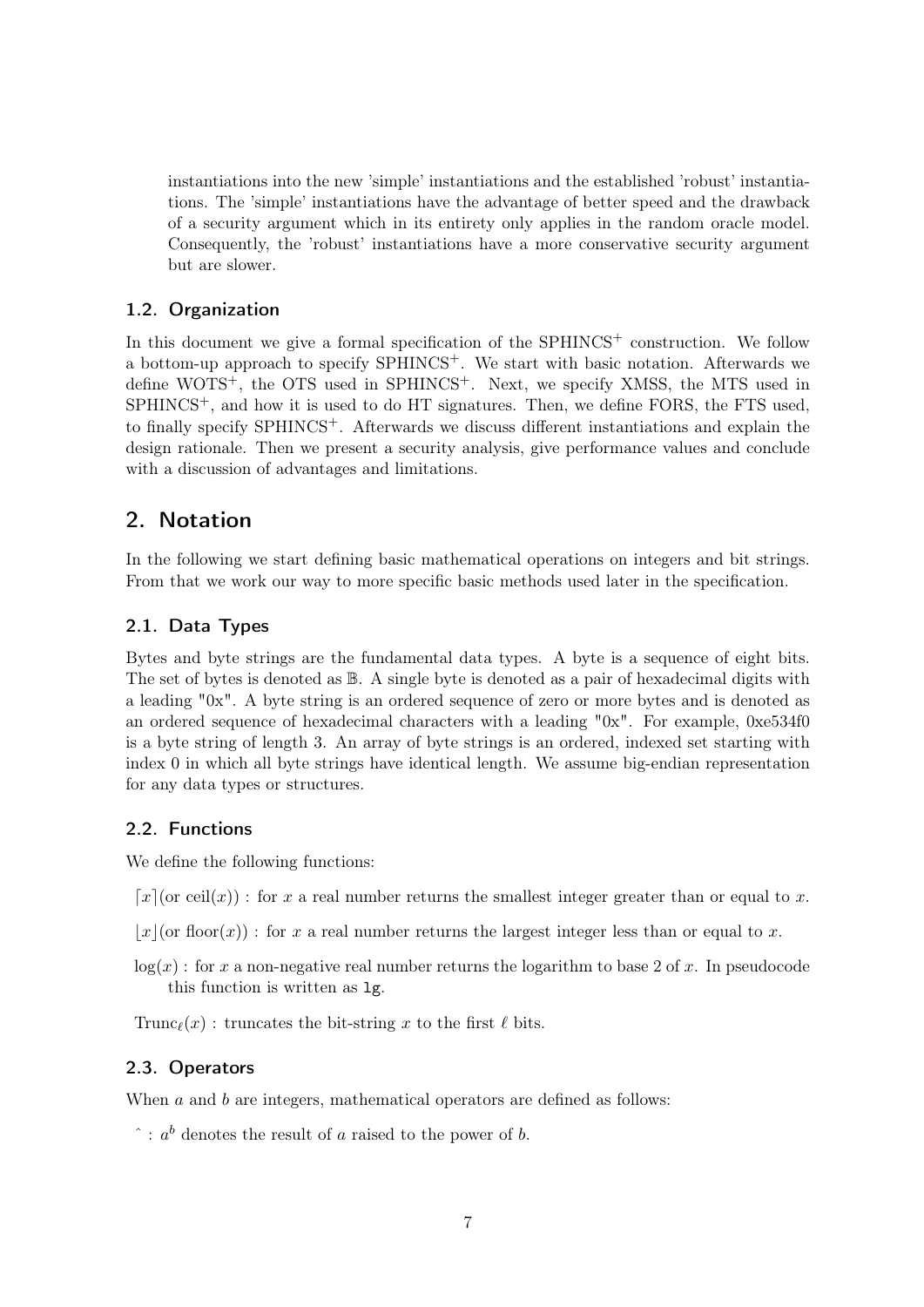instantiations into the new 'simple' instantiations and the established 'robust' instantiations. The 'simple' instantiations have the advantage of better speed and the drawback of a security argument which in its entirety only applies in the random oracle model. Consequently, the 'robust' instantiations have a more conservative security argument but are slower.

### 1.2. Organization

In this document we give a formal specification of the SPHINCS$^+$ construction. We follow a bottom-up approach to specify SPHINCS$^+$. We start with basic notation. Afterwards we define WOTS$^+$, the OTS used in SPHINCS$^+$. Next, we specify XMSS, the MTS used in SPHINCS$^+$, and how it is used to do HT signatures. Then, we define FORS, the FTS used, to finally specify SPHINCS$^+$. Afterwards we discuss different instantiations and explain the design rationale. Then we present a security analysis, give performance values and conclude with a discussion of advantages and limitations.

## 2. Notation

In the following we start defining basic mathematical operations on integers and bit strings. From that we work our way to more specific basic methods used later in the specification.

### 2.1. Data Types

Bytes and byte strings are the fundamental data types. A byte is a sequence of eight bits. The set of bytes is denoted as $\mathbb{B}$. A single byte is denoted as a pair of hexadecimal digits with a leading "0x". A byte string is an ordered sequence of zero or more bytes and is denoted as an ordered sequence of hexadecimal characters with a leading "0x". For example, 0xe534f0 is a byte string of length 3. An array of byte strings is an ordered, indexed set starting with index 0 in which all byte strings have identical length. We assume big-endian representation for any data types or structures.

### 2.2. Functions

We define the following functions:

$\lceil x \rceil$(or $\text{ceil}(x)$) : for $x$ a real number returns the smallest integer greater than or equal to $x$.

$\lfloor x \rfloor$(or $\text{floor}(x)$) : for $x$ a real number returns the largest integer less than or equal to $x$.

$\log(x)$ : for $x$ a non-negative real number returns the logarithm to base 2 of $x$. In pseudocode this function is written as `lg`.

$\text{Trunc}_\ell(x)$ : truncates the bit-string $x$ to the first $\ell$ bits.

### 2.3. Operators

When $a$ and $b$ are integers, mathematical operators are defined as follows:

^ : $a^b$ denotes the result of $a$ raised to the power of $b$.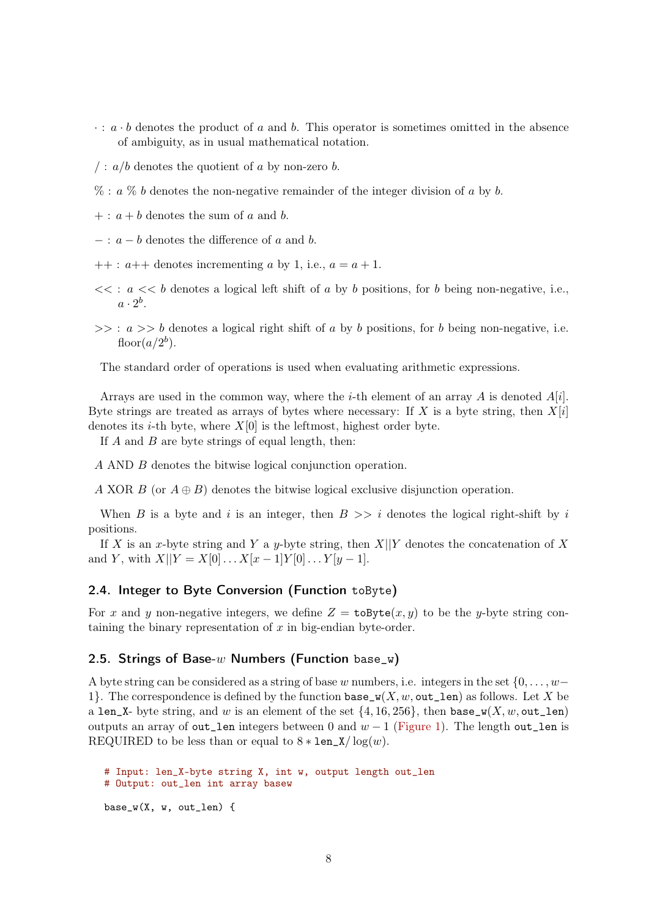- $\cdot$ : $a \cdot b$ denotes the product of $a$ and $b$. This operator is sometimes omitted in the absence of ambiguity, as in usual mathematical notation.
- $/$ : $a/b$ denotes the quotient of $a$ by non-zero $b$.
- $\%$ : $a \ \% \ b$ denotes the non-negative remainder of the integer division of $a$ by $b$.
- $+$ : $a + b$ denotes the sum of $a$ and $b$.
- $-$ : $a - b$ denotes the difference of $a$ and $b$.
- $++$ : $a{++}$ denotes incrementing $a$ by 1, i.e., $a = a + 1$.
- $<<$ : $a << b$ denotes a logical left shift of $a$ by $b$ positions, for $b$ being non-negative, i.e., $a \cdot 2^b$.
- $>>$ : $a >> b$ denotes a logical right shift of $a$ by $b$ positions, for $b$ being non-negative, i.e. floor$(a/2^b)$.

The standard order of operations is used when evaluating arithmetic expressions.

Arrays are used in the common way, where the $i$-th element of an array $A$ is denoted $A[i]$. Byte strings are treated as arrays of bytes where necessary: If $X$ is a byte string, then $X[i]$ denotes its $i$-th byte, where $X[0]$ is the leftmost, highest order byte.

If $A$ and $B$ are byte strings of equal length, then:

$A$ AND $B$ denotes the bitwise logical conjunction operation.

$A$ XOR $B$ (or $A \oplus B$) denotes the bitwise logical exclusive disjunction operation.

When $B$ is a byte and $i$ is an integer, then $B >> i$ denotes the logical right-shift by $i$ positions.

If $X$ is an $x$-byte string and $Y$ a $y$-byte string, then $X||Y$ denotes the concatenation of $X$ and $Y$, with $X||Y = X[0] \dots X[x-1]Y[0] \dots Y[y-1]$.

### 2.4. Integer to Byte Conversion (Function toByte)

For $x$ and $y$ non-negative integers, we define $Z = \texttt{toByte}(x, y)$ to be the $y$-byte string containing the binary representation of $x$ in big-endian byte-order.

### 2.5. Strings of Base-$w$ Numbers (Function base_w)

A byte string can be considered as a string of base $w$ numbers, i.e. integers in the set $\{0, \dots, w-1\}$. The correspondence is defined by the function $\texttt{base\_w}(X, w, \texttt{out\_len})$ as follows. Let $X$ be a len_X- byte string, and $w$ is an element of the set $\{4, 16, 256\}$, then $\texttt{base\_w}(X, w, \texttt{out\_len})$ outputs an array of out_len integers between 0 and $w - 1$ (Figure 1). The length out_len is REQUIRED to be less than or equal to $8 * \texttt{len\_X} / \log(w)$.

```
# Input: len_X-byte string X, int w, output length out_len
# Output: out_len int array basew

base_w(X, w, out_len) {
```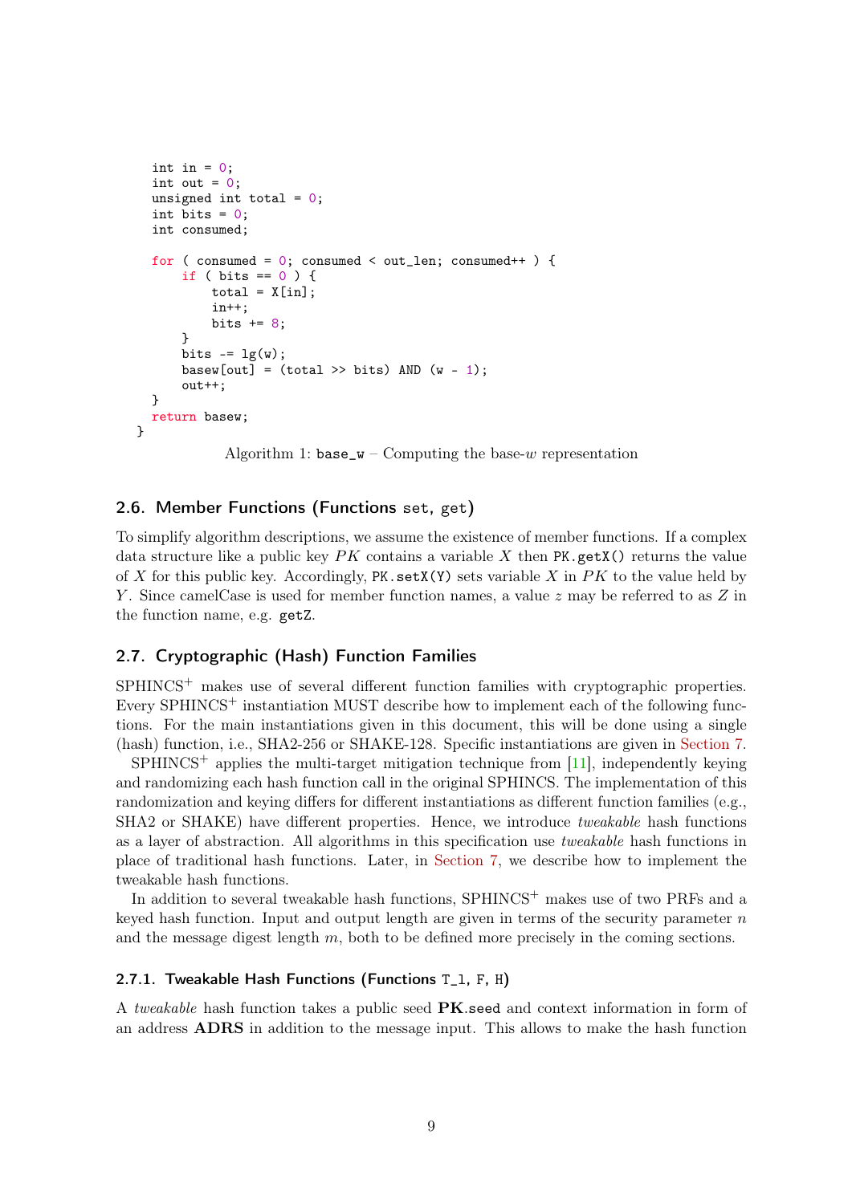```
  int in = 0;
  int out = 0;
  unsigned int total = 0;
  int bits = 0;
  int consumed;

  for ( consumed = 0; consumed < out_len; consumed++ ) {
      if ( bits == 0 ) {
          total = X[in];
          in++;
          bits += 8;
      }
      bits -= lg(w);
      basew[out] = (total >> bits) AND (w - 1);
      out++;
  }
  return basew;
}
```

Algorithm 1: `base_w` – Computing the base-$w$ representation

## 2.6. Member Functions (Functions `set`, `get`)

To simplify algorithm descriptions, we assume the existence of member functions. If a complex data structure like a public key $PK$ contains a variable $X$ then `PK.getX()` returns the value of $X$ for this public key. Accordingly, `PK.setX(Y)` sets variable $X$ in $PK$ to the value held by $Y$. Since camelCase is used for member function names, a value $z$ may be referred to as $Z$ in the function name, e.g. `getZ`.

## 2.7. Cryptographic (Hash) Function Families

SPHINCS$^+$ makes use of several different function families with cryptographic properties. Every SPHINCS$^+$ instantiation MUST describe how to implement each of the following functions. For the main instantiations given in this document, this will be done using a single (hash) function, i.e., SHA2-256 or SHAKE-128. Specific instantiations are given in Section 7.

SPHINCS$^+$ applies the multi-target mitigation technique from [11], independently keying and randomizing each hash function call in the original SPHINCS. The implementation of this randomization and keying differs for different instantiations as different function families (e.g., SHA2 or SHAKE) have different properties. Hence, we introduce *tweakable* hash functions as a layer of abstraction. All algorithms in this specification use *tweakable* hash functions in place of traditional hash functions. Later, in Section 7, we describe how to implement the tweakable hash functions.

In addition to several tweakable hash functions, SPHINCS$^+$ makes use of two PRFs and a keyed hash function. Input and output length are given in terms of the security parameter $n$ and the message digest length $m$, both to be defined more precisely in the coming sections.

### 2.7.1. Tweakable Hash Functions (Functions `T_l`, `F`, `H`)

A *tweakable* hash function takes a public seed **PK**.`seed` and context information in form of an address **ADRS** in addition to the message input. This allows to make the hash function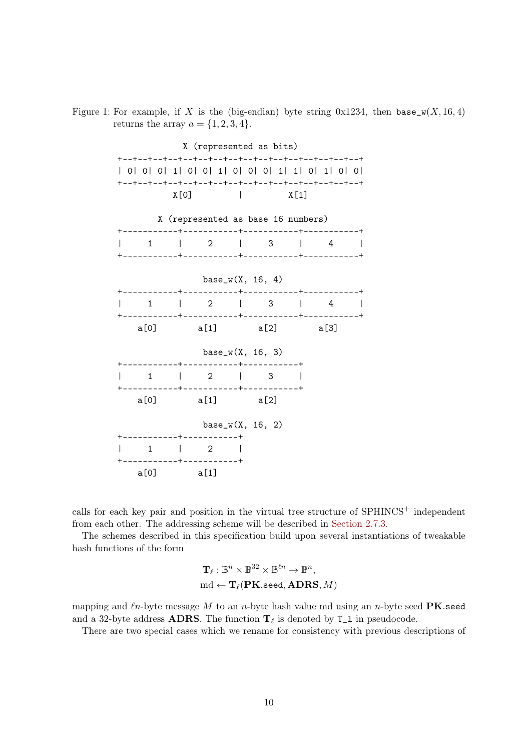Figure 1: For example, if $X$ is the (big-endian) byte string 0x1234, then `base_w`$(X, 16, 4)$ returns the array $a = \{1, 2, 3, 4\}$.

```
              X (represented as bits)
+--+--+--+--+--+--+--+--+--+--+--+--+--+--+--+--+
| 0| 0| 0| 1| 0| 0| 1| 0| 0| 0| 1| 1| 0| 1| 0| 0|
+--+--+--+--+--+--+--+--+--+--+--+--+--+--+--+--+
           X[0]         |          X[1]

        X (represented as base 16 numbers)
+-----------+-----------+-----------+-----------+
|     1     |     2     |     3     |     4     |
+-----------+-----------+-----------+-----------+

                  base_w(X, 16, 4)
+-----------+-----------+-----------+-----------+
|     1     |     2     |     3     |     4     |
+-----------+-----------+-----------+-----------+
    a[0]        a[1]        a[2]        a[3]

                  base_w(X, 16, 3)
+-----------+-----------+-----------+
|     1     |     2     |     3     |
+-----------+-----------+-----------+
    a[0]        a[1]        a[2]

                  base_w(X, 16, 2)
+-----------+-----------+
|     1     |     2     |
+-----------+-----------+
    a[0]        a[1]
```

calls for each key pair and position in the virtual tree structure of SPHINCS$^+$ independent from each other. The addressing scheme will be described in Section 2.7.3.

The schemes described in this specification build upon several instantiations of tweakable hash functions of the form

$$\mathbf{T}_\ell : \mathbb{B}^n \times \mathbb{B}^{32} \times \mathbb{B}^{\ell n} \rightarrow \mathbb{B}^n,$$
$$\text{md} \leftarrow \mathbf{T}_\ell(\mathbf{PK}.\texttt{seed}, \mathbf{ADRS}, M)$$

mapping and $\ell n$-byte message $M$ to an $n$-byte hash value md using an $n$-byte seed **PK**.`seed` and a 32-byte address **ADRS**. The function $\mathbf{T}_\ell$ is denoted by `T_l` in pseudocode.

There are two special cases which we rename for consistency with previous descriptions of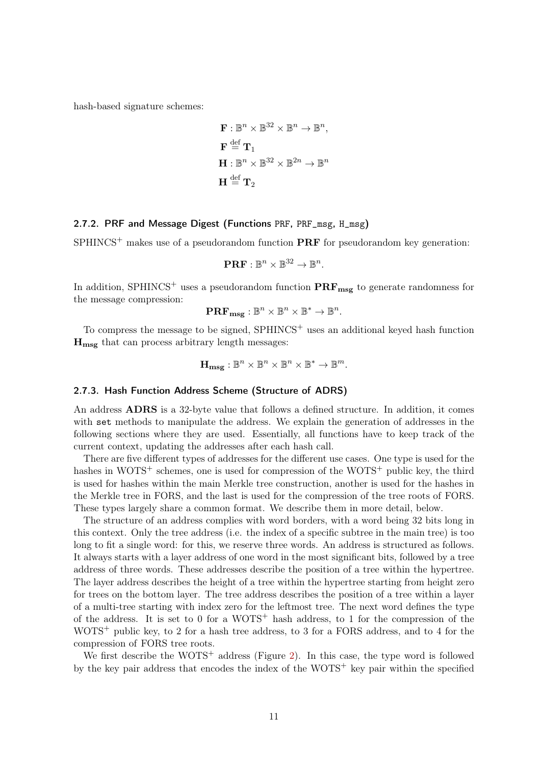hash-based signature schemes:

$$
\begin{aligned}
&\mathbf{F} : \mathbb{B}^n \times \mathbb{B}^{32} \times \mathbb{B}^n \rightarrow \mathbb{B}^n, \\
&\mathbf{F} \stackrel{\text{def}}{=} \mathbf{T}_1 \\
&\mathbf{H} : \mathbb{B}^n \times \mathbb{B}^{32} \times \mathbb{B}^{2n} \rightarrow \mathbb{B}^n \\
&\mathbf{H} \stackrel{\text{def}}{=} \mathbf{T}_2
\end{aligned}
$$

### 2.7.2. PRF and Message Digest (Functions PRF, PRF_msg, H_msg)

SPHINCS$^+$ makes use of a pseudorandom function **PRF** for pseudorandom key generation:

$$\mathbf{PRF} : \mathbb{B}^n \times \mathbb{B}^{32} \rightarrow \mathbb{B}^n.$$

In addition, SPHINCS$^+$ uses a pseudorandom function $\mathbf{PRF_{msg}}$ to generate randomness for the message compression:

$$\mathbf{PRF_{msg}} : \mathbb{B}^n \times \mathbb{B}^n \times \mathbb{B}^* \rightarrow \mathbb{B}^n.$$

To compress the message to be signed, SPHINCS$^+$ uses an additional keyed hash function $\mathbf{H_{msg}}$ that can process arbitrary length messages:

$$\mathbf{H_{msg}} : \mathbb{B}^n \times \mathbb{B}^n \times \mathbb{B}^n \times \mathbb{B}^* \rightarrow \mathbb{B}^m.$$

### 2.7.3. Hash Function Address Scheme (Structure of ADRS)

An address **ADRS** is a 32-byte value that follows a defined structure. In addition, it comes with `set` methods to manipulate the address. We explain the generation of addresses in the following sections where they are used. Essentially, all functions have to keep track of the current context, updating the addresses after each hash call.

There are five different types of addresses for the different use cases. One type is used for the hashes in WOTS$^+$ schemes, one is used for compression of the WOTS$^+$ public key, the third is used for hashes within the main Merkle tree construction, another is used for the hashes in the Merkle tree in FORS, and the last is used for the compression of the tree roots of FORS. These types largely share a common format. We describe them in more detail, below.

The structure of an address complies with word borders, with a word being 32 bits long in this context. Only the tree address (i.e. the index of a specific subtree in the main tree) is too long to fit a single word: for this, we reserve three words. An address is structured as follows. It always starts with a layer address of one word in the most significant bits, followed by a tree address of three words. These addresses describe the position of a tree within the hypertree. The layer address describes the height of a tree within the hypertree starting from height zero for trees on the bottom layer. The tree address describes the position of a tree within a layer of a multi-tree starting with index zero for the leftmost tree. The next word defines the type of the address. It is set to 0 for a WOTS$^+$ hash address, to 1 for the compression of the WOTS$^+$ public key, to 2 for a hash tree address, to 3 for a FORS address, and to 4 for the compression of FORS tree roots.

We first describe the WOTS$^+$ address (Figure 2). In this case, the type word is followed by the key pair address that encodes the index of the WOTS$^+$ key pair within the specified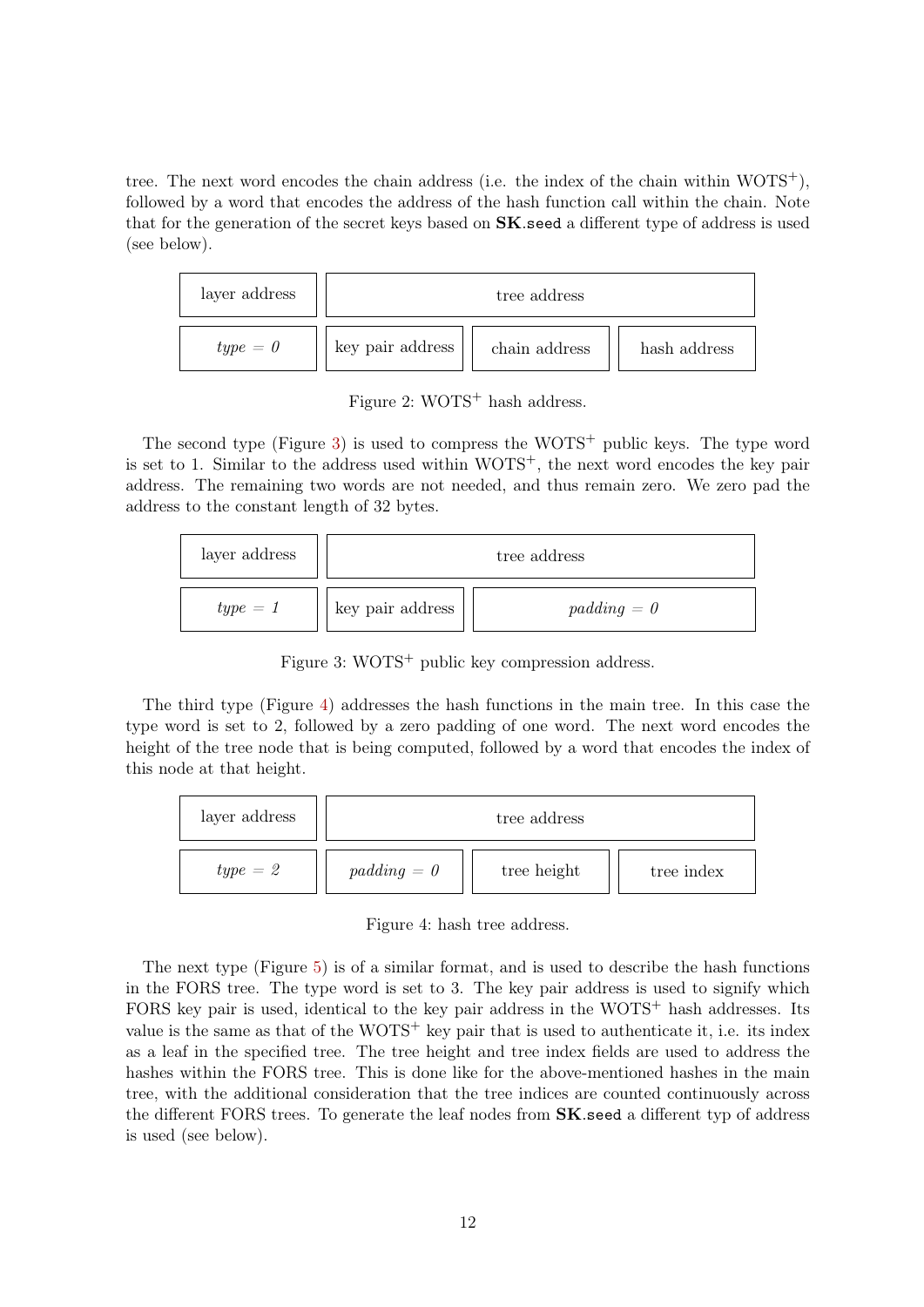tree. The next word encodes the chain address (i.e. the index of the chain within WOTS$^+$), followed by a word that encodes the address of the hash function call within the chain. Note that for the generation of the secret keys based on **SK**.seed a different type of address is used (see below).

| layer address | tree address | | |
|---|---|---|---|
| *type = 0* | key pair address | chain address | hash address |

Figure 2: WOTS$^+$ hash address.

The second type (Figure 3) is used to compress the WOTS$^+$ public keys. The type word is set to 1. Similar to the address used within WOTS$^+$, the next word encodes the key pair address. The remaining two words are not needed, and thus remain zero. We zero pad the address to the constant length of 32 bytes.

| layer address | tree address | |
|---|---|---|
| *type = 1* | key pair address | *padding = 0* |

Figure 3: WOTS$^+$ public key compression address.

The third type (Figure 4) addresses the hash functions in the main tree. In this case the type word is set to 2, followed by a zero padding of one word. The next word encodes the height of the tree node that is being computed, followed by a word that encodes the index of this node at that height.

| layer address | tree address | | |
|---|---|---|---|
| *type = 2* | *padding = 0* | tree height | tree index |

Figure 4: hash tree address.

The next type (Figure 5) is of a similar format, and is used to describe the hash functions in the FORS tree. The type word is set to 3. The key pair address is used to signify which FORS key pair is used, identical to the key pair address in the WOTS$^+$ hash addresses. Its value is the same as that of the WOTS$^+$ key pair that is used to authenticate it, i.e. its index as a leaf in the specified tree. The tree height and tree index fields are used to address the hashes within the FORS tree. This is done like for the above-mentioned hashes in the main tree, with the additional consideration that the tree indices are counted continuously across the different FORS trees. To generate the leaf nodes from **SK**.seed a different typ of address is used (see below).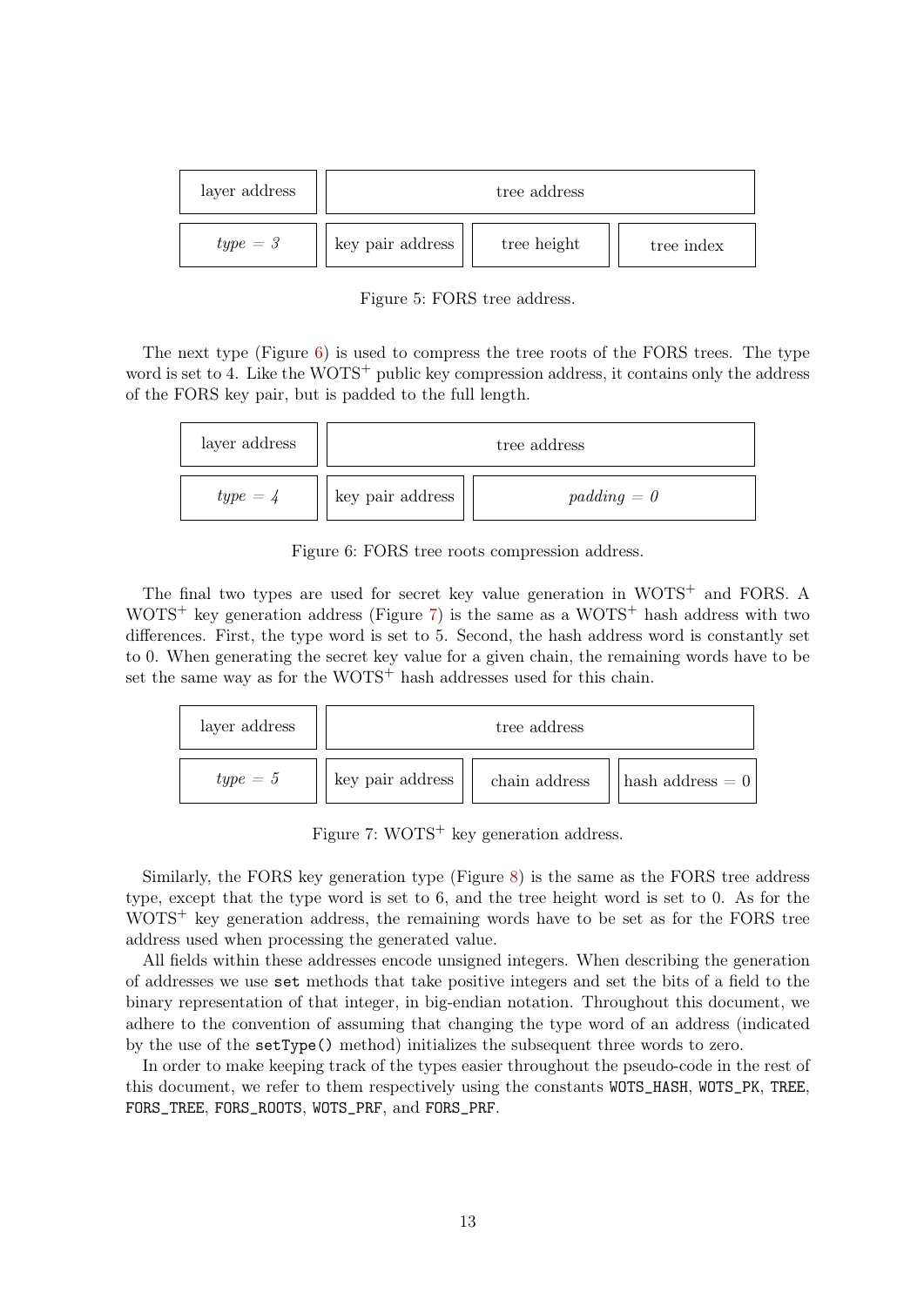| layer address | tree address | | |
|---|---|---|---|
| *type = 3* | key pair address | tree height | tree index |

Figure 5: FORS tree address.

The next type (Figure 6) is used to compress the tree roots of the FORS trees. The type word is set to 4. Like the WOTS$^+$ public key compression address, it contains only the address of the FORS key pair, but is padded to the full length.

| layer address | tree address | |
|---|---|---|
| *type = 4* | key pair address | *padding = 0* |

Figure 6: FORS tree roots compression address.

The final two types are used for secret key value generation in WOTS$^+$ and FORS. A WOTS$^+$ key generation address (Figure 7) is the same as a WOTS$^+$ hash address with two differences. First, the type word is set to 5. Second, the hash address word is constantly set to 0. When generating the secret key value for a given chain, the remaining words have to be set the same way as for the WOTS$^+$ hash addresses used for this chain.

| layer address | tree address | | |
|---|---|---|---|
| *type = 5* | key pair address | chain address | hash address = 0 |

Figure 7: WOTS$^+$ key generation address.

Similarly, the FORS key generation type (Figure 8) is the same as the FORS tree address type, except that the type word is set to 6, and the tree height word is set to 0. As for the WOTS$^+$ key generation address, the remaining words have to be set as for the FORS tree address used when processing the generated value.

All fields within these addresses encode unsigned integers. When describing the generation of addresses we use `set` methods that take positive integers and set the bits of a field to the binary representation of that integer, in big-endian notation. Throughout this document, we adhere to the convention of assuming that changing the type word of an address (indicated by the use of the `setType()` method) initializes the subsequent three words to zero.

In order to make keeping track of the types easier throughout the pseudo-code in the rest of this document, we refer to them respectively using the constants `WOTS_HASH`, `WOTS_PK`, `TREE`, `FORS_TREE`, `FORS_ROOTS`, `WOTS_PRF`, and `FORS_PRF`.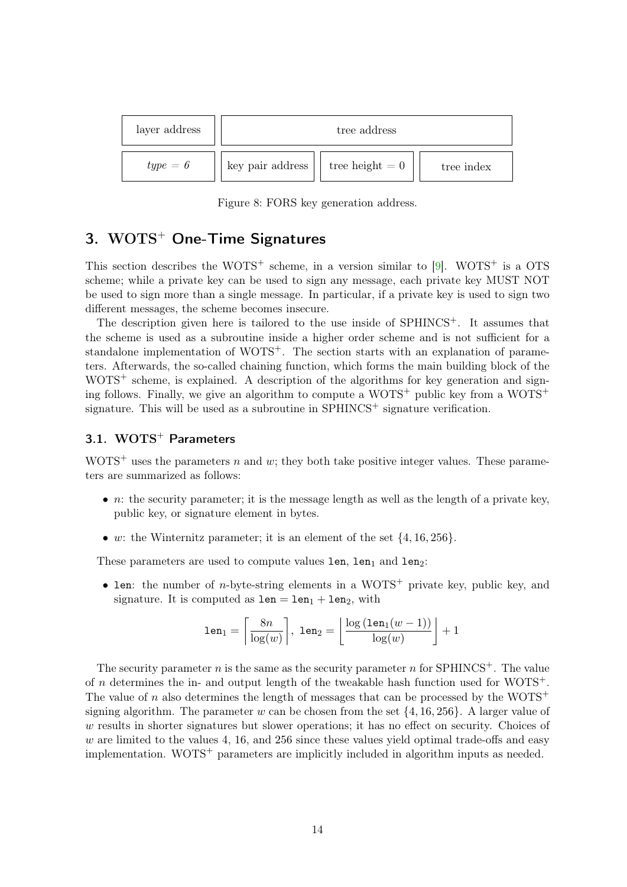| layer address | tree address | | |
|---|---|---|---|
| *type = 6* | key pair address | tree height = 0 | tree index |

Figure 8: FORS key generation address.

## 3. WOTS$^+$ One-Time Signatures

This section describes the WOTS$^+$ scheme, in a version similar to [9]. WOTS$^+$ is a OTS scheme; while a private key can be used to sign any message, each private key MUST NOT be used to sign more than a single message. In particular, if a private key is used to sign two different messages, the scheme becomes insecure.

The description given here is tailored to the use inside of SPHINCS$^+$. It assumes that the scheme is used as a subroutine inside a higher order scheme and is not sufficient for a standalone implementation of WOTS$^+$. The section starts with an explanation of parameters. Afterwards, the so-called chaining function, which forms the main building block of the WOTS$^+$ scheme, is explained. A description of the algorithms for key generation and signing follows. Finally, we give an algorithm to compute a WOTS$^+$ public key from a WOTS$^+$ signature. This will be used as a subroutine in SPHINCS$^+$ signature verification.

### 3.1. WOTS$^+$ Parameters

WOTS$^+$ uses the parameters $n$ and $w$; they both take positive integer values. These parameters are summarized as follows:

- $n$: the security parameter; it is the message length as well as the length of a private key, public key, or signature element in bytes.
- $w$: the Winternitz parameter; it is an element of the set $\{4, 16, 256\}$.

These parameters are used to compute values $\texttt{len}$, $\texttt{len}_1$ and $\texttt{len}_2$:

- $\texttt{len}$: the number of $n$-byte-string elements in a WOTS$^+$ private key, public key, and signature. It is computed as $\texttt{len} = \texttt{len}_1 + \texttt{len}_2$, with

$$\texttt{len}_1 = \left\lceil \frac{8n}{\log(w)} \right\rceil,\ \texttt{len}_2 = \left\lfloor \frac{\log\left(\texttt{len}_1(w-1)\right)}{\log(w)} \right\rfloor + 1$$

The security parameter $n$ is the same as the security parameter $n$ for SPHINCS$^+$. The value of $n$ determines the in- and output length of the tweakable hash function used for WOTS$^+$. The value of $n$ also determines the length of messages that can be processed by the WOTS$^+$ signing algorithm. The parameter $w$ can be chosen from the set $\{4, 16, 256\}$. A larger value of $w$ results in shorter signatures but slower operations; it has no effect on security. Choices of $w$ are limited to the values 4, 16, and 256 since these values yield optimal trade-offs and easy implementation. WOTS$^+$ parameters are implicitly included in algorithm inputs as needed.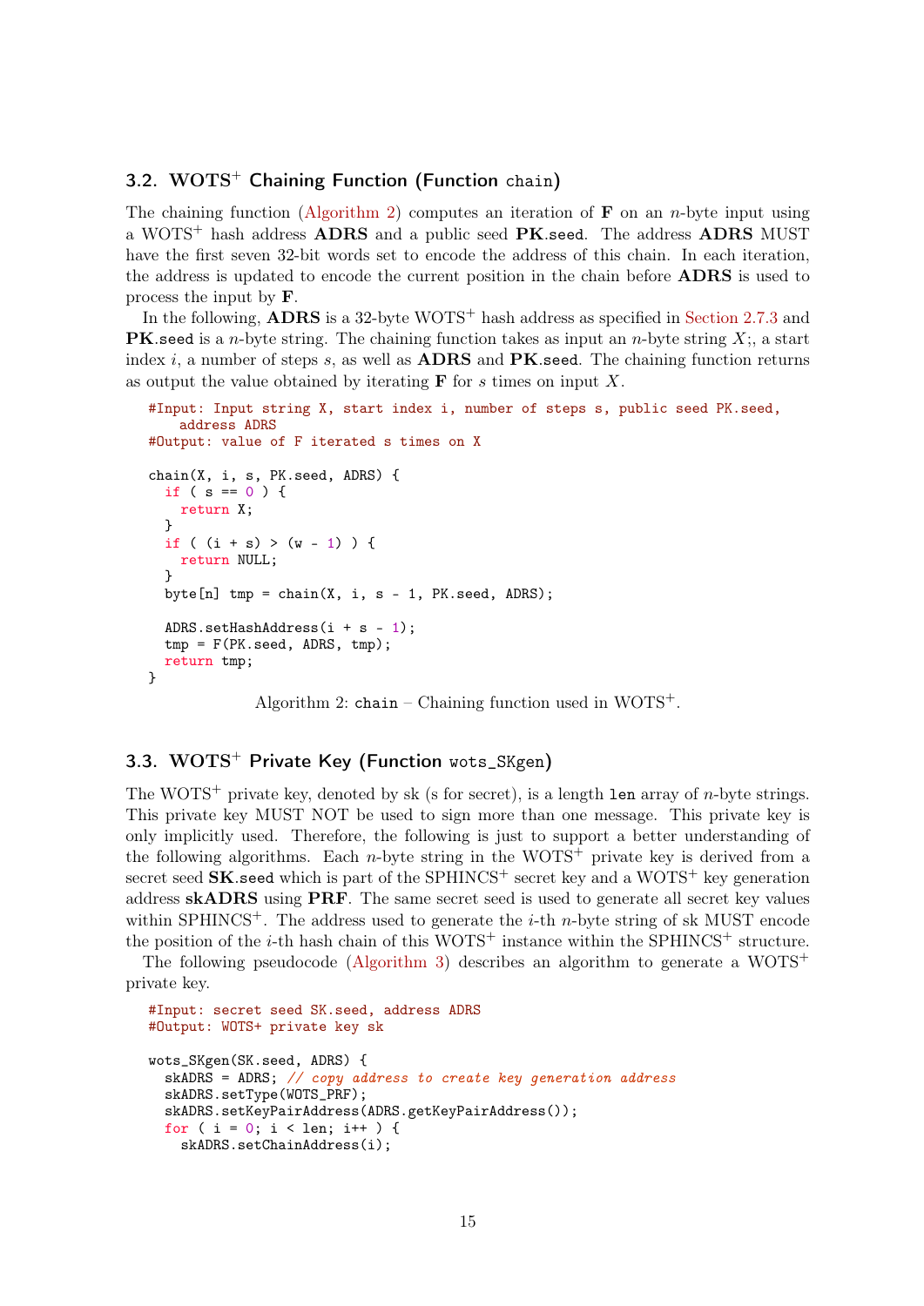### 3.2. WOTS$^+$ Chaining Function (Function `chain`)

The chaining function (Algorithm 2) computes an iteration of **F** on an $n$-byte input using a WOTS$^+$ hash address **ADRS** and a public seed **PK**.`seed`. The address **ADRS** MUST have the first seven 32-bit words set to encode the address of this chain. In each iteration, the address is updated to encode the current position in the chain before **ADRS** is used to process the input by **F**.

In the following, **ADRS** is a 32-byte WOTS$^+$ hash address as specified in Section 2.7.3 and **PK**.`seed` is a $n$-byte string. The chaining function takes as input an $n$-byte string $X$;, a start index $i$, a number of steps $s$, as well as **ADRS** and **PK**.`seed`. The chaining function returns as output the value obtained by iterating **F** for $s$ times on input $X$.

```
#Input: Input string X, start index i, number of steps s, public seed PK.seed,
   address ADRS
#Output: value of F iterated s times on X

chain(X, i, s, PK.seed, ADRS) {
  if ( s == 0 ) {
    return X;
  }
  if ( (i + s) > (w - 1) ) {
    return NULL;
  }
  byte[n] tmp = chain(X, i, s - 1, PK.seed, ADRS);

  ADRS.setHashAddress(i + s - 1);
  tmp = F(PK.seed, ADRS, tmp);
  return tmp;
}
```

Algorithm 2: `chain` – Chaining function used in WOTS$^+$.

### 3.3. WOTS$^+$ Private Key (Function `wots_SKgen`)

The WOTS$^+$ private key, denoted by sk (s for secret), is a length `len` array of $n$-byte strings. This private key MUST NOT be used to sign more than one message. This private key is only implicitly used. Therefore, the following is just to support a better understanding of the following algorithms. Each $n$-byte string in the WOTS$^+$ private key is derived from a secret seed **SK**.`seed` which is part of the SPHINCS$^+$ secret key and a WOTS$^+$ key generation address **skADRS** using **PRF**. The same secret seed is used to generate all secret key values within SPHINCS$^+$. The address used to generate the $i$-th $n$-byte string of sk MUST encode the position of the $i$-th hash chain of this WOTS$^+$ instance within the SPHINCS$^+$ structure.

The following pseudocode (Algorithm 3) describes an algorithm to generate a WOTS$^+$ private key.

```
#Input: secret seed SK.seed, address ADRS
#Output: WOTS+ private key sk

wots_SKgen(SK.seed, ADRS) {
  skADRS = ADRS; // copy address to create key generation address
  skADRS.setType(WOTS_PRF);
  skADRS.setKeyPairAddress(ADRS.getKeyPairAddress());
  for ( i = 0; i < len; i++ ) {
    skADRS.setChainAddress(i);
```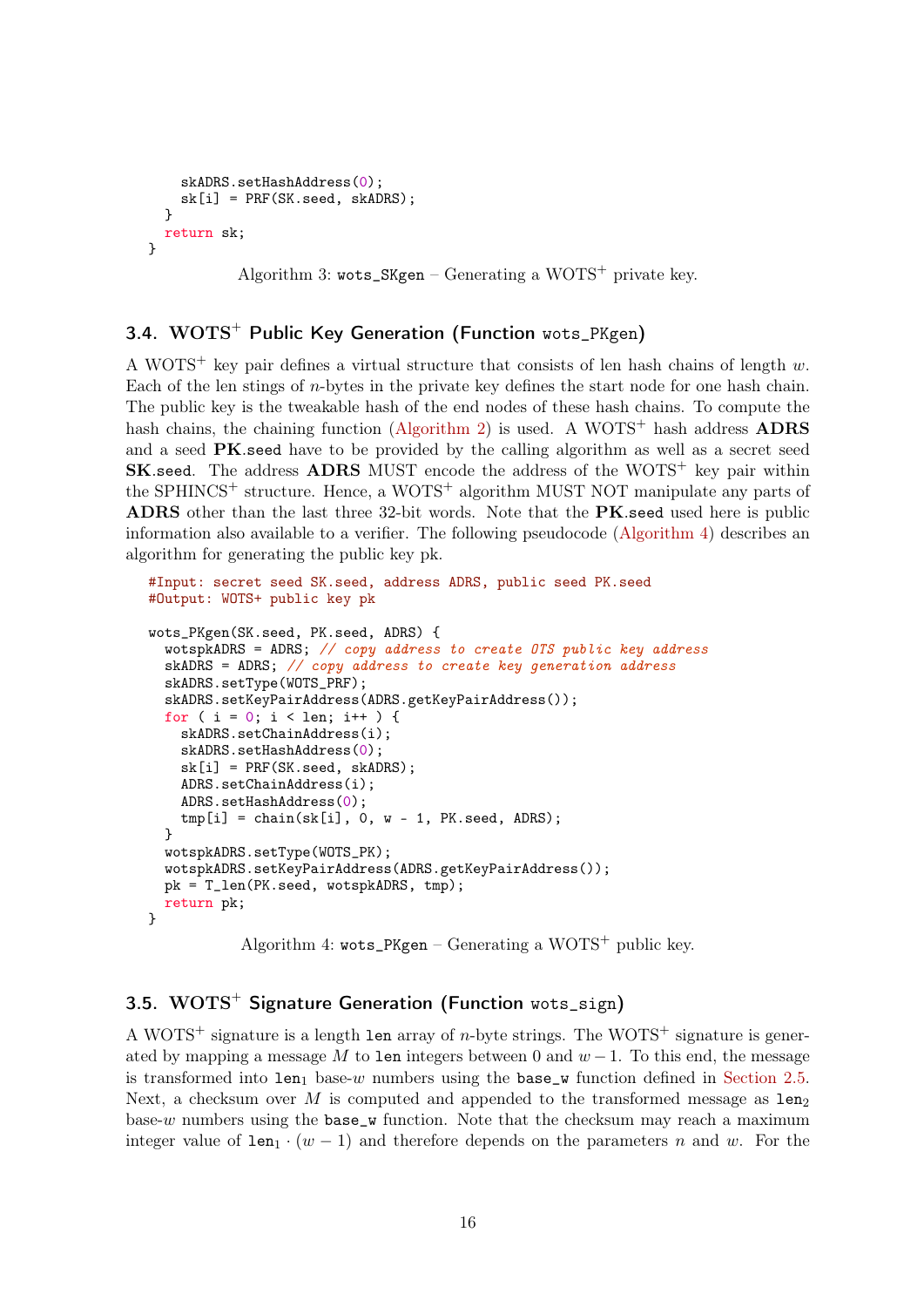```
    skADRS.setHashAddress(0);
    sk[i] = PRF(SK.seed, skADRS);
  }
  return sk;
}
```

Algorithm 3: `wots_SKgen` – Generating a WOTS$^+$ private key.

### 3.4. WOTS$^+$ Public Key Generation (Function `wots_PKgen`)

A WOTS$^+$ key pair defines a virtual structure that consists of len hash chains of length $w$. Each of the len stings of $n$-bytes in the private key defines the start node for one hash chain. The public key is the tweakable hash of the end nodes of these hash chains. To compute the hash chains, the chaining function (Algorithm 2) is used. A WOTS$^+$ hash address **ADRS** and a seed **PK**.`seed` have to be provided by the calling algorithm as well as a secret seed **SK**.`seed`. The address **ADRS** MUST encode the address of the WOTS$^+$ key pair within the SPHINCS$^+$ structure. Hence, a WOTS$^+$ algorithm MUST NOT manipulate any parts of **ADRS** other than the last three 32-bit words. Note that the **PK**.`seed` used here is public information also available to a verifier. The following pseudocode (Algorithm 4) describes an algorithm for generating the public key pk.

```
#Input: secret seed SK.seed, address ADRS, public seed PK.seed
#Output: WOTS+ public key pk

wots_PKgen(SK.seed, PK.seed, ADRS) {
  wotspkADRS = ADRS; // copy address to create OTS public key address
  skADRS = ADRS; // copy address to create key generation address
  skADRS.setType(WOTS_PRF);
  skADRS.setKeyPairAddress(ADRS.getKeyPairAddress());
  for ( i = 0; i < len; i++ ) {
    skADRS.setChainAddress(i);
    skADRS.setHashAddress(0);
    sk[i] = PRF(SK.seed, skADRS);
    ADRS.setChainAddress(i);
    ADRS.setHashAddress(0);
    tmp[i] = chain(sk[i], 0, w - 1, PK.seed, ADRS);
  }
  wotspkADRS.setType(WOTS_PK);
  wotspkADRS.setKeyPairAddress(ADRS.getKeyPairAddress());
  pk = T_len(PK.seed, wotspkADRS, tmp);
  return pk;
}
```

Algorithm 4: `wots_PKgen` – Generating a WOTS$^+$ public key.

### 3.5. WOTS$^+$ Signature Generation (Function `wots_sign`)

A WOTS$^+$ signature is a length `len` array of $n$-byte strings. The WOTS$^+$ signature is generated by mapping a message $M$ to `len` integers between 0 and $w-1$. To this end, the message is transformed into $\texttt{len}_1$ base-$w$ numbers using the `base_w` function defined in Section 2.5. Next, a checksum over $M$ is computed and appended to the transformed message as $\texttt{len}_2$ base-$w$ numbers using the `base_w` function. Note that the checksum may reach a maximum integer value of $\texttt{len}_1 \cdot (w-1)$ and therefore depends on the parameters $n$ and $w$. For the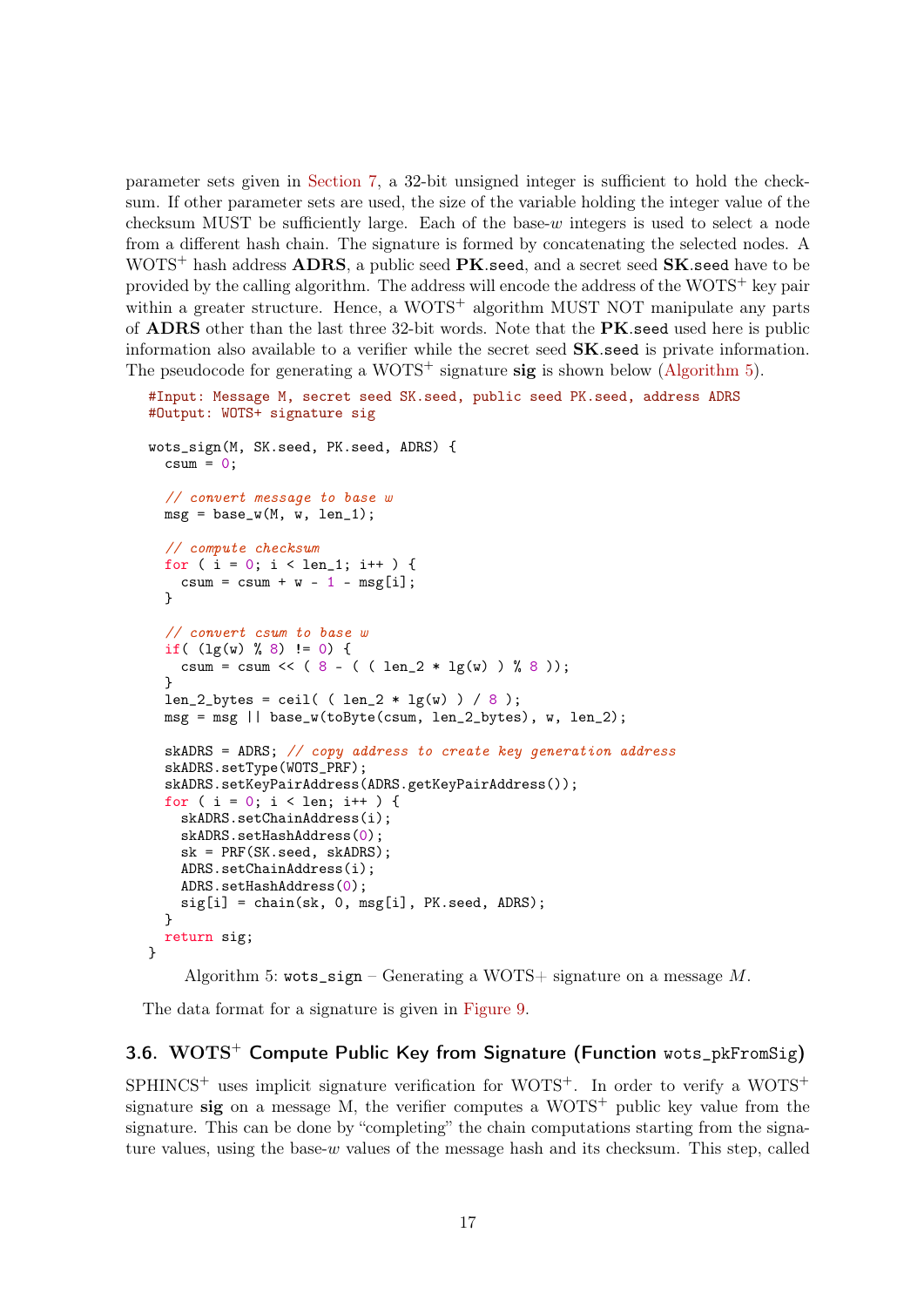parameter sets given in Section 7, a 32-bit unsigned integer is sufficient to hold the checksum. If other parameter sets are used, the size of the variable holding the integer value of the checksum MUST be sufficiently large. Each of the base-$w$ integers is used to select a node from a different hash chain. The signature is formed by concatenating the selected nodes. A WOTS$^+$ hash address **ADRS**, a public seed **PK**.seed, and a secret seed **SK**.seed have to be provided by the calling algorithm. The address will encode the address of the WOTS$^+$ key pair within a greater structure. Hence, a WOTS$^+$ algorithm MUST NOT manipulate any parts of **ADRS** other than the last three 32-bit words. Note that the **PK**.seed used here is public information also available to a verifier while the secret seed **SK**.seed is private information. The pseudocode for generating a WOTS$^+$ signature **sig** is shown below (Algorithm 5).

```
#Input: Message M, secret seed SK.seed, public seed PK.seed, address ADRS
#Output: WOTS+ signature sig

wots_sign(M, SK.seed, PK.seed, ADRS) {
  csum = 0;

  // convert message to base w
  msg = base_w(M, w, len_1);

  // compute checksum
  for ( i = 0; i < len_1; i++ ) {
    csum = csum + w - 1 - msg[i];
  }

  // convert csum to base w
  if( (lg(w) % 8) != 0) {
    csum = csum << ( 8 - ( ( len_2 * lg(w) ) % 8 ));
  }
  len_2_bytes = ceil( ( len_2 * lg(w) ) / 8 );
  msg = msg || base_w(toByte(csum, len_2_bytes), w, len_2);

  skADRS = ADRS; // copy address to create key generation address
  skADRS.setType(WOTS_PRF);
  skADRS.setKeyPairAddress(ADRS.getKeyPairAddress());
  for ( i = 0; i < len; i++ ) {
    skADRS.setChainAddress(i);
    skADRS.setHashAddress(0);
    sk = PRF(SK.seed, skADRS);
    ADRS.setChainAddress(i);
    ADRS.setHashAddress(0);
    sig[i] = chain(sk, 0, msg[i], PK.seed, ADRS);
  }
  return sig;
}
```

Algorithm 5: `wots_sign` – Generating a WOTS+ signature on a message $M$.

The data format for a signature is given in Figure 9.

### 3.6. WOTS$^+$ Compute Public Key from Signature (Function `wots_pkFromSig`)

SPHINCS$^+$ uses implicit signature verification for WOTS$^+$. In order to verify a WOTS$^+$ signature **sig** on a message M, the verifier computes a WOTS$^+$ public key value from the signature. This can be done by "completing" the chain computations starting from the signature values, using the base-$w$ values of the message hash and its checksum. This step, called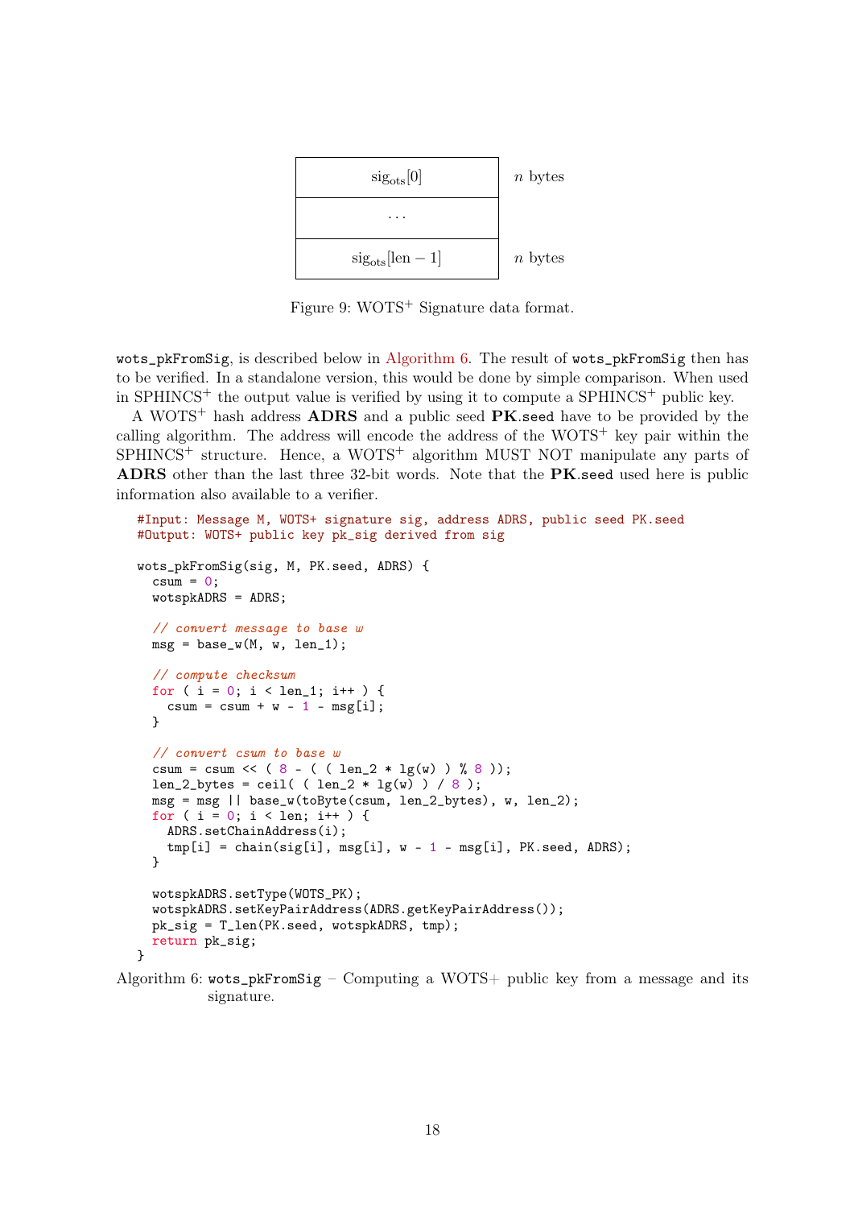| $\text{sig}_{\text{ots}}[0]$ | $n$ bytes |
|---|---|
| ... | |
| $\text{sig}_{\text{ots}}[\text{len} - 1]$ | $n$ bytes |

Figure 9: WOTS$^+$ Signature data format.

`wots_pkFromSig`, is described below in Algorithm 6. The result of `wots_pkFromSig` then has to be verified. In a standalone version, this would be done by simple comparison. When used in SPHINCS$^+$ the output value is verified by using it to compute a SPHINCS$^+$ public key.

A WOTS$^+$ hash address **ADRS** and a public seed **PK**.`seed` have to be provided by the calling algorithm. The address will encode the address of the WOTS$^+$ key pair within the SPHINCS$^+$ structure. Hence, a WOTS$^+$ algorithm MUST NOT manipulate any parts of **ADRS** other than the last three 32-bit words. Note that the **PK**.`seed` used here is public information also available to a verifier.

```
#Input: Message M, WOTS+ signature sig, address ADRS, public seed PK.seed
#Output: WOTS+ public key pk_sig derived from sig

wots_pkFromSig(sig, M, PK.seed, ADRS) {
  csum = 0;
  wotspkADRS = ADRS;

  // convert message to base w
  msg = base_w(M, w, len_1);

  // compute checksum
  for ( i = 0; i < len_1; i++ ) {
    csum = csum + w - 1 - msg[i];
  }

  // convert csum to base w
  csum = csum << ( 8 - ( ( len_2 * lg(w) ) % 8 ));
  len_2_bytes = ceil( ( len_2 * lg(w) ) / 8 );
  msg = msg || base_w(toByte(csum, len_2_bytes), w, len_2);
  for ( i = 0; i < len; i++ ) {
    ADRS.setChainAddress(i);
    tmp[i] = chain(sig[i], msg[i], w - 1 - msg[i], PK.seed, ADRS);
  }

  wotspkADRS.setType(WOTS_PK);
  wotspkADRS.setKeyPairAddress(ADRS.getKeyPairAddress());
  pk_sig = T_len(PK.seed, wotspkADRS, tmp);
  return pk_sig;
}
```

Algorithm 6: `wots_pkFromSig` – Computing a WOTS+ public key from a message and its signature.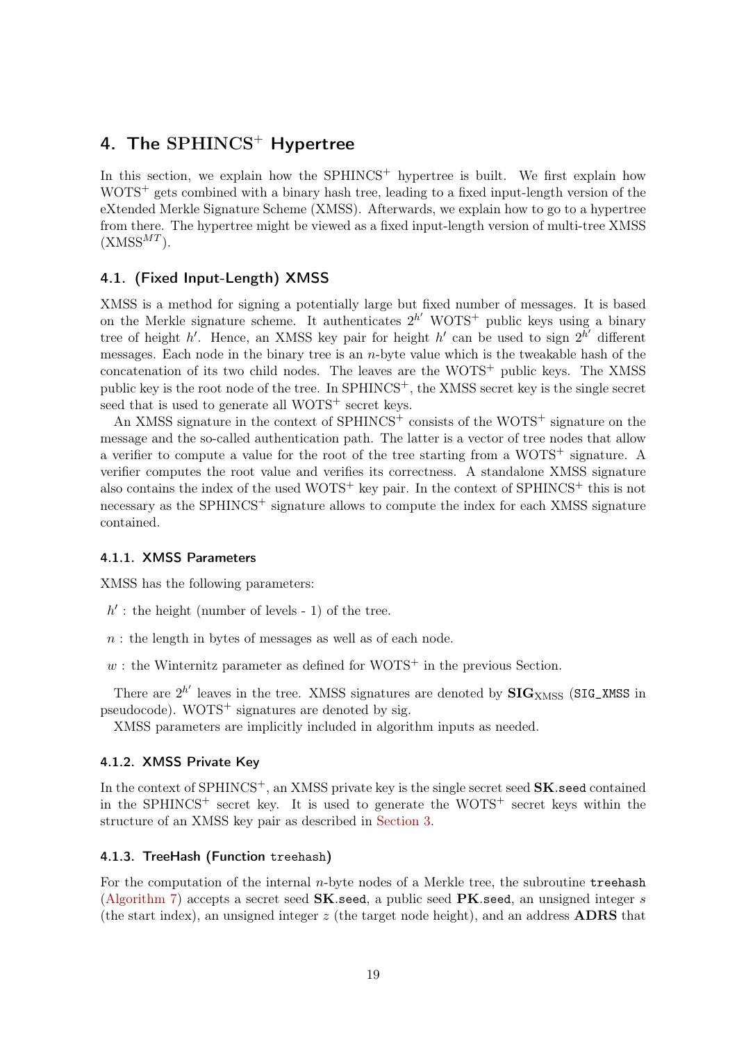# 4. The SPHINCS$^+$ Hypertree

In this section, we explain how the SPHINCS$^+$ hypertree is built. We first explain how WOTS$^+$ gets combined with a binary hash tree, leading to a fixed input-length version of the eXtended Merkle Signature Scheme (XMSS). Afterwards, we explain how to go to a hypertree from there. The hypertree might be viewed as a fixed input-length version of multi-tree XMSS (XMSS$^{MT}$).

## 4.1. (Fixed Input-Length) XMSS

XMSS is a method for signing a potentially large but fixed number of messages. It is based on the Merkle signature scheme. It authenticates $2^{h'}$ WOTS$^+$ public keys using a binary tree of height $h'$. Hence, an XMSS key pair for height $h'$ can be used to sign $2^{h'}$ different messages. Each node in the binary tree is an $n$-byte value which is the tweakable hash of the concatenation of its two child nodes. The leaves are the WOTS$^+$ public keys. The XMSS public key is the root node of the tree. In SPHINCS$^+$, the XMSS secret key is the single secret seed that is used to generate all WOTS$^+$ secret keys.

An XMSS signature in the context of SPHINCS$^+$ consists of the WOTS$^+$ signature on the message and the so-called authentication path. The latter is a vector of tree nodes that allow a verifier to compute a value for the root of the tree starting from a WOTS$^+$ signature. A verifier computes the root value and verifies its correctness. A standalone XMSS signature also contains the index of the used WOTS$^+$ key pair. In the context of SPHINCS$^+$ this is not necessary as the SPHINCS$^+$ signature allows to compute the index for each XMSS signature contained.

### 4.1.1. XMSS Parameters

XMSS has the following parameters:

$h'$ : the height (number of levels - 1) of the tree.

$n$ : the length in bytes of messages as well as of each node.

$w$ : the Winternitz parameter as defined for WOTS$^+$ in the previous Section.

There are $2^{h'}$ leaves in the tree. XMSS signatures are denoted by $\mathbf{SIG}_{\text{XMSS}}$ (`SIG_XMSS` in pseudocode). WOTS$^+$ signatures are denoted by sig.

XMSS parameters are implicitly included in algorithm inputs as needed.

### 4.1.2. XMSS Private Key

In the context of SPHINCS$^+$, an XMSS private key is the single secret seed **SK**.`seed` contained in the SPHINCS$^+$ secret key. It is used to generate the WOTS$^+$ secret keys within the structure of an XMSS key pair as described in Section 3.

### 4.1.3. TreeHash (Function `treehash`)

For the computation of the internal $n$-byte nodes of a Merkle tree, the subroutine `treehash` (Algorithm 7) accepts a secret seed **SK**.`seed`, a public seed **PK**.`seed`, an unsigned integer $s$ (the start index), an unsigned integer $z$ (the target node height), and an address **ADRS** that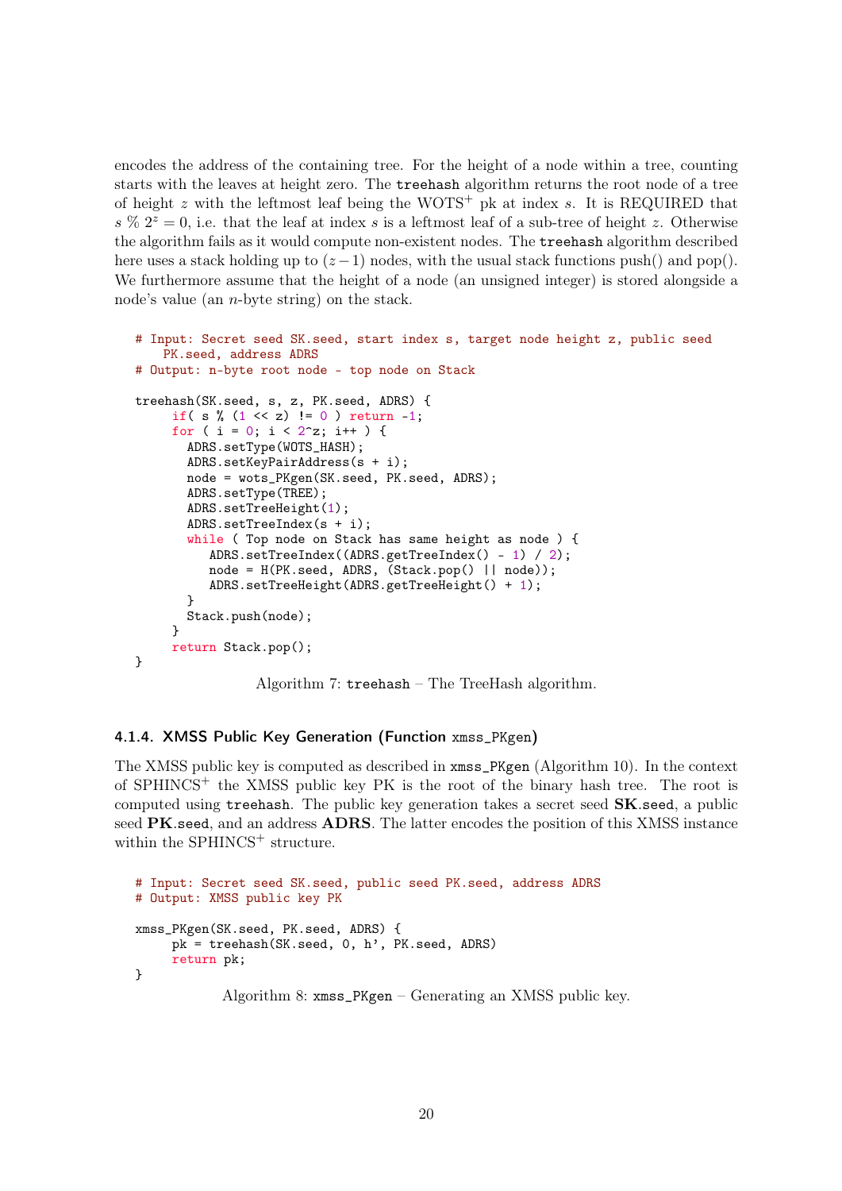encodes the address of the containing tree. For the height of a node within a tree, counting starts with the leaves at height zero. The `treehash` algorithm returns the root node of a tree of height $z$ with the leftmost leaf being the WOTS$^+$ pk at index $s$. It is REQUIRED that $s \,\%\, 2^z = 0$, i.e. that the leaf at index $s$ is a leftmost leaf of a sub-tree of height $z$. Otherwise the algorithm fails as it would compute non-existent nodes. The `treehash` algorithm described here uses a stack holding up to $(z-1)$ nodes, with the usual stack functions push() and pop(). We furthermore assume that the height of a node (an unsigned integer) is stored alongside a node's value (an $n$-byte string) on the stack.

```
# Input: Secret seed SK.seed, start index s, target node height z, public seed
    PK.seed, address ADRS
# Output: n-byte root node - top node on Stack

treehash(SK.seed, s, z, PK.seed, ADRS) {
     if( s % (1 << z) != 0 ) return -1;
     for ( i = 0; i < 2^z; i++ ) {
       ADRS.setType(WOTS_HASH);
       ADRS.setKeyPairAddress(s + i);
       node = wots_PKgen(SK.seed, PK.seed, ADRS);
       ADRS.setType(TREE);
       ADRS.setTreeHeight(1);
       ADRS.setTreeIndex(s + i);
       while ( Top node on Stack has same height as node ) {
          ADRS.setTreeIndex((ADRS.getTreeIndex() - 1) / 2);
          node = H(PK.seed, ADRS, (Stack.pop() || node));
          ADRS.setTreeHeight(ADRS.getTreeHeight() + 1);
       }
       Stack.push(node);
     }
     return Stack.pop();
}
```

Algorithm 7: `treehash` – The TreeHash algorithm.

#### 4.1.4. XMSS Public Key Generation (Function `xmss_PKgen`)

The XMSS public key is computed as described in `xmss_PKgen` (Algorithm 10). In the context of SPHINCS$^+$ the XMSS public key PK is the root of the binary hash tree. The root is computed using `treehash`. The public key generation takes a secret seed **SK**.seed, a public seed **PK**.seed, and an address **ADRS**. The latter encodes the position of this XMSS instance within the SPHINCS$^+$ structure.

```
# Input: Secret seed SK.seed, public seed PK.seed, address ADRS
# Output: XMSS public key PK

xmss_PKgen(SK.seed, PK.seed, ADRS) {
     pk = treehash(SK.seed, 0, h', PK.seed, ADRS)
     return pk;
}
```

Algorithm 8: `xmss_PKgen` – Generating an XMSS public key.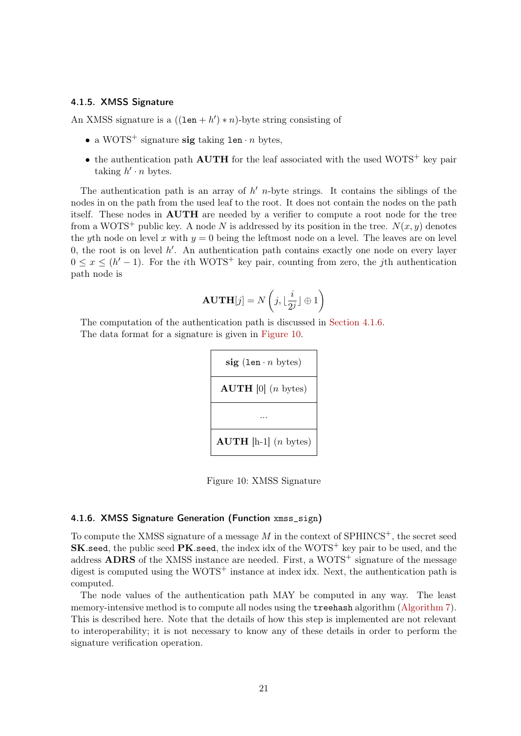### 4.1.5. XMSS Signature

An XMSS signature is a $((\texttt{len} + h') * n)$-byte string consisting of

- a WOTS$^+$ signature **sig** taking $\texttt{len} \cdot n$ bytes,
- the authentication path **AUTH** for the leaf associated with the used WOTS$^+$ key pair taking $h' \cdot n$ bytes.

The authentication path is an array of $h'$ $n$-byte strings. It contains the siblings of the nodes in on the path from the used leaf to the root. It does not contain the nodes on the path itself. These nodes in **AUTH** are needed by a verifier to compute a root node for the tree from a WOTS$^+$ public key. A node $N$ is addressed by its position in the tree. $N(x, y)$ denotes the $y$th node on level $x$ with $y = 0$ being the leftmost node on a level. The leaves are on level 0, the root is on level $h'$. An authentication path contains exactly one node on every layer $0 \leq x \leq (h' - 1)$. For the $i$th WOTS$^+$ key pair, counting from zero, the $j$th authentication path node is

$$\mathbf{AUTH}[j] = N\left(j, \lfloor \frac{i}{2^j} \rfloor \oplus 1\right)$$

The computation of the authentication path is discussed in Section 4.1.6.
The data format for a signature is given in Figure 10.

| **sig** ($\texttt{len} \cdot n$ bytes) |
|---|
| **AUTH** [0] ($n$ bytes) |
| ... |
| **AUTH** [h-1] ($n$ bytes) |

Figure 10: XMSS Signature

### 4.1.6. XMSS Signature Generation (Function `xmss_sign`)

To compute the XMSS signature of a message $M$ in the context of SPHINCS$^+$, the secret seed **SK**.`seed`, the public seed **PK**.`seed`, the index idx of the WOTS$^+$ key pair to be used, and the address **ADRS** of the XMSS instance are needed. First, a WOTS$^+$ signature of the message digest is computed using the WOTS$^+$ instance at index idx. Next, the authentication path is computed.

The node values of the authentication path MAY be computed in any way. The least memory-intensive method is to compute all nodes using the `treehash` algorithm (Algorithm 7). This is described here. Note that the details of how this step is implemented are not relevant to interoperability; it is not necessary to know any of these details in order to perform the signature verification operation.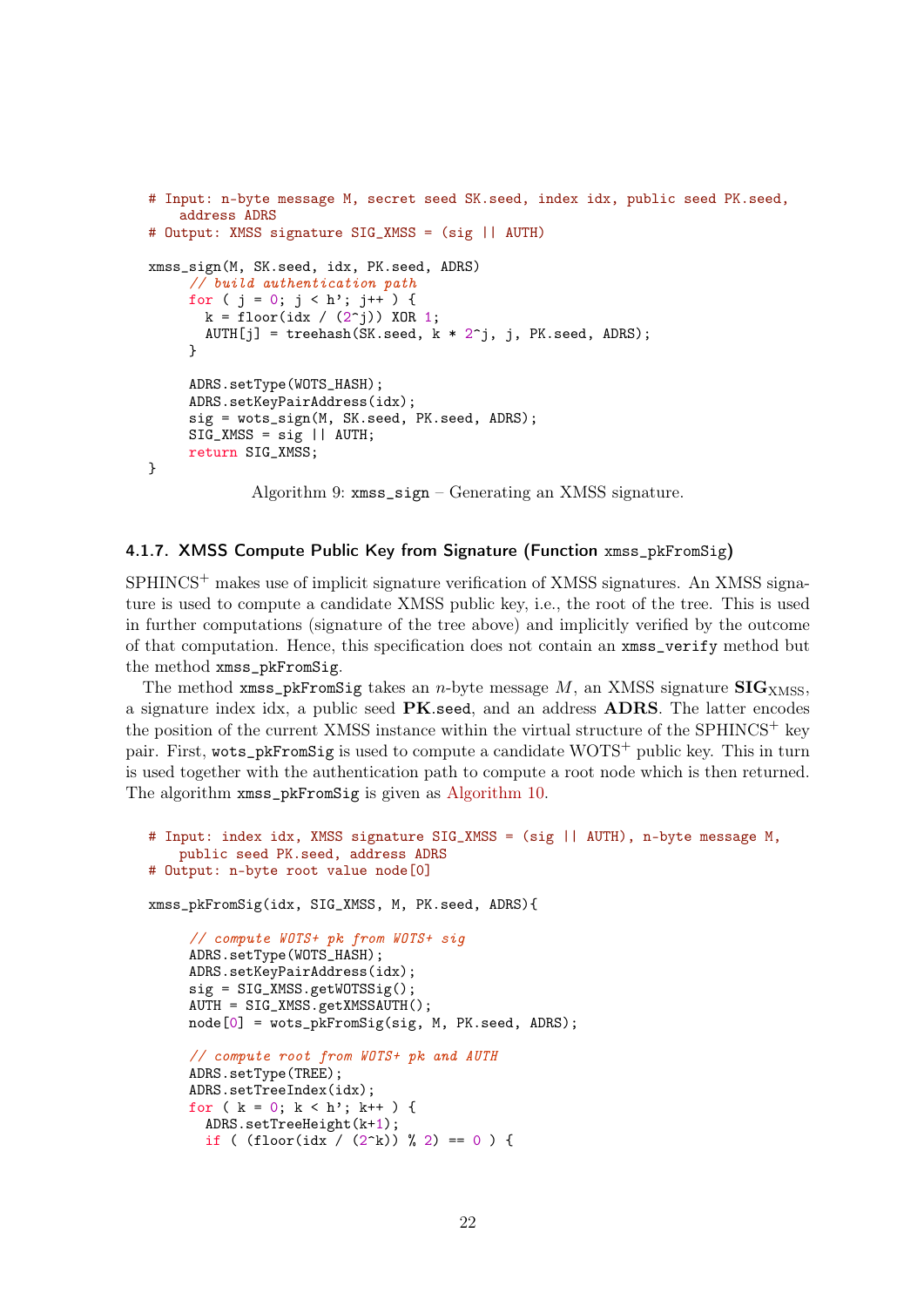```
# Input: n-byte message M, secret seed SK.seed, index idx, public seed PK.seed,
    address ADRS
# Output: XMSS signature SIG_XMSS = (sig || AUTH)

xmss_sign(M, SK.seed, idx, PK.seed, ADRS)
     // build authentication path
     for ( j = 0; j < h'; j++ ) {
       k = floor(idx / (2^j)) XOR 1;
       AUTH[j] = treehash(SK.seed, k * 2^j, j, PK.seed, ADRS);
     }

     ADRS.setType(WOTS_HASH);
     ADRS.setKeyPairAddress(idx);
     sig = wots_sign(M, SK.seed, PK.seed, ADRS);
     SIG_XMSS = sig || AUTH;
     return SIG_XMSS;
}
```

Algorithm 9: `xmss_sign` – Generating an XMSS signature.

### 4.1.7. XMSS Compute Public Key from Signature (Function `xmss_pkFromSig`)

SPHINCS$^+$ makes use of implicit signature verification of XMSS signatures. An XMSS signature is used to compute a candidate XMSS public key, i.e., the root of the tree. This is used in further computations (signature of the tree above) and implicitly verified by the outcome of that computation. Hence, this specification does not contain an `xmss_verify` method but the method `xmss_pkFromSig`.

The method `xmss_pkFromSig` takes an $n$-byte message $M$, an XMSS signature $\mathbf{SIG}_{\mathrm{XMSS}}$, a signature index idx, a public seed **PK**.seed, and an address **ADRS**. The latter encodes the position of the current XMSS instance within the virtual structure of the SPHINCS$^+$ key pair. First, `wots_pkFromSig` is used to compute a candidate WOTS$^+$ public key. This in turn is used together with the authentication path to compute a root node which is then returned. The algorithm `xmss_pkFromSig` is given as Algorithm 10.

```
# Input: index idx, XMSS signature SIG_XMSS = (sig || AUTH), n-byte message M,
    public seed PK.seed, address ADRS
# Output: n-byte root value node[0]

xmss_pkFromSig(idx, SIG_XMSS, M, PK.seed, ADRS){

     // compute WOTS+ pk from WOTS+ sig
     ADRS.setType(WOTS_HASH);
     ADRS.setKeyPairAddress(idx);
     sig = SIG_XMSS.getWOTSSig();
     AUTH = SIG_XMSS.getXMSSAUTH();
     node[0] = wots_pkFromSig(sig, M, PK.seed, ADRS);

     // compute root from WOTS+ pk and AUTH
     ADRS.setType(TREE);
     ADRS.setTreeIndex(idx);
     for ( k = 0; k < h'; k++ ) {
       ADRS.setTreeHeight(k+1);
       if ( (floor(idx / (2^k)) % 2) == 0 ) {
```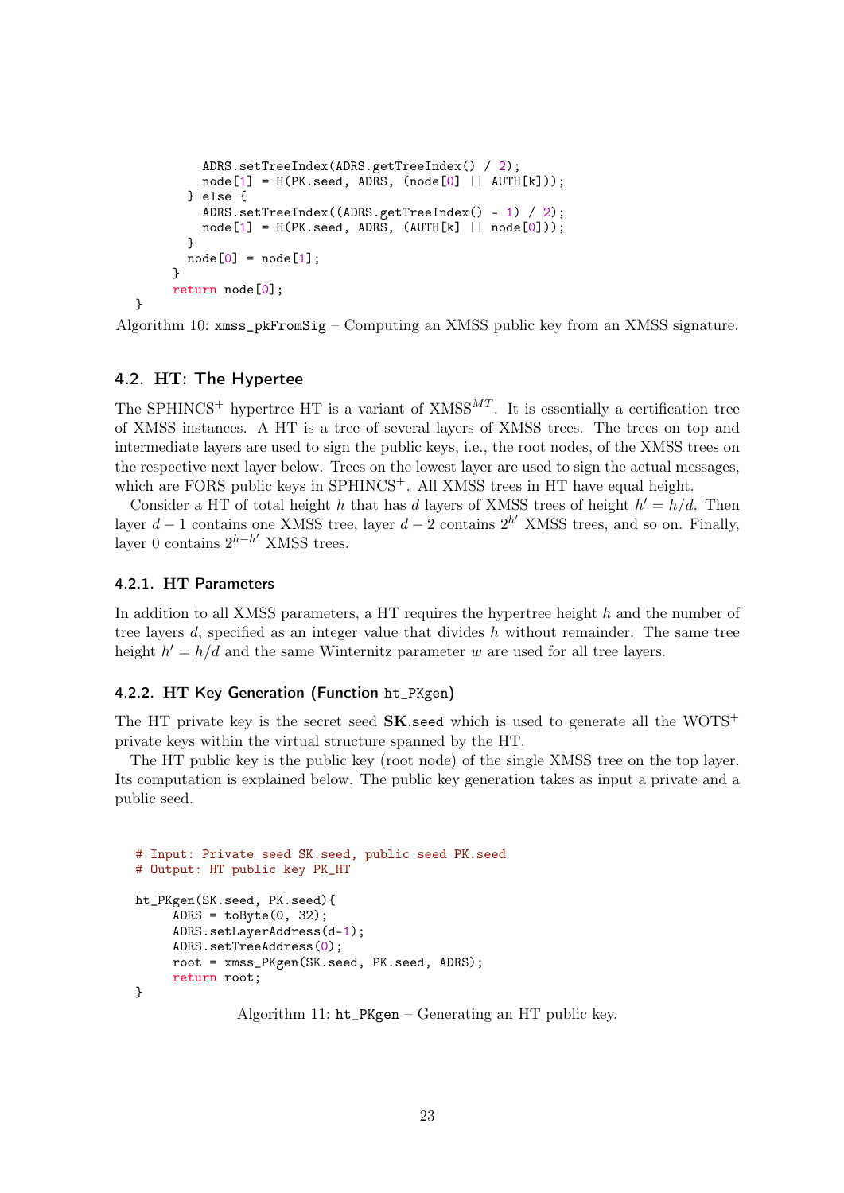```
        ADRS.setTreeIndex(ADRS.getTreeIndex() / 2);
        node[1] = H(PK.seed, ADRS, (node[0] || AUTH[k]));
      } else {
        ADRS.setTreeIndex((ADRS.getTreeIndex() - 1) / 2);
        node[1] = H(PK.seed, ADRS, (AUTH[k] || node[0]));
      }
      node[0] = node[1];
    }
    return node[0];
}
```

Algorithm 10: `xmss_pkFromSig` – Computing an XMSS public key from an XMSS signature.

## 4.2. HT: The Hypertee

The SPHINCS$^+$ hypertree HT is a variant of XMSS$^{MT}$. It is essentially a certification tree of XMSS instances. A HT is a tree of several layers of XMSS trees. The trees on top and intermediate layers are used to sign the public keys, i.e., the root nodes, of the XMSS trees on the respective next layer below. Trees on the lowest layer are used to sign the actual messages, which are FORS public keys in SPHINCS$^+$. All XMSS trees in HT have equal height.

Consider a HT of total height $h$ that has $d$ layers of XMSS trees of height $h' = h/d$. Then layer $d-1$ contains one XMSS tree, layer $d-2$ contains $2^{h'}$ XMSS trees, and so on. Finally, layer 0 contains $2^{h-h'}$ XMSS trees.

### 4.2.1. HT Parameters

In addition to all XMSS parameters, a HT requires the hypertree height $h$ and the number of tree layers $d$, specified as an integer value that divides $h$ without remainder. The same tree height $h' = h/d$ and the same Winternitz parameter $w$ are used for all tree layers.

### 4.2.2. HT Key Generation (Function `ht_PKgen`)

The HT private key is the secret seed **SK**.seed which is used to generate all the WOTS$^+$ private keys within the virtual structure spanned by the HT.

The HT public key is the public key (root node) of the single XMSS tree on the top layer. Its computation is explained below. The public key generation takes as input a private and a public seed.

```
# Input: Private seed SK.seed, public seed PK.seed
# Output: HT public key PK_HT

ht_PKgen(SK.seed, PK.seed){
     ADRS = toByte(0, 32);
     ADRS.setLayerAddress(d-1);
     ADRS.setTreeAddress(0);
     root = xmss_PKgen(SK.seed, PK.seed, ADRS);
     return root;
}
```

Algorithm 11: `ht_PKgen` – Generating an HT public key.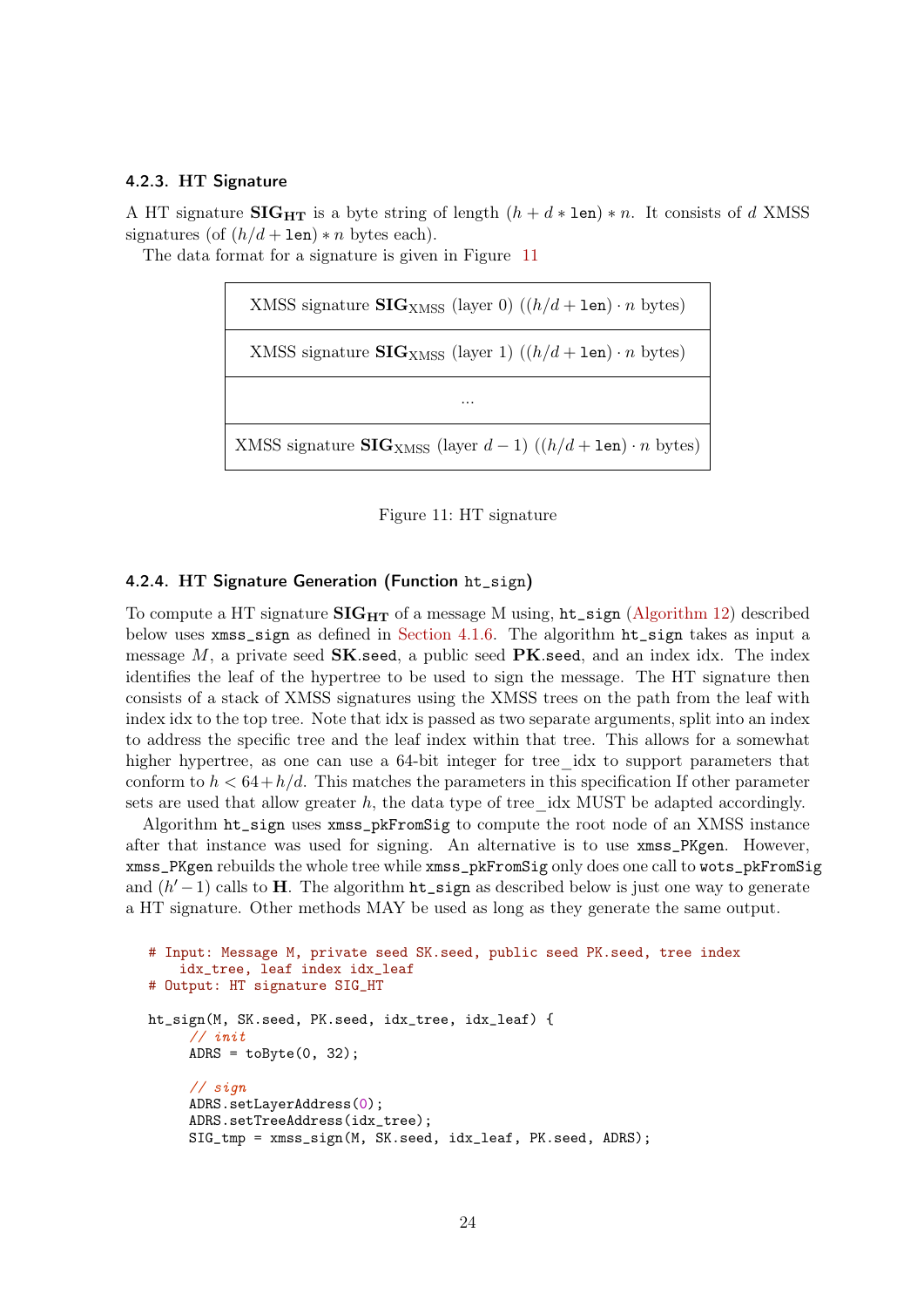### 4.2.3. HT Signature

A HT signature $\mathbf{SIG_{HT}}$ is a byte string of length $(h + d * \texttt{len}) * n$. It consists of $d$ XMSS signatures (of $(h/d + \texttt{len}) * n$ bytes each).

The data format for a signature is given in Figure 11

| XMSS signature $\mathbf{SIG}_{\text{XMSS}}$ (layer 0) ($(h/d + \texttt{len}) \cdot n$ bytes) |
|---|
| XMSS signature $\mathbf{SIG}_{\text{XMSS}}$ (layer 1) ($(h/d + \texttt{len}) \cdot n$ bytes) |
| ... |
| XMSS signature $\mathbf{SIG}_{\text{XMSS}}$ (layer $d-1$) ($(h/d + \texttt{len}) \cdot n$ bytes) |

Figure 11: HT signature

### 4.2.4. HT Signature Generation (Function ht_sign)

To compute a HT signature $\mathbf{SIG_{HT}}$ of a message M using, ht_sign (Algorithm 12) described below uses xmss_sign as defined in Section 4.1.6. The algorithm ht_sign takes as input a message $M$, a private seed $\mathbf{SK}$.seed, a public seed $\mathbf{PK}$.seed, and an index idx. The index identifies the leaf of the hypertree to be used to sign the message. The HT signature then consists of a stack of XMSS signatures using the XMSS trees on the path from the leaf with index idx to the top tree. Note that idx is passed as two separate arguments, split into an index to address the specific tree and the leaf index within that tree. This allows for a somewhat higher hypertree, as one can use a 64-bit integer for tree_idx to support parameters that conform to $h < 64 + h/d$. This matches the parameters in this specification If other parameter sets are used that allow greater $h$, the data type of tree_idx MUST be adapted accordingly.

Algorithm ht_sign uses xmss_pkFromSig to compute the root node of an XMSS instance after that instance was used for signing. An alternative is to use xmss_PKgen. However, xmss_PKgen rebuilds the whole tree while xmss_pkFromSig only does one call to wots_pkFromSig and $(h' - 1)$ calls to $\mathbf{H}$. The algorithm ht_sign as described below is just one way to generate a HT signature. Other methods MAY be used as long as they generate the same output.

```
# Input: Message M, private seed SK.seed, public seed PK.seed, tree index
    idx_tree, leaf index idx_leaf
# Output: HT signature SIG_HT

ht_sign(M, SK.seed, PK.seed, idx_tree, idx_leaf) {
     // init
     ADRS = toByte(0, 32);

     // sign
     ADRS.setLayerAddress(0);
     ADRS.setTreeAddress(idx_tree);
     SIG_tmp = xmss_sign(M, SK.seed, idx_leaf, PK.seed, ADRS);
```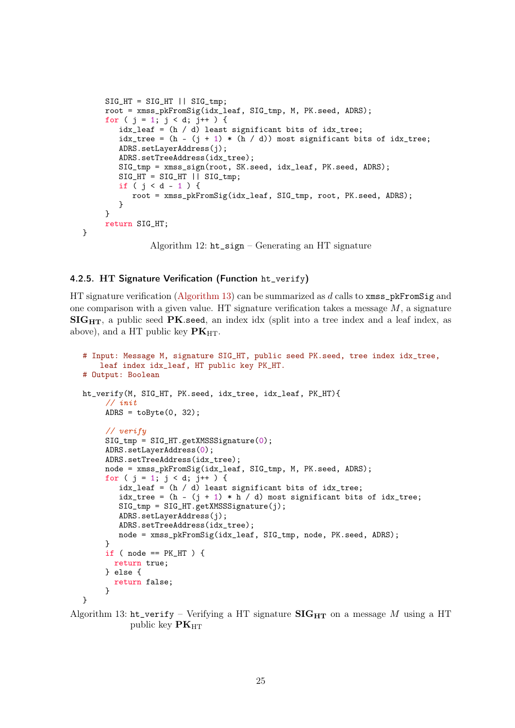```
      SIG_HT = SIG_HT || SIG_tmp;
      root = xmss_pkFromSig(idx_leaf, SIG_tmp, M, PK.seed, ADRS);
      for ( j = 1; j < d; j++ ) {
         idx_leaf = (h / d) least significant bits of idx_tree;
         idx_tree = (h - (j + 1) * (h / d)) most significant bits of idx_tree;
         ADRS.setLayerAddress(j);
         ADRS.setTreeAddress(idx_tree);
         SIG_tmp = xmss_sign(root, SK.seed, idx_leaf, PK.seed, ADRS);
         SIG_HT = SIG_HT || SIG_tmp;
         if ( j < d - 1 ) {
            root = xmss_pkFromSig(idx_leaf, SIG_tmp, root, PK.seed, ADRS);
         }
      }
      return SIG_HT;
}
```

Algorithm 12: `ht_sign` – Generating an HT signature

### 4.2.5. HT Signature Verification (Function `ht_verify`)

HT signature verification (Algorithm 13) can be summarized as $d$ calls to `xmss_pkFromSig` and one comparison with a given value. HT signature verification takes a message $M$, a signature $\mathbf{SIG_{HT}}$, a public seed $\mathbf{PK}$.seed, an index idx (split into a tree index and a leaf index, as above), and a HT public key $\mathbf{PK}_{\mathrm{HT}}$.

```
# Input: Message M, signature SIG_HT, public seed PK.seed, tree index idx_tree,
    leaf index idx_leaf, HT public key PK_HT.
# Output: Boolean

ht_verify(M, SIG_HT, PK.seed, idx_tree, idx_leaf, PK_HT){
      // init
      ADRS = toByte(0, 32);

      // verify
      SIG_tmp = SIG_HT.getXMSSSignature(0);
      ADRS.setLayerAddress(0);
      ADRS.setTreeAddress(idx_tree);
      node = xmss_pkFromSig(idx_leaf, SIG_tmp, M, PK.seed, ADRS);
      for ( j = 1; j < d; j++ ) {
         idx_leaf = (h / d) least significant bits of idx_tree;
         idx_tree = (h - (j + 1) * h / d) most significant bits of idx_tree;
         SIG_tmp = SIG_HT.getXMSSSignature(j);
         ADRS.setLayerAddress(j);
         ADRS.setTreeAddress(idx_tree);
         node = xmss_pkFromSig(idx_leaf, SIG_tmp, node, PK.seed, ADRS);
      }
      if ( node == PK_HT ) {
        return true;
      } else {
        return false;
      }
}
```

Algorithm 13: `ht_verify` – Verifying a HT signature $\mathbf{SIG_{HT}}$ on a message $M$ using a HT public key $\mathbf{PK}_{\mathrm{HT}}$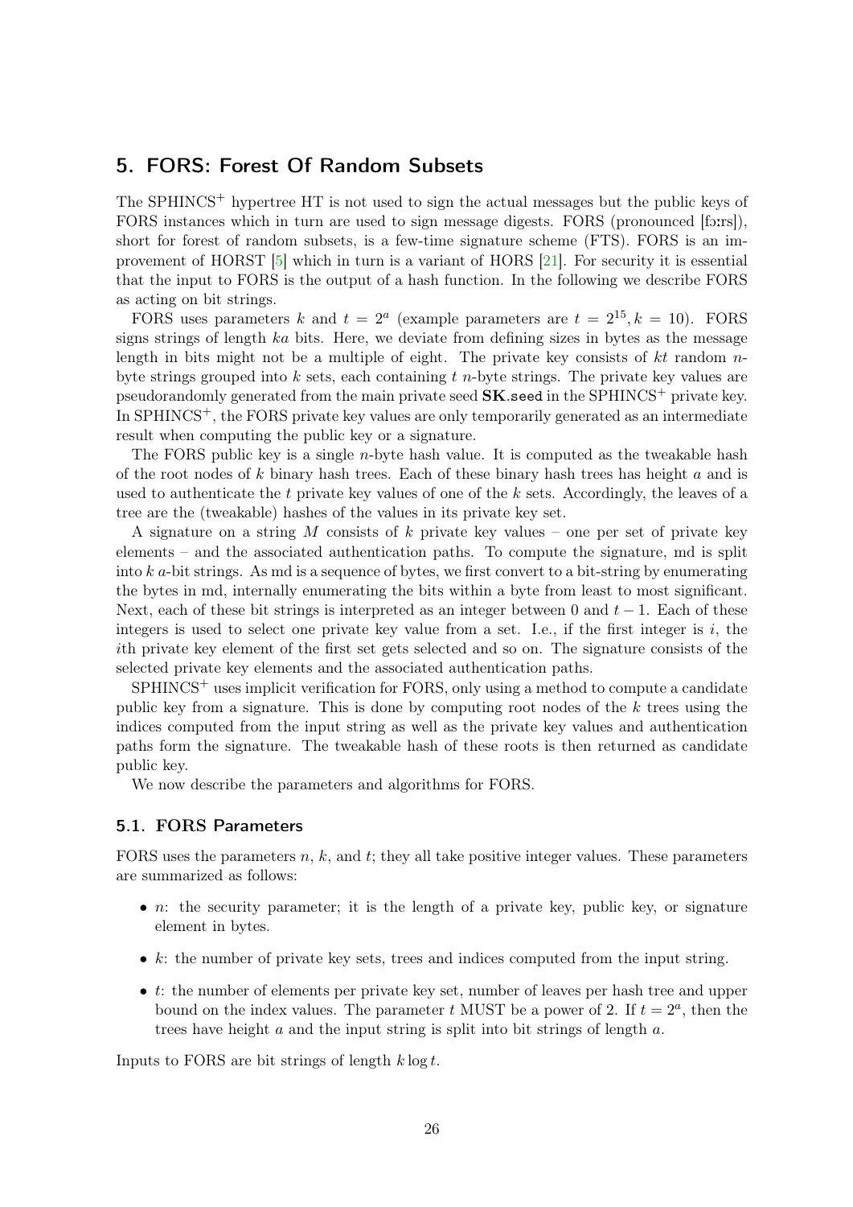## 5. FORS: Forest Of Random Subsets

The SPHINCS$^+$ hypertree HT is not used to sign the actual messages but the public keys of FORS instances which in turn are used to sign message digests. FORS (pronounced [fɔːrs]), short for forest of random subsets, is a few-time signature scheme (FTS). FORS is an improvement of HORST [5] which in turn is a variant of HORS [21]. For security it is essential that the input to FORS is the output of a hash function. In the following we describe FORS as acting on bit strings.

FORS uses parameters $k$ and $t = 2^a$ (example parameters are $t = 2^{15}, k = 10$). FORS signs strings of length $ka$ bits. Here, we deviate from defining sizes in bytes as the message length in bits might not be a multiple of eight. The private key consists of $kt$ random $n$-byte strings grouped into $k$ sets, each containing $t$ $n$-byte strings. The private key values are pseudorandomly generated from the main private seed $\mathbf{SK}.\mathtt{seed}$ in the SPHINCS$^+$ private key. In SPHINCS$^+$, the FORS private key values are only temporarily generated as an intermediate result when computing the public key or a signature.

The FORS public key is a single $n$-byte hash value. It is computed as the tweakable hash of the root nodes of $k$ binary hash trees. Each of these binary hash trees has height $a$ and is used to authenticate the $t$ private key values of one of the $k$ sets. Accordingly, the leaves of a tree are the (tweakable) hashes of the values in its private key set.

A signature on a string $M$ consists of $k$ private key values – one per set of private key elements – and the associated authentication paths. To compute the signature, md is split into $k$ $a$-bit strings. As md is a sequence of bytes, we first convert to a bit-string by enumerating the bytes in md, internally enumerating the bits within a byte from least to most significant. Next, each of these bit strings is interpreted as an integer between 0 and $t-1$. Each of these integers is used to select one private key value from a set. I.e., if the first integer is $i$, the $i$th private key element of the first set gets selected and so on. The signature consists of the selected private key elements and the associated authentication paths.

SPHINCS$^+$ uses implicit verification for FORS, only using a method to compute a candidate public key from a signature. This is done by computing root nodes of the $k$ trees using the indices computed from the input string as well as the private key values and authentication paths form the signature. The tweakable hash of these roots is then returned as candidate public key.

We now describe the parameters and algorithms for FORS.

### 5.1. FORS Parameters

FORS uses the parameters $n$, $k$, and $t$; they all take positive integer values. These parameters are summarized as follows:

- $n$: the security parameter; it is the length of a private key, public key, or signature element in bytes.
- $k$: the number of private key sets, trees and indices computed from the input string.
- $t$: the number of elements per private key set, number of leaves per hash tree and upper bound on the index values. The parameter $t$ MUST be a power of 2. If $t = 2^a$, then the trees have height $a$ and the input string is split into bit strings of length $a$.

Inputs to FORS are bit strings of length $k \log t$.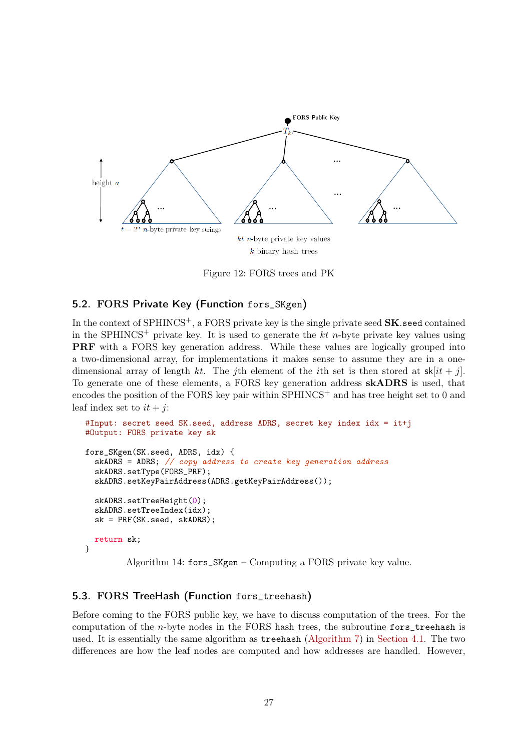Figure 12: FORS trees and PK

## 5.2. FORS Private Key (Function fors_SKgen)

In the context of SPHINCS$^+$, a FORS private key is the single private seed **SK**.seed contained in the SPHINCS$^+$ private key. It is used to generate the $kt$ $n$-byte private key values using **PRF** with a FORS key generation address. While these values are logically grouped into a two-dimensional array, for implementations it makes sense to assume they are in a one-dimensional array of length $kt$. The $j$th element of the $i$th set is then stored at $\mathsf{sk}[it + j]$. To generate one of these elements, a FORS key generation address **skADRS** is used, that encodes the position of the FORS key pair within SPHINCS$^+$ and has tree height set to 0 and leaf index set to $it + j$:

```
#Input: secret seed SK.seed, address ADRS, secret key index idx = it+j
#Output: FORS private key sk

fors_SKgen(SK.seed, ADRS, idx) {
  skADRS = ADRS; // copy address to create key generation address
  skADRS.setType(FORS_PRF);
  skADRS.setKeyPairAddress(ADRS.getKeyPairAddress());

  skADRS.setTreeHeight(0);
  skADRS.setTreeIndex(idx);
  sk = PRF(SK.seed, skADRS);

  return sk;
}
```

Algorithm 14: fors_SKgen – Computing a FORS private key value.

## 5.3. FORS TreeHash (Function fors_treehash)

Before coming to the FORS public key, we have to discuss computation of the trees. For the computation of the $n$-byte nodes in the FORS hash trees, the subroutine fors_treehash is used. It is essentially the same algorithm as treehash (Algorithm 7) in Section 4.1. The two differences are how the leaf nodes are computed and how addresses are handled. However,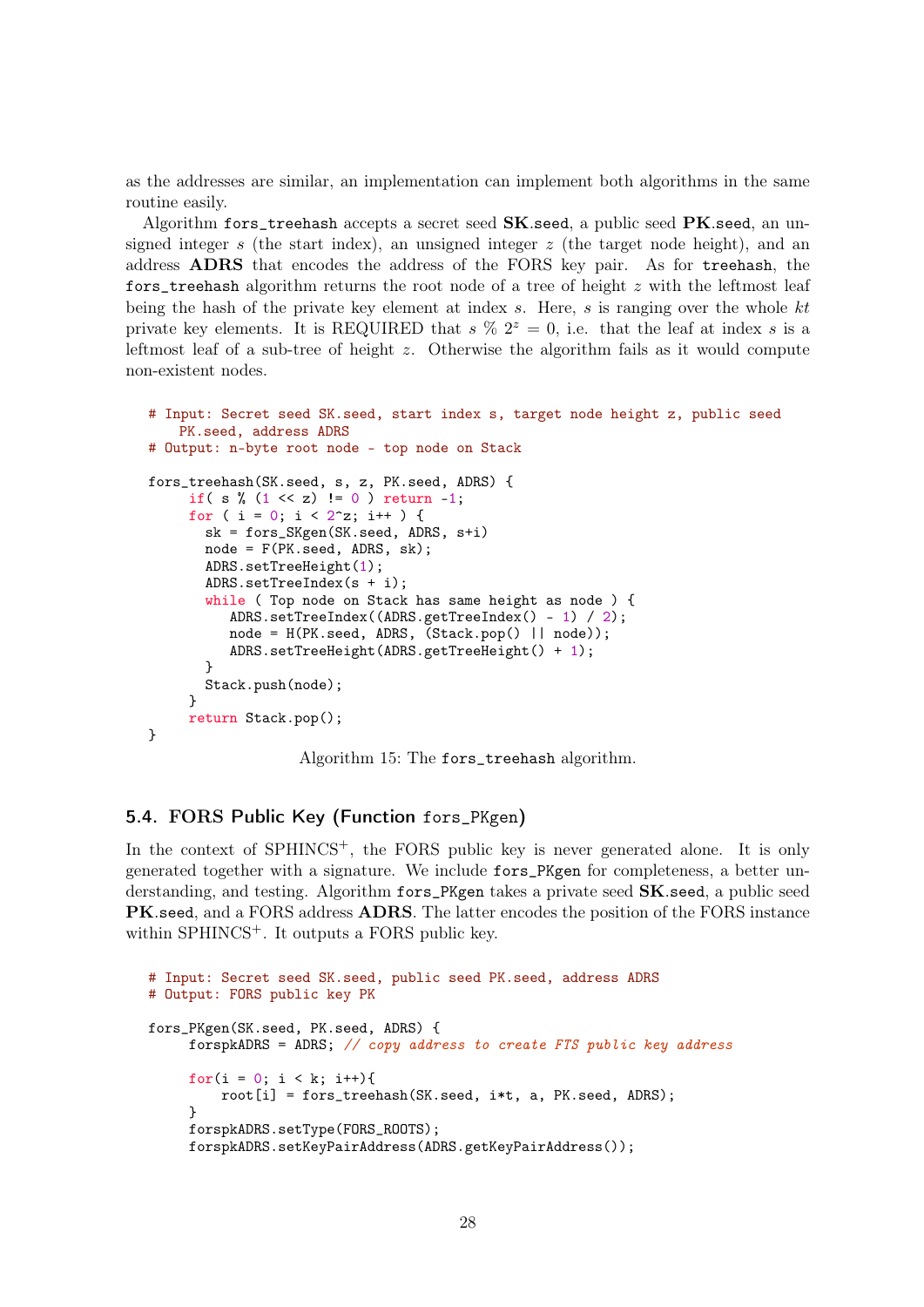as the addresses are similar, an implementation can implement both algorithms in the same routine easily.

Algorithm `fors_treehash` accepts a secret seed **SK**.seed, a public seed **PK**.seed, an unsigned integer $s$ (the start index), an unsigned integer $z$ (the target node height), and an address **ADRS** that encodes the address of the FORS key pair. As for `treehash`, the `fors_treehash` algorithm returns the root node of a tree of height $z$ with the leftmost leaf being the hash of the private key element at index $s$. Here, $s$ is ranging over the whole $kt$ private key elements. It is REQUIRED that $s \ \% \ 2^z = 0$, i.e. that the leaf at index $s$ is a leftmost leaf of a sub-tree of height $z$. Otherwise the algorithm fails as it would compute non-existent nodes.

```
# Input: Secret seed SK.seed, start index s, target node height z, public seed
    PK.seed, address ADRS
# Output: n-byte root node - top node on Stack

fors_treehash(SK.seed, s, z, PK.seed, ADRS) {
     if( s % (1 << z) != 0 ) return -1;
     for ( i = 0; i < 2^z; i++ ) {
       sk = fors_SKgen(SK.seed, ADRS, s+i)
       node = F(PK.seed, ADRS, sk);
       ADRS.setTreeHeight(1);
       ADRS.setTreeIndex(s + i);
       while ( Top node on Stack has same height as node ) {
          ADRS.setTreeIndex((ADRS.getTreeIndex() - 1) / 2);
          node = H(PK.seed, ADRS, (Stack.pop() || node));
          ADRS.setTreeHeight(ADRS.getTreeHeight() + 1);
       }
       Stack.push(node);
     }
     return Stack.pop();
}
```

Algorithm 15: The `fors_treehash` algorithm.

## 5.4. FORS Public Key (Function `fors_PKgen`)

In the context of SPHINCS$^+$, the FORS public key is never generated alone. It is only generated together with a signature. We include `fors_PKgen` for completeness, a better understanding, and testing. Algorithm `fors_PKgen` takes a private seed **SK**.seed, a public seed **PK**.seed, and a FORS address **ADRS**. The latter encodes the position of the FORS instance within SPHINCS$^+$. It outputs a FORS public key.

```
# Input: Secret seed SK.seed, public seed PK.seed, address ADRS
# Output: FORS public key PK

fors_PKgen(SK.seed, PK.seed, ADRS) {
     forspkADRS = ADRS; // copy address to create FTS public key address

     for(i = 0; i < k; i++){
         root[i] = fors_treehash(SK.seed, i*t, a, PK.seed, ADRS);
     }
     forspkADRS.setType(FORS_ROOTS);
     forspkADRS.setKeyPairAddress(ADRS.getKeyPairAddress());
```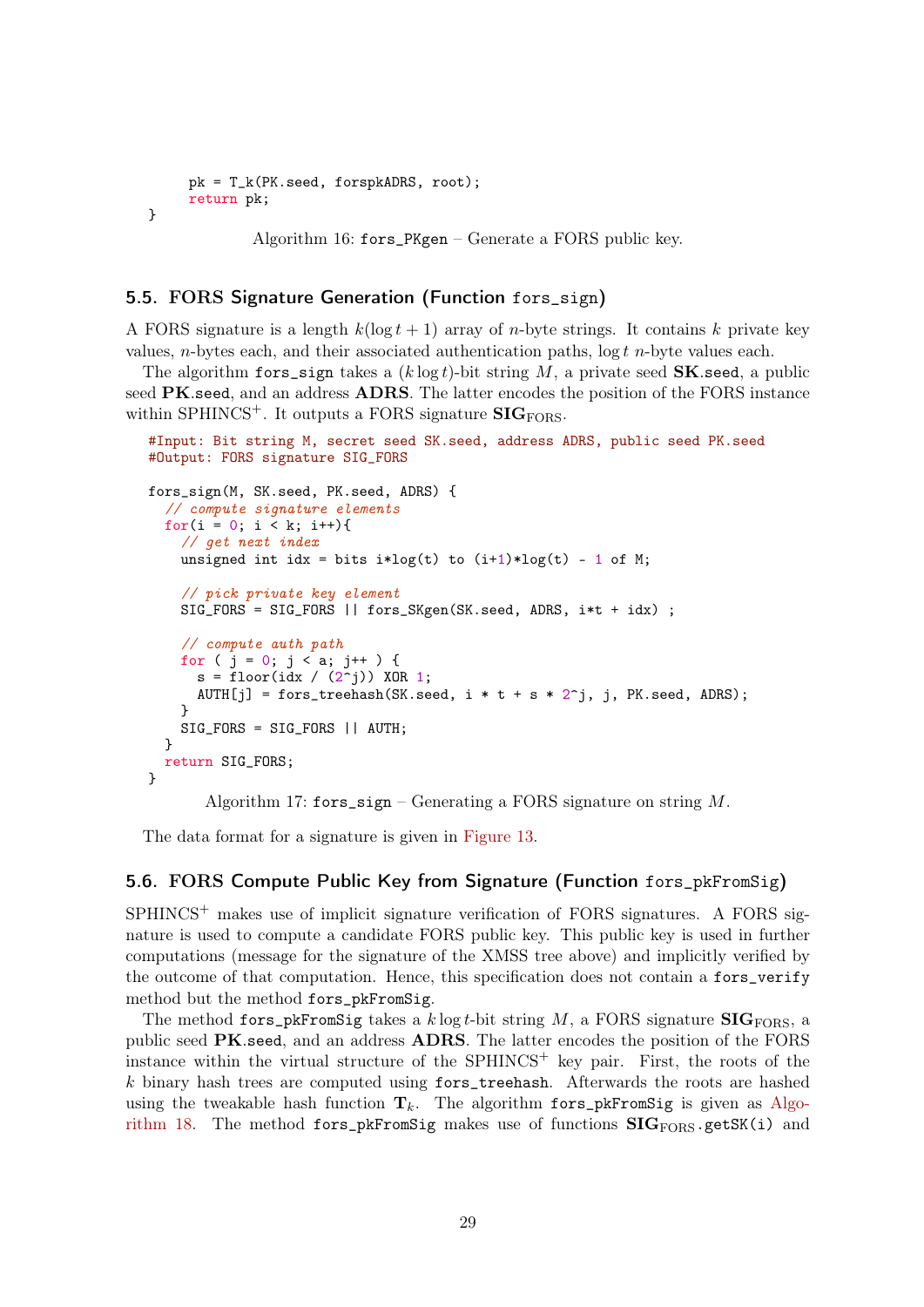```
    pk = T_k(PK.seed, forspkADRS, root);
    return pk;
}
```

Algorithm 16: `fors_PKgen` – Generate a FORS public key.

### 5.5. FORS Signature Generation (Function `fors_sign`)

A FORS signature is a length $k(\log t + 1)$ array of $n$-byte strings. It contains $k$ private key values, $n$-bytes each, and their associated authentication paths, $\log t$ $n$-byte values each.

The algorithm `fors_sign` takes a $(k \log t)$-bit string $M$, a private seed **SK**.`seed`, a public seed **PK**.`seed`, and an address **ADRS**. The latter encodes the position of the FORS instance within SPHINCS$^+$. It outputs a FORS signature $\mathbf{SIG}_{\mathrm{FORS}}$.

```
#Input: Bit string M, secret seed SK.seed, address ADRS, public seed PK.seed
#Output: FORS signature SIG_FORS

fors_sign(M, SK.seed, PK.seed, ADRS) {
  // compute signature elements
  for(i = 0; i < k; i++){
    // get next index
    unsigned int idx = bits i*log(t) to (i+1)*log(t) - 1 of M;

    // pick private key element
    SIG_FORS = SIG_FORS || fors_SKgen(SK.seed, ADRS, i*t + idx) ;

    // compute auth path
    for ( j = 0; j < a; j++ ) {
      s = floor(idx / (2^j)) XOR 1;
      AUTH[j] = fors_treehash(SK.seed, i * t + s * 2^j, j, PK.seed, ADRS);
    }
    SIG_FORS = SIG_FORS || AUTH;
  }
  return SIG_FORS;
}
```

Algorithm 17: `fors_sign` – Generating a FORS signature on string $M$.

The data format for a signature is given in Figure 13.

### 5.6. FORS Compute Public Key from Signature (Function `fors_pkFromSig`)

SPHINCS$^+$ makes use of implicit signature verification of FORS signatures. A FORS signature is used to compute a candidate FORS public key. This public key is used in further computations (message for the signature of the XMSS tree above) and implicitly verified by the outcome of that computation. Hence, this specification does not contain a `fors_verify` method but the method `fors_pkFromSig`.

The method `fors_pkFromSig` takes a $k \log t$-bit string $M$, a FORS signature $\mathbf{SIG}_{\mathrm{FORS}}$, a public seed **PK**.`seed`, and an address **ADRS**. The latter encodes the position of the FORS instance within the virtual structure of the SPHINCS$^+$ key pair. First, the roots of the $k$ binary hash trees are computed using `fors_treehash`. Afterwards the roots are hashed using the tweakable hash function $\mathbf{T}_k$. The algorithm `fors_pkFromSig` is given as Algorithm 18. The method `fors_pkFromSig` makes use of functions $\mathbf{SIG}_{\mathrm{FORS}}$.`getSK(i)` and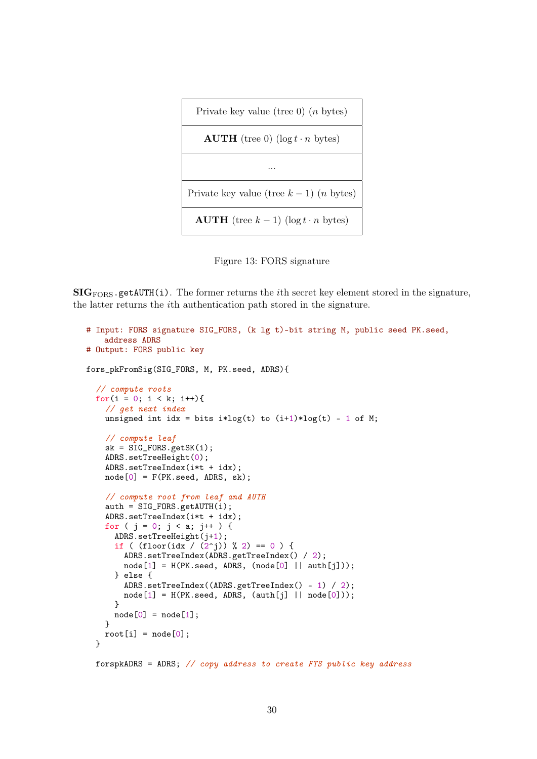| Private key value (tree 0) ($n$ bytes) |
|---|
| **AUTH** (tree 0) ($\log t \cdot n$ bytes) |
| ... |
| Private key value (tree $k-1$) ($n$ bytes) |
| **AUTH** (tree $k-1$) ($\log t \cdot n$ bytes) |

Figure 13: FORS signature

$\mathbf{SIG}_{\mathrm{FORS}}$.getAUTH(i). The former returns the $i$th secret key element stored in the signature, the latter returns the $i$th authentication path stored in the signature.

```
# Input: FORS signature SIG_FORS, (k lg t)-bit string M, public seed PK.seed,
   address ADRS
# Output: FORS public key

fors_pkFromSig(SIG_FORS, M, PK.seed, ADRS){

  // compute roots
  for(i = 0; i < k; i++){
    // get next index
    unsigned int idx = bits i*log(t) to (i+1)*log(t) - 1 of M;

    // compute leaf
    sk = SIG_FORS.getSK(i);
    ADRS.setTreeHeight(0);
    ADRS.setTreeIndex(i*t + idx);
    node[0] = F(PK.seed, ADRS, sk);

    // compute root from leaf and AUTH
    auth = SIG_FORS.getAUTH(i);
    ADRS.setTreeIndex(i*t + idx);
    for ( j = 0; j < a; j++ ) {
      ADRS.setTreeHeight(j+1);
      if ( (floor(idx / (2^j)) % 2) == 0 ) {
        ADRS.setTreeIndex(ADRS.getTreeIndex() / 2);
        node[1] = H(PK.seed, ADRS, (node[0] || auth[j]));
      } else {
        ADRS.setTreeIndex((ADRS.getTreeIndex() - 1) / 2);
        node[1] = H(PK.seed, ADRS, (auth[j] || node[0]));
      }
      node[0] = node[1];
    }
    root[i] = node[0];
  }

  forspkADRS = ADRS; // copy address to create FTS public key address
```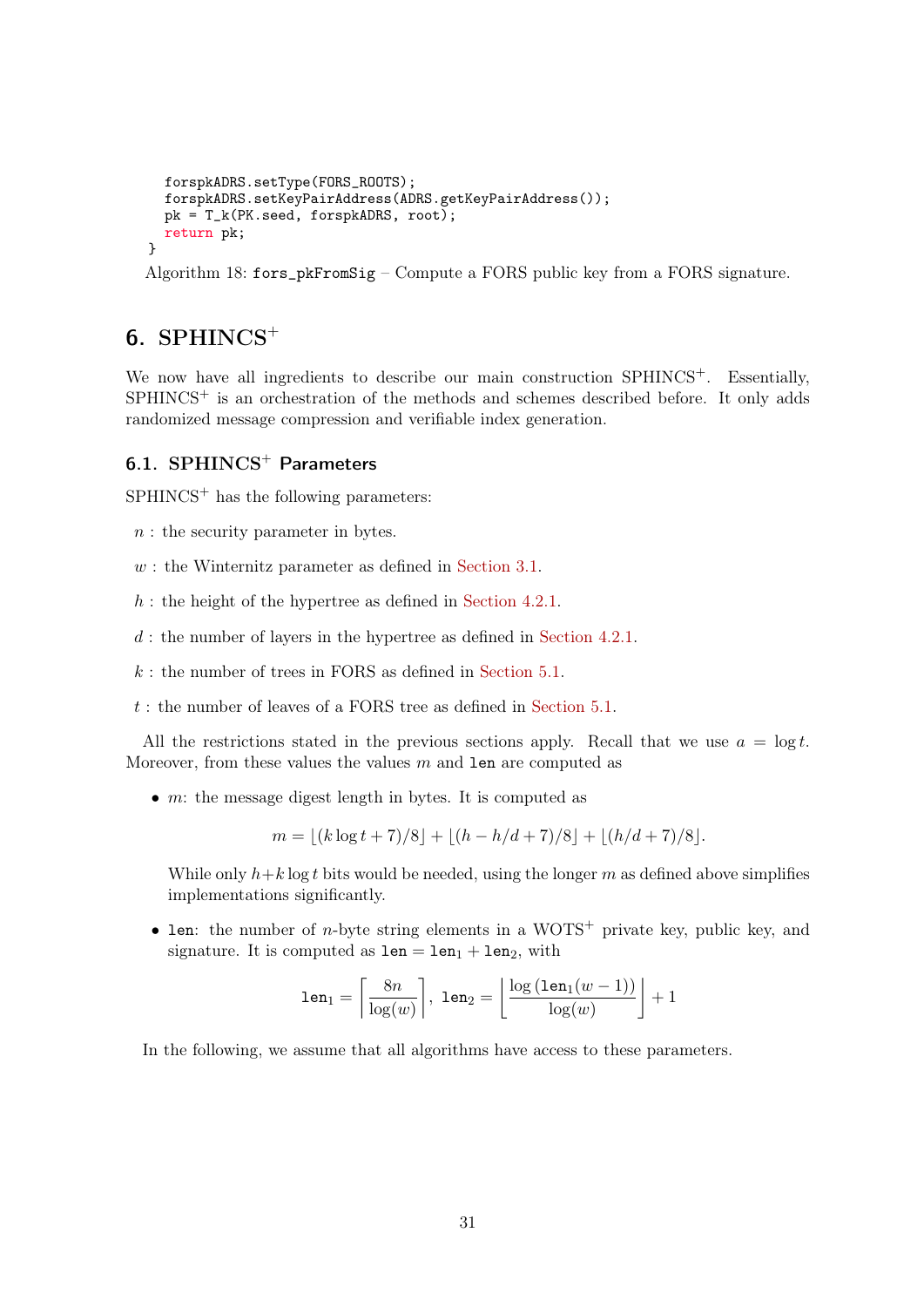```
  forspkADRS.setType(FORS_ROOTS);
  forspkADRS.setKeyPairAddress(ADRS.getKeyPairAddress());
  pk = T_k(PK.seed, forspkADRS, root);
  return pk;
}
```

Algorithm 18: `fors_pkFromSig` – Compute a FORS public key from a FORS signature.

## 6. SPHINCS$^+$

We now have all ingredients to describe our main construction SPHINCS$^+$. Essentially, SPHINCS$^+$ is an orchestration of the methods and schemes described before. It only adds randomized message compression and verifiable index generation.

### 6.1. SPHINCS$^+$ Parameters

SPHINCS$^+$ has the following parameters:

$n$ : the security parameter in bytes.

$w$ : the Winternitz parameter as defined in Section 3.1.

$h$ : the height of the hypertree as defined in Section 4.2.1.

$d$ : the number of layers in the hypertree as defined in Section 4.2.1.

$k$ : the number of trees in FORS as defined in Section 5.1.

$t$ : the number of leaves of a FORS tree as defined in Section 5.1.

All the restrictions stated in the previous sections apply. Recall that we use $a = \log t$. Moreover, from these values the values $m$ and `len` are computed as

- $m$: the message digest length in bytes. It is computed as

$$m = \lfloor (k \log t + 7)/8 \rfloor + \lfloor (h - h/d + 7)/8 \rfloor + \lfloor (h/d + 7)/8 \rfloor.$$

  While only $h + k \log t$ bits would be needed, using the longer $m$ as defined above simplifies implementations significantly.

- `len`: the number of $n$-byte string elements in a WOTS$^+$ private key, public key, and signature. It is computed as $\texttt{len} = \texttt{len}_1 + \texttt{len}_2$, with

$$\texttt{len}_1 = \left\lceil \frac{8n}{\log(w)} \right\rceil, \; \texttt{len}_2 = \left\lfloor \frac{\log\left(\texttt{len}_1(w-1)\right)}{\log(w)} \right\rfloor + 1$$

In the following, we assume that all algorithms have access to these parameters.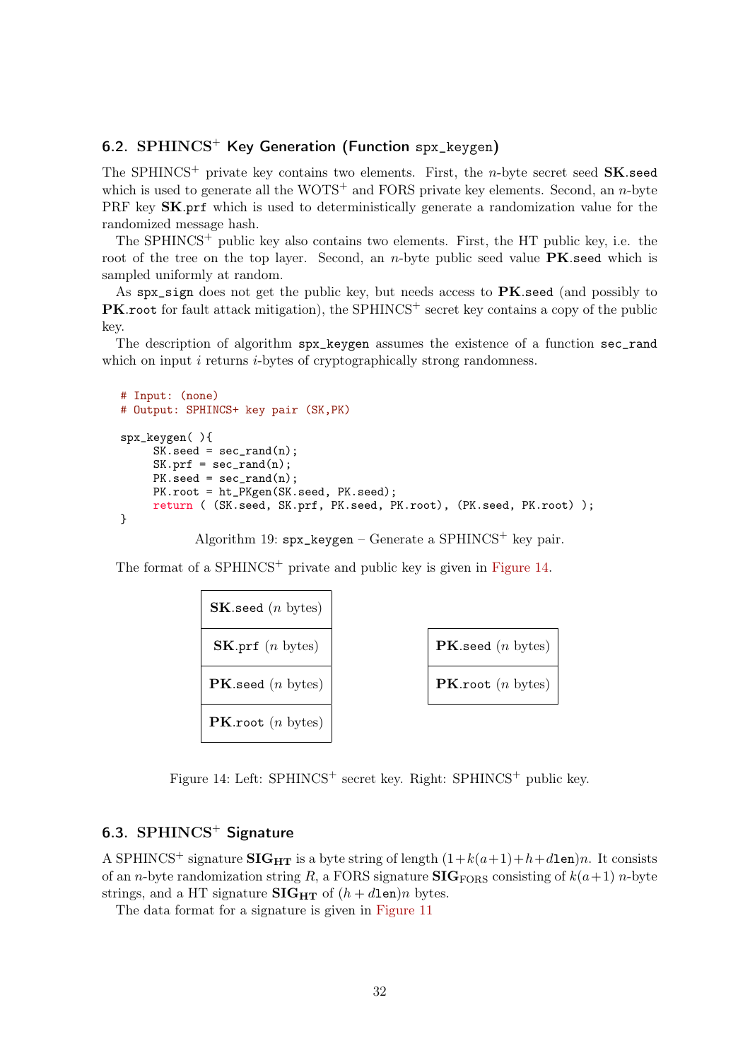### 6.2. SPHINCS$^+$ Key Generation (Function `spx_keygen`)

The SPHINCS$^+$ private key contains two elements. First, the $n$-byte secret seed **SK**.`seed` which is used to generate all the WOTS$^+$ and FORS private key elements. Second, an $n$-byte PRF key **SK**.`prf` which is used to deterministically generate a randomization value for the randomized message hash.

The SPHINCS$^+$ public key also contains two elements. First, the HT public key, i.e. the root of the tree on the top layer. Second, an $n$-byte public seed value **PK**.`seed` which is sampled uniformly at random.

As `spx_sign` does not get the public key, but needs access to **PK**.`seed` (and possibly to **PK**.`root` for fault attack mitigation), the SPHINCS$^+$ secret key contains a copy of the public key.

The description of algorithm `spx_keygen` assumes the existence of a function `sec_rand` which on input $i$ returns $i$-bytes of cryptographically strong randomness.

```
# Input: (none)
# Output: SPHINCS+ key pair (SK,PK)

spx_keygen( ){
     SK.seed = sec_rand(n);
     SK.prf = sec_rand(n);
     PK.seed = sec_rand(n);
     PK.root = ht_PKgen(SK.seed, PK.seed);
     return ( (SK.seed, SK.prf, PK.seed, PK.root), (PK.seed, PK.root) );
}
```

Algorithm 19: `spx_keygen` – Generate a SPHINCS$^+$ key pair.

The format of a SPHINCS$^+$ private and public key is given in Figure 14.

| Secret key |
|---|
| **SK**.`seed` ($n$ bytes) |
| **SK**.`prf` ($n$ bytes) |
| **PK**.`seed` ($n$ bytes) |
| **PK**.`root` ($n$ bytes) |

| Public key |
|---|
| **PK**.`seed` ($n$ bytes) |
| **PK**.`root` ($n$ bytes) |

Figure 14: Left: SPHINCS$^+$ secret key. Right: SPHINCS$^+$ public key.

### 6.3. SPHINCS$^+$ Signature

A SPHINCS$^+$ signature $\mathbf{SIG_{HT}}$ is a byte string of length $(1+k(a+1)+h+d\texttt{len})n$. It consists of an $n$-byte randomization string $R$, a FORS signature $\mathbf{SIG}_{\text{FORS}}$ consisting of $k(a+1)$ $n$-byte strings, and a HT signature $\mathbf{SIG_{HT}}$ of $(h+d\texttt{len})n$ bytes.

The data format for a signature is given in Figure 11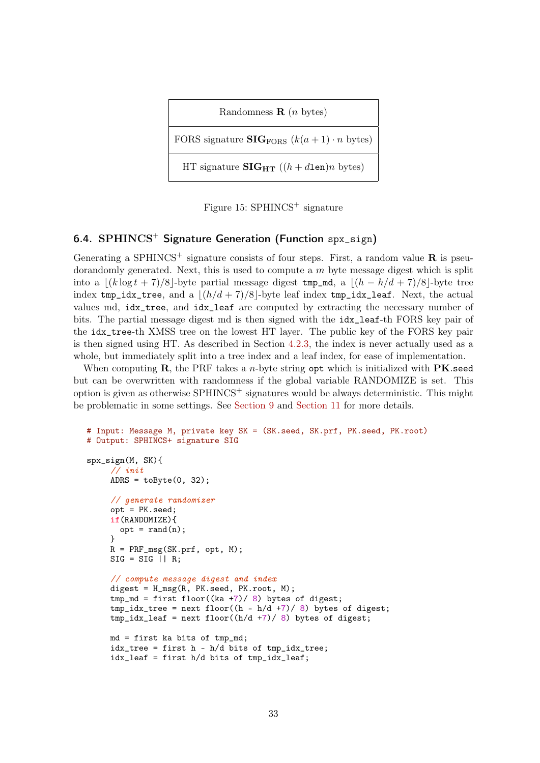| Randomness $\mathbf{R}$ ($n$ bytes) |
| --- |
| FORS signature $\mathbf{SIG}_{\text{FORS}}$ ($k(a+1) \cdot n$ bytes) |
| HT signature $\mathbf{SIG}_{\mathbf{HT}}$ ($(h + d\texttt{len})n$ bytes) |

Figure 15: SPHINCS$^+$ signature

### 6.4. SPHINCS$^+$ Signature Generation (Function spx_sign)

Generating a SPHINCS$^+$ signature consists of four steps. First, a random value $\mathbf{R}$ is pseudorandomly generated. Next, this is used to compute a $m$ byte message digest which is split into a $\lfloor (k \log t + 7)/8 \rfloor$-byte partial message digest tmp_md, a $\lfloor (h - h/d + 7)/8 \rfloor$-byte tree index tmp_idx_tree, and a $\lfloor (h/d + 7)/8 \rfloor$-byte leaf index tmp_idx_leaf. Next, the actual values md, idx_tree, and idx_leaf are computed by extracting the necessary number of bits. The partial message digest md is then signed with the idx_leaf-th FORS key pair of the idx_tree-th XMSS tree on the lowest HT layer. The public key of the FORS key pair is then signed using HT. As described in Section 4.2.3, the index is never actually used as a whole, but immediately split into a tree index and a leaf index, for ease of implementation.

When computing $\mathbf{R}$, the PRF takes a $n$-byte string opt which is initialized with $\mathbf{PK}$.seed but can be overwritten with randomness if the global variable RANDOMIZE is set. This option is given as otherwise SPHINCS$^+$ signatures would be always deterministic. This might be problematic in some settings. See Section 9 and Section 11 for more details.

```
# Input: Message M, private key SK = (SK.seed, SK.prf, PK.seed, PK.root)
# Output: SPHINCS+ signature SIG

spx_sign(M, SK){
     // init
     ADRS = toByte(0, 32);

     // generate randomizer
     opt = PK.seed;
     if(RANDOMIZE){
       opt = rand(n);
     }
     R = PRF_msg(SK.prf, opt, M);
     SIG = SIG || R;

     // compute message digest and index
     digest = H_msg(R, PK.seed, PK.root, M);
     tmp_md = first floor((ka +7)/ 8) bytes of digest;
     tmp_idx_tree = next floor((h - h/d +7)/ 8) bytes of digest;
     tmp_idx_leaf = next floor((h/d +7)/ 8) bytes of digest;

     md = first ka bits of tmp_md;
     idx_tree = first h - h/d bits of tmp_idx_tree;
     idx_leaf = first h/d bits of tmp_idx_leaf;
```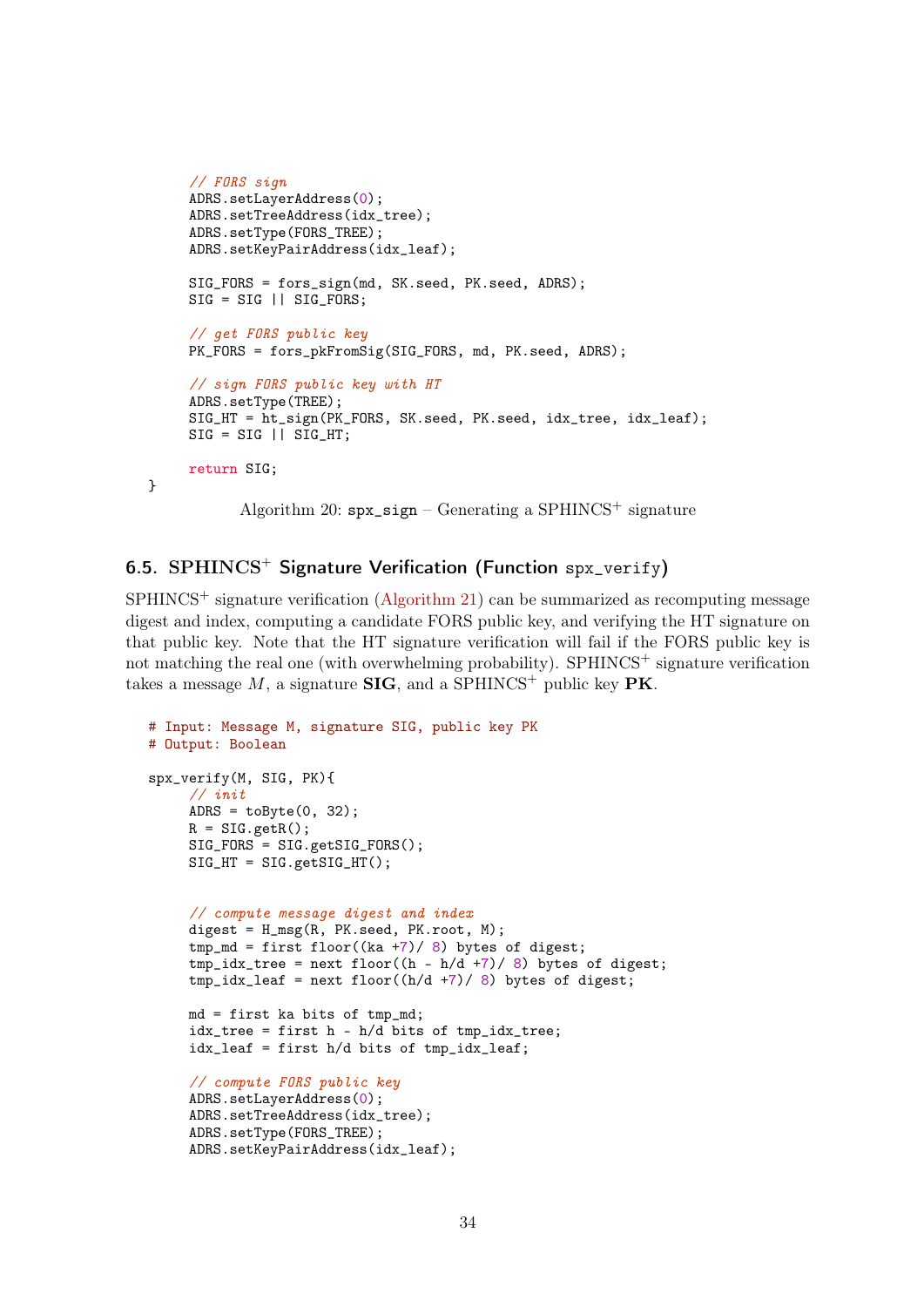```
    // FORS sign
    ADRS.setLayerAddress(0);
    ADRS.setTreeAddress(idx_tree);
    ADRS.setType(FORS_TREE);
    ADRS.setKeyPairAddress(idx_leaf);

    SIG_FORS = fors_sign(md, SK.seed, PK.seed, ADRS);
    SIG = SIG || SIG_FORS;

    // get FORS public key
    PK_FORS = fors_pkFromSig(SIG_FORS, md, PK.seed, ADRS);

    // sign FORS public key with HT
    ADRS.setType(TREE);
    SIG_HT = ht_sign(PK_FORS, SK.seed, PK.seed, idx_tree, idx_leaf);
    SIG = SIG || SIG_HT;

    return SIG;
}
```

Algorithm 20: `spx_sign` – Generating a SPHINCS$^+$ signature

## 6.5. SPHINCS$^+$ Signature Verification (Function `spx_verify`)

SPHINCS$^+$ signature verification (Algorithm 21) can be summarized as recomputing message digest and index, computing a candidate FORS public key, and verifying the HT signature on that public key. Note that the HT signature verification will fail if the FORS public key is not matching the real one (with overwhelming probability). SPHINCS$^+$ signature verification takes a message $M$, a signature **SIG**, and a SPHINCS$^+$ public key **PK**.

```
# Input: Message M, signature SIG, public key PK
# Output: Boolean

spx_verify(M, SIG, PK){
    // init
    ADRS = toByte(0, 32);
    R = SIG.getR();
    SIG_FORS = SIG.getSIG_FORS();
    SIG_HT = SIG.getSIG_HT();


    // compute message digest and index
    digest = H_msg(R, PK.seed, PK.root, M);
    tmp_md = first floor((ka +7)/ 8) bytes of digest;
    tmp_idx_tree = next floor((h - h/d +7)/ 8) bytes of digest;
    tmp_idx_leaf = next floor((h/d +7)/ 8) bytes of digest;

    md = first ka bits of tmp_md;
    idx_tree = first h - h/d bits of tmp_idx_tree;
    idx_leaf = first h/d bits of tmp_idx_leaf;

    // compute FORS public key
    ADRS.setLayerAddress(0);
    ADRS.setTreeAddress(idx_tree);
    ADRS.setType(FORS_TREE);
    ADRS.setKeyPairAddress(idx_leaf);
```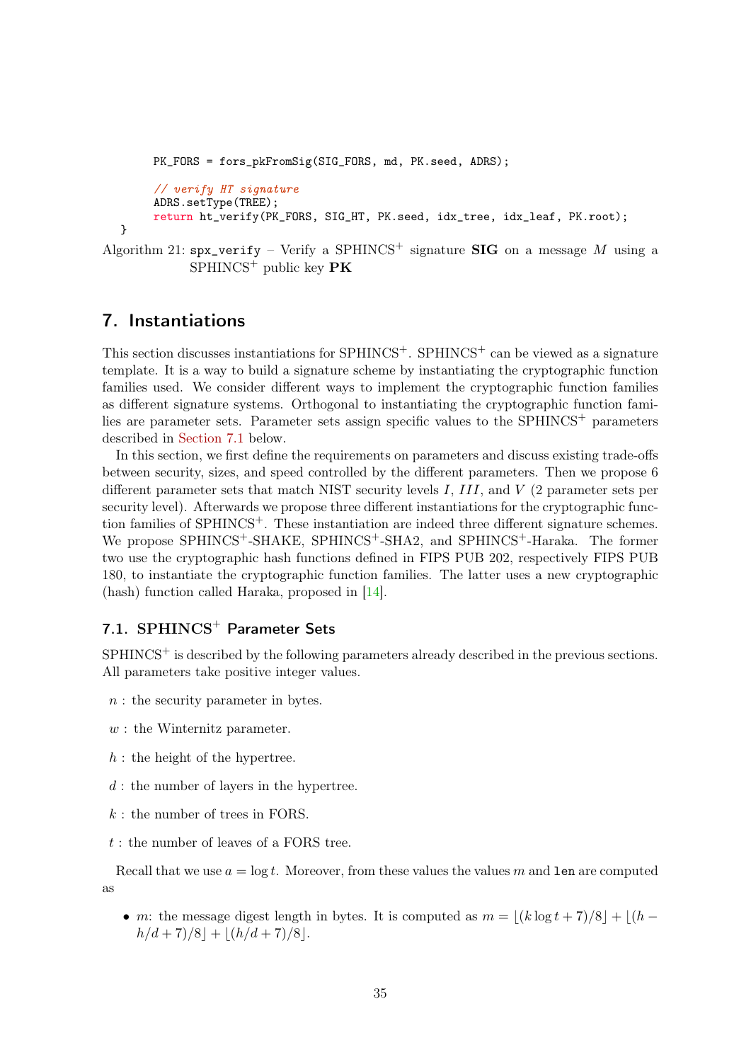```
    PK_FORS = fors_pkFromSig(SIG_FORS, md, PK.seed, ADRS);

    // verify HT signature
    ADRS.setType(TREE);
    return ht_verify(PK_FORS, SIG_HT, PK.seed, idx_tree, idx_leaf, PK.root);
}
```

Algorithm 21: `spx_verify` – Verify a SPHINCS$^+$ signature **SIG** on a message $M$ using a SPHINCS$^+$ public key **PK**

## 7. Instantiations

This section discusses instantiations for SPHINCS$^+$. SPHINCS$^+$ can be viewed as a signature template. It is a way to build a signature scheme by instantiating the cryptographic function families used. We consider different ways to implement the cryptographic function families as different signature systems. Orthogonal to instantiating the cryptographic function families are parameter sets. Parameter sets assign specific values to the SPHINCS$^+$ parameters described in Section 7.1 below.

In this section, we first define the requirements on parameters and discuss existing trade-offs between security, sizes, and speed controlled by the different parameters. Then we propose 6 different parameter sets that match NIST security levels $I$, $III$, and $V$ (2 parameter sets per security level). Afterwards we propose three different instantiations for the cryptographic function families of SPHINCS$^+$. These instantiation are indeed three different signature schemes. We propose SPHINCS$^+$-SHAKE, SPHINCS$^+$-SHA2, and SPHINCS$^+$-Haraka. The former two use the cryptographic hash functions defined in FIPS PUB 202, respectively FIPS PUB 180, to instantiate the cryptographic function families. The latter uses a new cryptographic (hash) function called Haraka, proposed in [14].

### 7.1. SPHINCS$^+$ Parameter Sets

SPHINCS$^+$ is described by the following parameters already described in the previous sections. All parameters take positive integer values.

$n$ : the security parameter in bytes.

$w$ : the Winternitz parameter.

$h$ : the height of the hypertree.

$d$ : the number of layers in the hypertree.

$k$ : the number of trees in FORS.

$t$ : the number of leaves of a FORS tree.

Recall that we use $a = \log t$. Moreover, from these values the values $m$ and `len` are computed as

- $m$: the message digest length in bytes. It is computed as $m = \lfloor (k \log t + 7)/8 \rfloor + \lfloor (h - h/d + 7)/8 \rfloor + \lfloor (h/d + 7)/8 \rfloor$.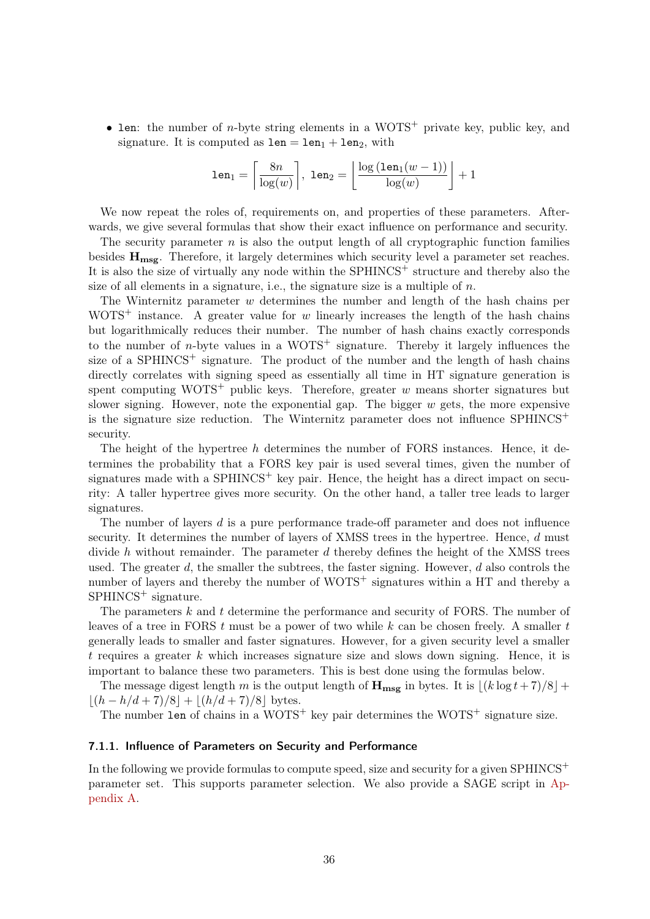- `len`: the number of $n$-byte string elements in a WOTS$^+$ private key, public key, and signature. It is computed as $\texttt{len} = \texttt{len}_1 + \texttt{len}_2$, with

$$\texttt{len}_1 = \left\lceil \frac{8n}{\log(w)} \right\rceil, \; \texttt{len}_2 = \left\lfloor \frac{\log\left(\texttt{len}_1(w-1)\right)}{\log(w)} \right\rfloor + 1$$

We now repeat the roles of, requirements on, and properties of these parameters. Afterwards, we give several formulas that show their exact influence on performance and security.

The security parameter $n$ is also the output length of all cryptographic function families besides $\mathbf{H_{msg}}$. Therefore, it largely determines which security level a parameter set reaches. It is also the size of virtually any node within the SPHINCS$^+$ structure and thereby also the size of all elements in a signature, i.e., the signature size is a multiple of $n$.

The Winternitz parameter $w$ determines the number and length of the hash chains per WOTS$^+$ instance. A greater value for $w$ linearly increases the length of the hash chains but logarithmically reduces their number. The number of hash chains exactly corresponds to the number of $n$-byte values in a WOTS$^+$ signature. Thereby it largely influences the size of a SPHINCS$^+$ signature. The product of the number and the length of hash chains directly correlates with signing speed as essentially all time in HT signature generation is spent computing WOTS$^+$ public keys. Therefore, greater $w$ means shorter signatures but slower signing. However, note the exponential gap. The bigger $w$ gets, the more expensive is the signature size reduction. The Winternitz parameter does not influence SPHINCS$^+$ security.

The height of the hypertree $h$ determines the number of FORS instances. Hence, it determines the probability that a FORS key pair is used several times, given the number of signatures made with a SPHINCS$^+$ key pair. Hence, the height has a direct impact on security: A taller hypertree gives more security. On the other hand, a taller tree leads to larger signatures.

The number of layers $d$ is a pure performance trade-off parameter and does not influence security. It determines the number of layers of XMSS trees in the hypertree. Hence, $d$ must divide $h$ without remainder. The parameter $d$ thereby defines the height of the XMSS trees used. The greater $d$, the smaller the subtrees, the faster signing. However, $d$ also controls the number of layers and thereby the number of WOTS$^+$ signatures within a HT and thereby a SPHINCS$^+$ signature.

The parameters $k$ and $t$ determine the performance and security of FORS. The number of leaves of a tree in FORS $t$ must be a power of two while $k$ can be chosen freely. A smaller $t$ generally leads to smaller and faster signatures. However, for a given security level a smaller $t$ requires a greater $k$ which increases signature size and slows down signing. Hence, it is important to balance these two parameters. This is best done using the formulas below.

The message digest length $m$ is the output length of $\mathbf{H_{msg}}$ in bytes. It is $\lfloor (k \log t + 7)/8 \rfloor + \lfloor (h - h/d + 7)/8 \rfloor + \lfloor (h/d + 7)/8 \rfloor$ bytes.

The number `len` of chains in a WOTS$^+$ key pair determines the WOTS$^+$ signature size.

### 7.1.1. Influence of Parameters on Security and Performance

In the following we provide formulas to compute speed, size and security for a given SPHINCS$^+$ parameter set. This supports parameter selection. We also provide a SAGE script in Appendix A.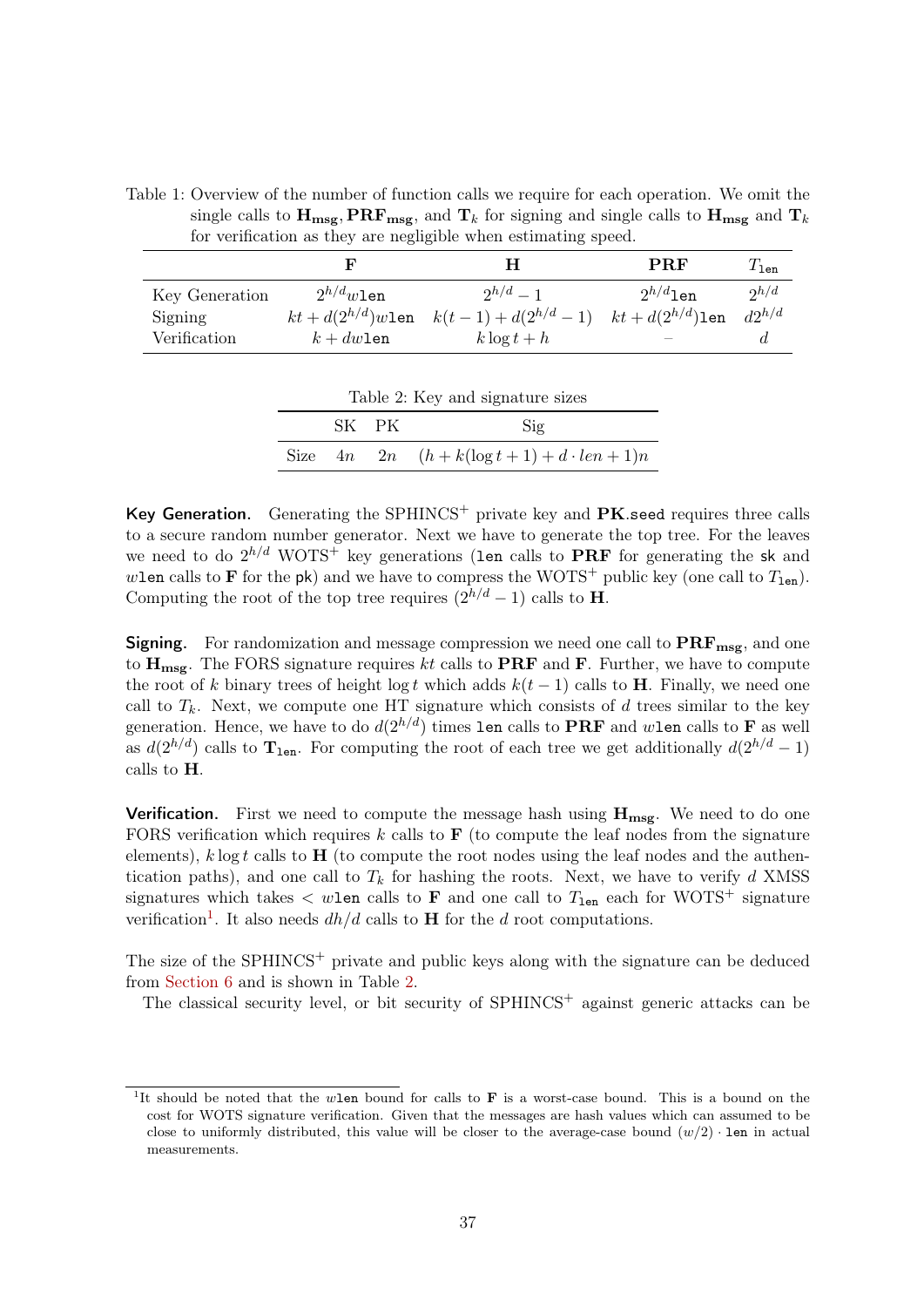Table 1: Overview of the number of function calls we require for each operation. We omit the single calls to $\mathbf{H_{msg}}$, $\mathbf{PRF_{msg}}$, and $\mathbf{T}_k$ for signing and single calls to $\mathbf{H_{msg}}$ and $\mathbf{T}_k$ for verification as they are negligible when estimating speed.

| | $\mathbf{F}$ | $\mathbf{H}$ | $\mathbf{PRF}$ | $T_{\texttt{len}}$ |
|---|---|---|---|---|
| Key Generation | $2^{h/d}w\texttt{len}$ | $2^{h/d}-1$ | $2^{h/d}\texttt{len}$ | $2^{h/d}$ |
| Signing | $kt+d(2^{h/d})w\texttt{len}$ | $k(t-1)+d(2^{h/d}-1)$ | $kt+d(2^{h/d})\texttt{len}$ | $d2^{h/d}$ |
| Verification | $k+dw\texttt{len}$ | $k\log t+h$ | – | $d$ |

Table 2: Key and signature sizes

| | SK | PK | Sig |
|---|---|---|---|
| Size | $4n$ | $2n$ | $(h+k(\log t+1)+d\cdot len+1)n$ |

**Key Generation.** Generating the SPHINCS$^+$ private key and $\mathbf{PK}$.seed requires three calls to a secure random number generator. Next we have to generate the top tree. For the leaves we need to do $2^{h/d}$ WOTS$^+$ key generations ($\texttt{len}$ calls to $\mathbf{PRF}$ for generating the sk and $w\texttt{len}$ calls to $\mathbf{F}$ for the pk) and we have to compress the WOTS$^+$ public key (one call to $T_{\texttt{len}}$). Computing the root of the top tree requires $(2^{h/d}-1)$ calls to $\mathbf{H}$.

**Signing.** For randomization and message compression we need one call to $\mathbf{PRF_{msg}}$, and one to $\mathbf{H_{msg}}$. The FORS signature requires $kt$ calls to $\mathbf{PRF}$ and $\mathbf{F}$. Further, we have to compute the root of $k$ binary trees of height $\log t$ which adds $k(t-1)$ calls to $\mathbf{H}$. Finally, we need one call to $T_k$. Next, we compute one HT signature which consists of $d$ trees similar to the key generation. Hence, we have to do $d(2^{h/d})$ times $\texttt{len}$ calls to $\mathbf{PRF}$ and $w\texttt{len}$ calls to $\mathbf{F}$ as well as $d(2^{h/d})$ calls to $\mathbf{T_{len}}$. For computing the root of each tree we get additionally $d(2^{h/d}-1)$ calls to $\mathbf{H}$.

**Verification.** First we need to compute the message hash using $\mathbf{H_{msg}}$. We need to do one FORS verification which requires $k$ calls to $\mathbf{F}$ (to compute the leaf nodes from the signature elements), $k\log t$ calls to $\mathbf{H}$ (to compute the root nodes using the leaf nodes and the authentication paths), and one call to $T_k$ for hashing the roots. Next, we have to verify $d$ XMSS signatures which takes $< w\texttt{len}$ calls to $\mathbf{F}$ and one call to $T_{\texttt{len}}$ each for WOTS$^+$ signature verification[1]. It also needs $dh/d$ calls to $\mathbf{H}$ for the $d$ root computations.

The size of the SPHINCS$^+$ private and public keys along with the signature can be deduced from Section 6 and is shown in Table 2.

The classical security level, or bit security of SPHINCS$^+$ against generic attacks can be

[1] It should be noted that the $w\texttt{len}$ bound for calls to $\mathbf{F}$ is a worst-case bound. This is a bound on the cost for WOTS signature verification. Given that the messages are hash values which can assumed to be close to uniformly distributed, this value will be closer to the average-case bound $(w/2)\cdot\texttt{len}$ in actual measurements.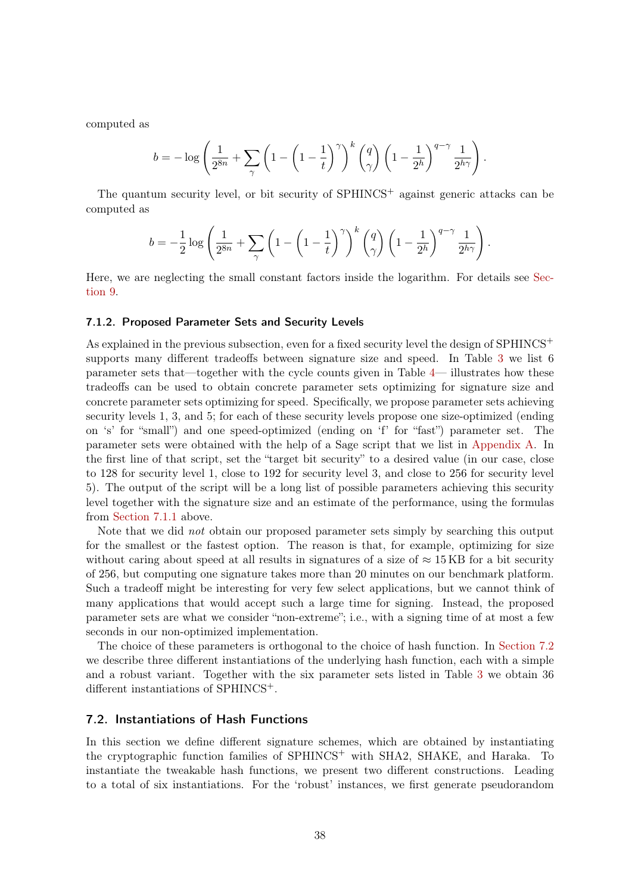computed as

$$b = -\log\left(\frac{1}{2^{8n}} + \sum_{\gamma}\left(1-\left(1-\frac{1}{t}\right)^{\gamma}\right)^{k}\binom{q}{\gamma}\left(1-\frac{1}{2^{h}}\right)^{q-\gamma}\frac{1}{2^{h\gamma}}\right).$$

The quantum security level, or bit security of SPHINCS$^+$ against generic attacks can be computed as

$$b = -\frac{1}{2}\log\left(\frac{1}{2^{8n}} + \sum_{\gamma}\left(1-\left(1-\frac{1}{t}\right)^{\gamma}\right)^{k}\binom{q}{\gamma}\left(1-\frac{1}{2^{h}}\right)^{q-\gamma}\frac{1}{2^{h\gamma}}\right).$$

Here, we are neglecting the small constant factors inside the logarithm. For details see Section 9.

#### 7.1.2. Proposed Parameter Sets and Security Levels

As explained in the previous subsection, even for a fixed security level the design of SPHINCS$^+$ supports many different tradeoffs between signature size and speed. In Table 3 we list 6 parameter sets that—together with the cycle counts given in Table 4— illustrates how these tradeoffs can be used to obtain concrete parameter sets optimizing for signature size and concrete parameter sets optimizing for speed. Specifically, we propose parameter sets achieving security levels 1, 3, and 5; for each of these security levels propose one size-optimized (ending on 's' for "small") and one speed-optimized (ending on 'f' for "fast") parameter set. The parameter sets were obtained with the help of a Sage script that we list in Appendix A. In the first line of that script, set the "target bit security" to a desired value (in our case, close to 128 for security level 1, close to 192 for security level 3, and close to 256 for security level 5). The output of the script will be a long list of possible parameters achieving this security level together with the signature size and an estimate of the performance, using the formulas from Section 7.1.1 above.

Note that we did *not* obtain our proposed parameter sets simply by searching this output for the smallest or the fastest option. The reason is that, for example, optimizing for size without caring about speed at all results in signatures of a size of $\approx 15$ KB for a bit security of 256, but computing one signature takes more than 20 minutes on our benchmark platform. Such a tradeoff might be interesting for very few select applications, but we cannot think of many applications that would accept such a large time for signing. Instead, the proposed parameter sets are what we consider "non-extreme"; i.e., with a signing time of at most a few seconds in our non-optimized implementation.

The choice of these parameters is orthogonal to the choice of hash function. In Section 7.2 we describe three different instantiations of the underlying hash function, each with a simple and a robust variant. Together with the six parameter sets listed in Table 3 we obtain 36 different instantiations of SPHINCS$^+$.

### 7.2. Instantiations of Hash Functions

In this section we define different signature schemes, which are obtained by instantiating the cryptographic function families of SPHINCS$^+$ with SHA2, SHAKE, and Haraka. To instantiate the tweakable hash functions, we present two different constructions. Leading to a total of six instantiations. For the 'robust' instances, we first generate pseudorandom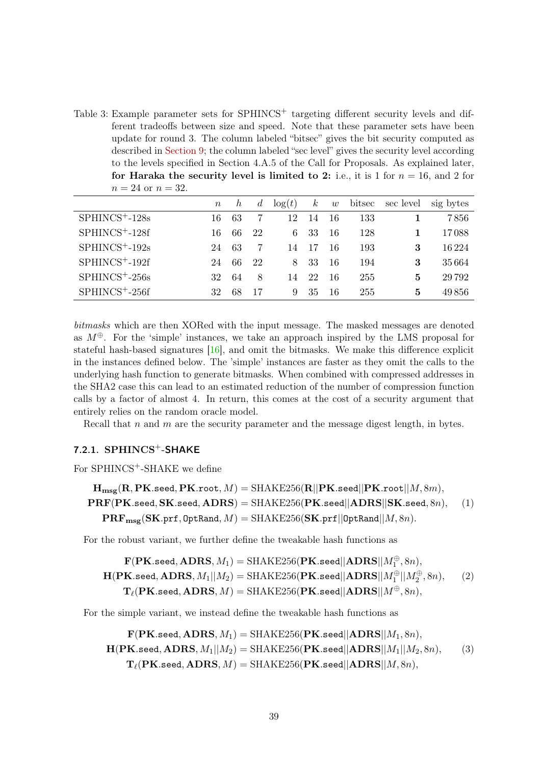Table 3: Example parameter sets for SPHINCS$^+$ targeting different security levels and different tradeoffs between size and speed. Note that these parameter sets have been update for round 3. The column labeled "bitsec" gives the bit security computed as described in Section 9; the column labeled "sec level" gives the security level according to the levels specified in Section 4.A.5 of the Call for Proposals. As explained later, **for Haraka the security level is limited to 2:** i.e., it is 1 for $n = 16$, and 2 for $n = 24$ or $n = 32$.

| | $n$ | $h$ | $d$ | $\log(t)$ | $k$ | $w$ | bitsec | sec level | sig bytes |
|---|---|---|---|---|---|---|---|---|---|
| SPHINCS$^+$-128s | 16 | 63 | 7 | 12 | 14 | 16 | 133 | **1** | 7856 |
| SPHINCS$^+$-128f | 16 | 66 | 22 | 6 | 33 | 16 | 128 | **1** | 17088 |
| SPHINCS$^+$-192s | 24 | 63 | 7 | 14 | 17 | 16 | 193 | **3** | 16224 |
| SPHINCS$^+$-192f | 24 | 66 | 22 | 8 | 33 | 16 | 194 | **3** | 35664 |
| SPHINCS$^+$-256s | 32 | 64 | 8 | 14 | 22 | 16 | 255 | **5** | 29792 |
| SPHINCS$^+$-256f | 32 | 68 | 17 | 9 | 35 | 16 | 255 | **5** | 49856 |

*bitmasks* which are then XORed with the input message. The masked messages are denoted as $M^{\oplus}$. For the 'simple' instances, we take an approach inspired by the LMS proposal for stateful hash-based signatures [16], and omit the bitmasks. We make this difference explicit in the instances defined below. The 'simple' instances are faster as they omit the calls to the underlying hash function to generate bitmasks. When combined with compressed addresses in the SHA2 case this can lead to an estimated reduction of the number of compression function calls by a factor of almost 4. In return, this comes at the cost of a security argument that entirely relies on the random oracle model.

Recall that $n$ and $m$ are the security parameter and the message digest length, in bytes.

### 7.2.1. SPHINCS$^+$-SHAKE

For SPHINCS$^+$-SHAKE we define

$$
\begin{aligned}
\mathbf{H_{msg}}(\mathbf{R}, \mathbf{PK}.\mathtt{seed}, \mathbf{PK}.\mathtt{root}, M) &= \text{SHAKE256}(\mathbf{R}||\mathbf{PK}.\mathtt{seed}||\mathbf{PK}.\mathtt{root}||M, 8m), \\
\mathbf{PRF}(\mathbf{PK}.\mathtt{seed}, \mathbf{SK}.\mathtt{seed}, \mathbf{ADRS}) &= \text{SHAKE256}(\mathbf{PK}.\mathtt{seed}||\mathbf{ADRS}||\mathbf{SK}.\mathtt{seed}, 8n), \\
\mathbf{PRF_{msg}}(\mathbf{SK}.\mathtt{prf}, \mathtt{OptRand}, M) &= \text{SHAKE256}(\mathbf{SK}.\mathtt{prf}||\mathtt{OptRand}||M, 8n).
\end{aligned} \tag{1}
$$

For the robust variant, we further define the tweakable hash functions as

$$
\begin{aligned}
\mathbf{F}(\mathbf{PK}.\mathtt{seed}, \mathbf{ADRS}, M_1) &= \text{SHAKE256}(\mathbf{PK}.\mathtt{seed}||\mathbf{ADRS}||M_1^{\oplus}, 8n), \\
\mathbf{H}(\mathbf{PK}.\mathtt{seed}, \mathbf{ADRS}, M_1||M_2) &= \text{SHAKE256}(\mathbf{PK}.\mathtt{seed}||\mathbf{ADRS}||M_1^{\oplus}||M_2^{\oplus}, 8n), \\
\mathbf{T}_{\ell}(\mathbf{PK}.\mathtt{seed}, \mathbf{ADRS}, M) &= \text{SHAKE256}(\mathbf{PK}.\mathtt{seed}||\mathbf{ADRS}||M^{\oplus}, 8n),
\end{aligned} \tag{2}
$$

For the simple variant, we instead define the tweakable hash functions as

$$
\begin{aligned}
\mathbf{F}(\mathbf{PK}.\mathtt{seed}, \mathbf{ADRS}, M_1) &= \text{SHAKE256}(\mathbf{PK}.\mathtt{seed}||\mathbf{ADRS}||M_1, 8n), \\
\mathbf{H}(\mathbf{PK}.\mathtt{seed}, \mathbf{ADRS}, M_1||M_2) &= \text{SHAKE256}(\mathbf{PK}.\mathtt{seed}||\mathbf{ADRS}||M_1||M_2, 8n), \\
\mathbf{T}_{\ell}(\mathbf{PK}.\mathtt{seed}, \mathbf{ADRS}, M) &= \text{SHAKE256}(\mathbf{PK}.\mathtt{seed}||\mathbf{ADRS}||M, 8n),
\end{aligned} \tag{3}
$$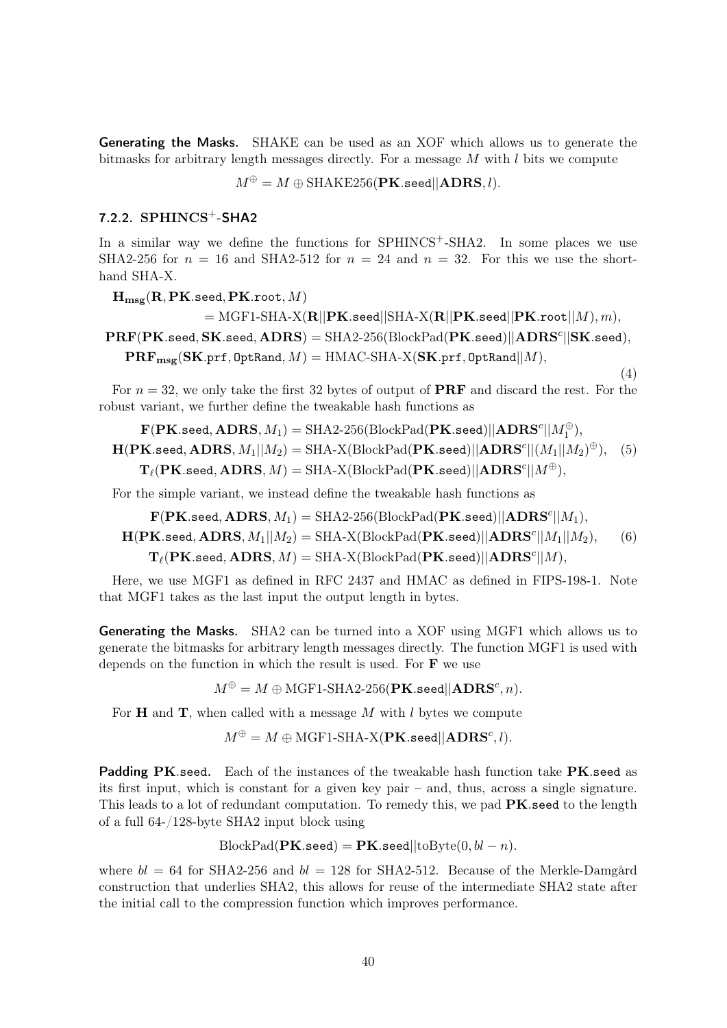**Generating the Masks.** SHAKE can be used as an XOF which allows us to generate the bitmasks for arbitrary length messages directly. For a message $M$ with $l$ bits we compute

$$M^{\oplus} = M \oplus \text{SHAKE256}(\mathbf{PK}.\mathtt{seed}||\mathbf{ADRS}, l).$$

### 7.2.2. SPHINCS$^+$-SHA2

In a similar way we define the functions for SPHINCS$^+$-SHA2. In some places we use SHA2-256 for $n = 16$ and SHA2-512 for $n = 24$ and $n = 32$. For this we use the shorthand SHA-X.

$$
\begin{aligned}
&\mathbf{H_{msg}}(\mathbf{R}, \mathbf{PK}.\mathtt{seed}, \mathbf{PK}.\mathtt{root}, M) \\
&\qquad\qquad = \text{MGF1-SHA-X}(\mathbf{R}||\mathbf{PK}.\mathtt{seed}||\text{SHA-X}(\mathbf{R}||\mathbf{PK}.\mathtt{seed}||\mathbf{PK}.\mathtt{root}||M), m), \\
&\mathbf{PRF}(\mathbf{PK}.\mathtt{seed}, \mathbf{SK}.\mathtt{seed}, \mathbf{ADRS}) = \text{SHA2-256}(\text{BlockPad}(\mathbf{PK}.\mathtt{seed})||\mathbf{ADRS}^c||\mathbf{SK}.\mathtt{seed}), \\
&\quad \mathbf{PRF_{msg}}(\mathbf{SK}.\mathtt{prf}, \mathtt{OptRand}, M) = \text{HMAC-SHA-X}(\mathbf{SK}.\mathtt{prf}, \mathtt{OptRand}||M),
\end{aligned}
\tag{4}
$$

For $n = 32$, we only take the first 32 bytes of output of **PRF** and discard the rest. For the robust variant, we further define the tweakable hash functions as

$$
\begin{aligned}
\mathbf{F}(\mathbf{PK}.\mathtt{seed}, \mathbf{ADRS}, M_1) &= \text{SHA2-256}(\text{BlockPad}(\mathbf{PK}.\mathtt{seed})||\mathbf{ADRS}^c||M_1^{\oplus}), \\
\mathbf{H}(\mathbf{PK}.\mathtt{seed}, \mathbf{ADRS}, M_1||M_2) &= \text{SHA-X}(\text{BlockPad}(\mathbf{PK}.\mathtt{seed})||\mathbf{ADRS}^c||(M_1||M_2)^{\oplus}), \\
\mathbf{T}_{\ell}(\mathbf{PK}.\mathtt{seed}, \mathbf{ADRS}, M) &= \text{SHA-X}(\text{BlockPad}(\mathbf{PK}.\mathtt{seed})||\mathbf{ADRS}^c||M^{\oplus}),
\end{aligned}
\tag{5}
$$

For the simple variant, we instead define the tweakable hash functions as

$$
\begin{aligned}
\mathbf{F}(\mathbf{PK}.\mathtt{seed}, \mathbf{ADRS}, M_1) &= \text{SHA2-256}(\text{BlockPad}(\mathbf{PK}.\mathtt{seed})||\mathbf{ADRS}^c||M_1), \\
\mathbf{H}(\mathbf{PK}.\mathtt{seed}, \mathbf{ADRS}, M_1||M_2) &= \text{SHA-X}(\text{BlockPad}(\mathbf{PK}.\mathtt{seed})||\mathbf{ADRS}^c||M_1||M_2), \\
\mathbf{T}_{\ell}(\mathbf{PK}.\mathtt{seed}, \mathbf{ADRS}, M) &= \text{SHA-X}(\text{BlockPad}(\mathbf{PK}.\mathtt{seed})||\mathbf{ADRS}^c||M),
\end{aligned}
\tag{6}
$$

Here, we use MGF1 as defined in RFC 2437 and HMAC as defined in FIPS-198-1. Note that MGF1 takes as the last input the output length in bytes.

**Generating the Masks.** SHA2 can be turned into a XOF using MGF1 which allows us to generate the bitmasks for arbitrary length messages directly. The function MGF1 is used with depends on the function in which the result is used. For **F** we use

$$M^{\oplus} = M \oplus \text{MGF1-SHA2-256}(\mathbf{PK}.\mathtt{seed}||\mathbf{ADRS}^c, n).$$

For **H** and **T**, when called with a message $M$ with $l$ bytes we compute

$$M^{\oplus} = M \oplus \text{MGF1-SHA-X}(\mathbf{PK}.\mathtt{seed}||\mathbf{ADRS}^c, l).$$

**Padding PK.seed.** Each of the instances of the tweakable hash function take **PK**.seed as its first input, which is constant for a given key pair – and, thus, across a single signature. This leads to a lot of redundant computation. To remedy this, we pad **PK**.seed to the length of a full 64-/128-byte SHA2 input block using

$$\text{BlockPad}(\mathbf{PK}.\mathtt{seed}) = \mathbf{PK}.\mathtt{seed}||\text{toByte}(0, bl - n).$$

where $bl = 64$ for SHA2-256 and $bl = 128$ for SHA2-512. Because of the Merkle-Damgård construction that underlies SHA2, this allows for reuse of the intermediate SHA2 state after the initial call to the compression function which improves performance.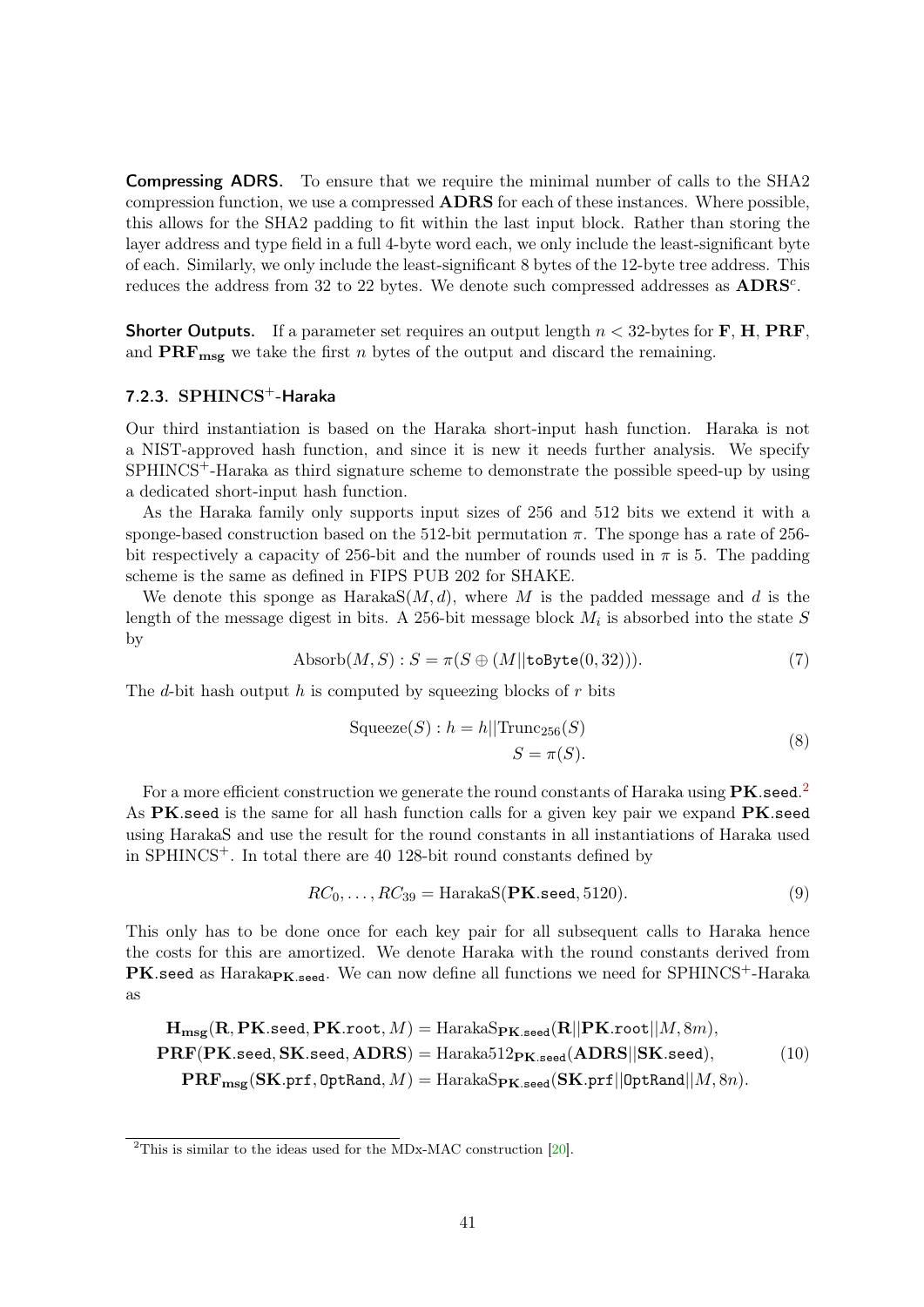**Compressing ADRS.** To ensure that we require the minimal number of calls to the SHA2 compression function, we use a compressed **ADRS** for each of these instances. Where possible, this allows for the SHA2 padding to fit within the last input block. Rather than storing the layer address and type field in a full 4-byte word each, we only include the least-significant byte of each. Similarly, we only include the least-significant 8 bytes of the 12-byte tree address. This reduces the address from 32 to 22 bytes. We denote such compressed addresses as $\mathbf{ADRS}^c$.

**Shorter Outputs.** If a parameter set requires an output length $n < 32$-bytes for $\mathbf{F}$, $\mathbf{H}$, $\mathbf{PRF}$, and $\mathbf{PRF_{msg}}$ we take the first $n$ bytes of the output and discard the remaining.

### 7.2.3. SPHINCS+-Haraka

Our third instantiation is based on the Haraka short-input hash function. Haraka is not a NIST-approved hash function, and since it is new it needs further analysis. We specify SPHINCS+-Haraka as third signature scheme to demonstrate the possible speed-up by using a dedicated short-input hash function.

As the Haraka family only supports input sizes of 256 and 512 bits we extend it with a sponge-based construction based on the 512-bit permutation $\pi$. The sponge has a rate of 256-bit respectively a capacity of 256-bit and the number of rounds used in $\pi$ is 5. The padding scheme is the same as defined in FIPS PUB 202 for SHAKE.

We denote this sponge as $\text{HarakaS}(M, d)$, where $M$ is the padded message and $d$ is the length of the message digest in bits. A 256-bit message block $M_i$ is absorbed into the state $S$ by

$$\text{Absorb}(M, S) : S = \pi(S \oplus (M || \texttt{toByte}(0, 32))). \tag{7}$$

The $d$-bit hash output $h$ is computed by squeezing blocks of $r$ bits

$$\begin{aligned} \text{Squeeze}(S) : h = h || \text{Trunc}_{256}(S) \\ S = \pi(S). \end{aligned} \tag{8}$$

For a more efficient construction we generate the round constants of Haraka using $\mathbf{PK}.\texttt{seed}$.[2] As $\mathbf{PK}.\texttt{seed}$ is the same for all hash function calls for a given key pair we expand $\mathbf{PK}.\texttt{seed}$ using HarakaS and use the result for the round constants in all instantiations of Haraka used in SPHINCS+. In total there are 40 128-bit round constants defined by

$$RC_0, \ldots, RC_{39} = \text{HarakaS}(\mathbf{PK}.\texttt{seed}, 5120). \tag{9}$$

This only has to be done once for each key pair for all subsequent calls to Haraka hence the costs for this are amortized. We denote Haraka with the round constants derived from $\mathbf{PK}.\texttt{seed}$ as $\text{Haraka}_{\mathbf{PK}.\texttt{seed}}$. We can now define all functions we need for SPHINCS+-Haraka as

$$\begin{aligned} \mathbf{H_{msg}}(\mathbf{R}, \mathbf{PK}.\texttt{seed}, \mathbf{PK}.\texttt{root}, M) &= \text{HarakaS}_{\mathbf{PK}.\texttt{seed}}(\mathbf{R} || \mathbf{PK}.\texttt{root} || M, 8m), \\ \mathbf{PRF}(\mathbf{PK}.\texttt{seed}, \mathbf{SK}.\texttt{seed}, \mathbf{ADRS}) &= \text{Haraka512}_{\mathbf{PK}.\texttt{seed}}(\mathbf{ADRS} || \mathbf{SK}.\texttt{seed}), \\ \mathbf{PRF_{msg}}(\mathbf{SK}.\texttt{prf}, \texttt{OptRand}, M) &= \text{HarakaS}_{\mathbf{PK}.\texttt{seed}}(\mathbf{SK}.\texttt{prf} || \texttt{OptRand} || M, 8n). \end{aligned} \tag{10}$$

[2] This is similar to the ideas used for the MDx-MAC construction [20].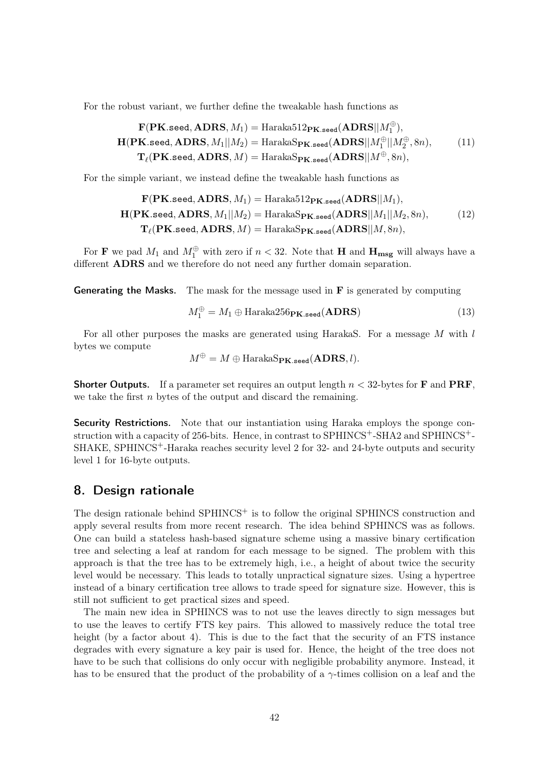For the robust variant, we further define the tweakable hash functions as

$$
\begin{aligned}
\mathbf{F}(\mathbf{PK}.\mathsf{seed}, \mathbf{ADRS}, M_1) &= \text{Haraka512}_{\mathbf{PK}.\mathsf{seed}}(\mathbf{ADRS}||M_1^{\oplus}), \\
\mathbf{H}(\mathbf{PK}.\mathsf{seed}, \mathbf{ADRS}, M_1||M_2) &= \text{HarakaS}_{\mathbf{PK}.\mathsf{seed}}(\mathbf{ADRS}||M_1^{\oplus}||M_2^{\oplus}, 8n), \\
\mathbf{T}_{\ell}(\mathbf{PK}.\mathsf{seed}, \mathbf{ADRS}, M) &= \text{HarakaS}_{\mathbf{PK}.\mathsf{seed}}(\mathbf{ADRS}||M^{\oplus}, 8n),
\end{aligned}
\tag{11}
$$

For the simple variant, we instead define the tweakable hash functions as

$$
\begin{aligned}
\mathbf{F}(\mathbf{PK}.\mathsf{seed}, \mathbf{ADRS}, M_1) &= \text{Haraka512}_{\mathbf{PK}.\mathsf{seed}}(\mathbf{ADRS}||M_1), \\
\mathbf{H}(\mathbf{PK}.\mathsf{seed}, \mathbf{ADRS}, M_1||M_2) &= \text{HarakaS}_{\mathbf{PK}.\mathsf{seed}}(\mathbf{ADRS}||M_1||M_2, 8n), \\
\mathbf{T}_{\ell}(\mathbf{PK}.\mathsf{seed}, \mathbf{ADRS}, M) &= \text{HarakaS}_{\mathbf{PK}.\mathsf{seed}}(\mathbf{ADRS}||M, 8n),
\end{aligned}
\tag{12}
$$

For $\mathbf{F}$ we pad $M_1$ and $M_1^{\oplus}$ with zero if $n < 32$. Note that $\mathbf{H}$ and $\mathbf{H_{msg}}$ will always have a different $\mathbf{ADRS}$ and we therefore do not need any further domain separation.

**Generating the Masks.** The mask for the message used in $\mathbf{F}$ is generated by computing

$$
M_1^{\oplus} = M_1 \oplus \text{Haraka256}_{\mathbf{PK}.\mathsf{seed}}(\mathbf{ADRS}) \tag{13}
$$

For all other purposes the masks are generated using HarakaS. For a message $M$ with $l$ bytes we compute

$$
M^{\oplus} = M \oplus \text{HarakaS}_{\mathbf{PK}.\mathsf{seed}}(\mathbf{ADRS}, l).
$$

**Shorter Outputs.** If a parameter set requires an output length $n < 32$-bytes for $\mathbf{F}$ and $\mathbf{PRF}$, we take the first $n$ bytes of the output and discard the remaining.

**Security Restrictions.** Note that our instantiation using Haraka employs the sponge construction with a capacity of 256-bits. Hence, in contrast to SPHINCS$^+$-SHA2 and SPHINCS$^+$-SHAKE, SPHINCS$^+$-Haraka reaches security level 2 for 32- and 24-byte outputs and security level 1 for 16-byte outputs.

## 8. Design rationale

The design rationale behind SPHINCS$^+$ is to follow the original SPHINCS construction and apply several results from more recent research. The idea behind SPHINCS was as follows. One can build a stateless hash-based signature scheme using a massive binary certification tree and selecting a leaf at random for each message to be signed. The problem with this approach is that the tree has to be extremely high, i.e., a height of about twice the security level would be necessary. This leads to totally unpractical signature sizes. Using a hypertree instead of a binary certification tree allows to trade speed for signature size. However, this is still not sufficient to get practical sizes and speed.

The main new idea in SPHINCS was to not use the leaves directly to sign messages but to use the leaves to certify FTS key pairs. This allowed to massively reduce the total tree height (by a factor about 4). This is due to the fact that the security of an FTS instance degrades with every signature a key pair is used for. Hence, the height of the tree does not have to be such that collisions do only occur with negligible probability anymore. Instead, it has to be ensured that the product of the probability of a $\gamma$-times collision on a leaf and the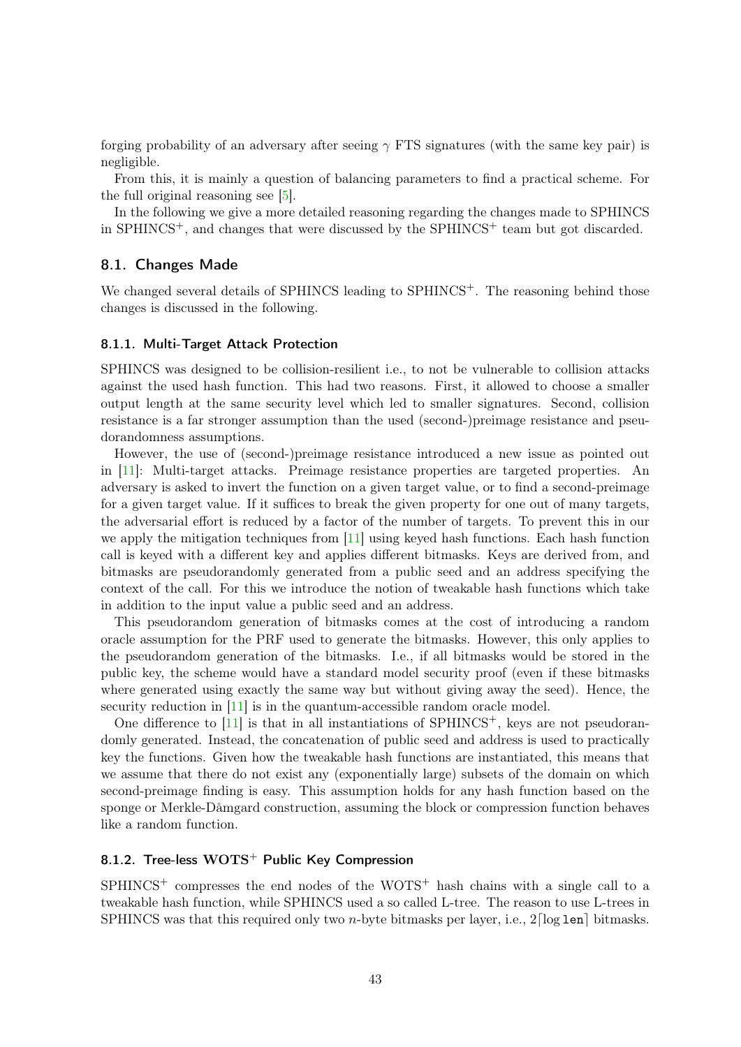forging probability of an adversary after seeing $\gamma$ FTS signatures (with the same key pair) is negligible.

From this, it is mainly a question of balancing parameters to find a practical scheme. For the full original reasoning see [5].

In the following we give a more detailed reasoning regarding the changes made to SPHINCS in SPHINCS$^+$, and changes that were discussed by the SPHINCS$^+$ team but got discarded.

## 8.1. Changes Made

We changed several details of SPHINCS leading to SPHINCS$^+$. The reasoning behind those changes is discussed in the following.

### 8.1.1. Multi-Target Attack Protection

SPHINCS was designed to be collision-resilient i.e., to not be vulnerable to collision attacks against the used hash function. This had two reasons. First, it allowed to choose a smaller output length at the same security level which led to smaller signatures. Second, collision resistance is a far stronger assumption than the used (second-)preimage resistance and pseudorandomness assumptions.

However, the use of (second-)preimage resistance introduced a new issue as pointed out in [11]: Multi-target attacks. Preimage resistance properties are targeted properties. An adversary is asked to invert the function on a given target value, or to find a second-preimage for a given target value. If it suffices to break the given property for one out of many targets, the adversarial effort is reduced by a factor of the number of targets. To prevent this in our we apply the mitigation techniques from [11] using keyed hash functions. Each hash function call is keyed with a different key and applies different bitmasks. Keys are derived from, and bitmasks are pseudorandomly generated from a public seed and an address specifying the context of the call. For this we introduce the notion of tweakable hash functions which take in addition to the input value a public seed and an address.

This pseudorandom generation of bitmasks comes at the cost of introducing a random oracle assumption for the PRF used to generate the bitmasks. However, this only applies to the pseudorandom generation of the bitmasks. I.e., if all bitmasks would be stored in the public key, the scheme would have a standard model security proof (even if these bitmasks where generated using exactly the same way but without giving away the seed). Hence, the security reduction in [11] is in the quantum-accessible random oracle model.

One difference to [11] is that in all instantiations of SPHINCS$^+$, keys are not pseudorandomly generated. Instead, the concatenation of public seed and address is used to practically key the functions. Given how the tweakable hash functions are instantiated, this means that we assume that there do not exist any (exponentially large) subsets of the domain on which second-preimage finding is easy. This assumption holds for any hash function based on the sponge or Merkle-Dåmgard construction, assuming the block or compression function behaves like a random function.

### 8.1.2. Tree-less WOTS$^+$ Public Key Compression

SPHINCS$^+$ compresses the end nodes of the WOTS$^+$ hash chains with a single call to a tweakable hash function, while SPHINCS used a so called L-tree. The reason to use L-trees in SPHINCS was that this required only two $n$-byte bitmasks per layer, i.e., $2\lceil \log \mathtt{len} \rceil$ bitmasks.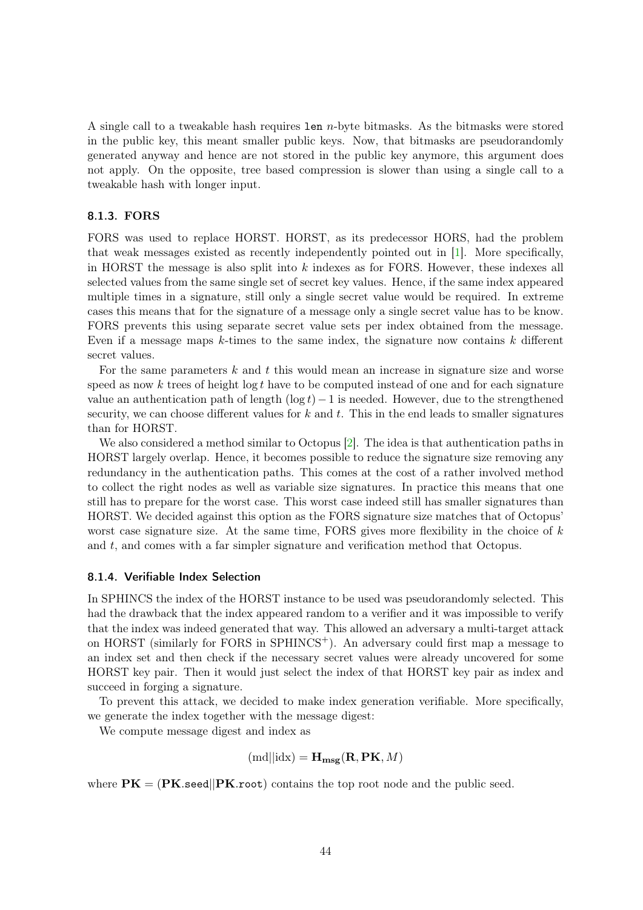A single call to a tweakable hash requires `len` $n$-byte bitmasks. As the bitmasks were stored in the public key, this meant smaller public keys. Now, that bitmasks are pseudorandomly generated anyway and hence are not stored in the public key anymore, this argument does not apply. On the opposite, tree based compression is slower than using a single call to a tweakable hash with longer input.

### 8.1.3. FORS

FORS was used to replace HORST. HORST, as its predecessor HORS, had the problem that weak messages existed as recently independently pointed out in [1]. More specifically, in HORST the message is also split into $k$ indexes as for FORS. However, these indexes all selected values from the same single set of secret key values. Hence, if the same index appeared multiple times in a signature, still only a single secret value would be required. In extreme cases this means that for the signature of a message only a single secret value has to be know. FORS prevents this using separate secret value sets per index obtained from the message. Even if a message maps $k$-times to the same index, the signature now contains $k$ different secret values.

For the same parameters $k$ and $t$ this would mean an increase in signature size and worse speed as now $k$ trees of height $\log t$ have to be computed instead of one and for each signature value an authentication path of length $(\log t) - 1$ is needed. However, due to the strengthened security, we can choose different values for $k$ and $t$. This in the end leads to smaller signatures than for HORST.

We also considered a method similar to Octopus [2]. The idea is that authentication paths in HORST largely overlap. Hence, it becomes possible to reduce the signature size removing any redundancy in the authentication paths. This comes at the cost of a rather involved method to collect the right nodes as well as variable size signatures. In practice this means that one still has to prepare for the worst case. This worst case indeed still has smaller signatures than HORST. We decided against this option as the FORS signature size matches that of Octopus' worst case signature size. At the same time, FORS gives more flexibility in the choice of $k$ and $t$, and comes with a far simpler signature and verification method that Octopus.

### 8.1.4. Verifiable Index Selection

In SPHINCS the index of the HORST instance to be used was pseudorandomly selected. This had the drawback that the index appeared random to a verifier and it was impossible to verify that the index was indeed generated that way. This allowed an adversary a multi-target attack on HORST (similarly for FORS in SPHINCS$^+$). An adversary could first map a message to an index set and then check if the necessary secret values were already uncovered for some HORST key pair. Then it would just select the index of that HORST key pair as index and succeed in forging a signature.

To prevent this attack, we decided to make index generation verifiable. More specifically, we generate the index together with the message digest:

We compute message digest and index as

$$(\mathrm{md}||\mathrm{idx}) = \mathbf{H_{msg}}(\mathbf{R}, \mathbf{PK}, M)$$

where $\mathbf{PK} = (\mathbf{PK}.\texttt{seed}||\mathbf{PK}.\texttt{root})$ contains the top root node and the public seed.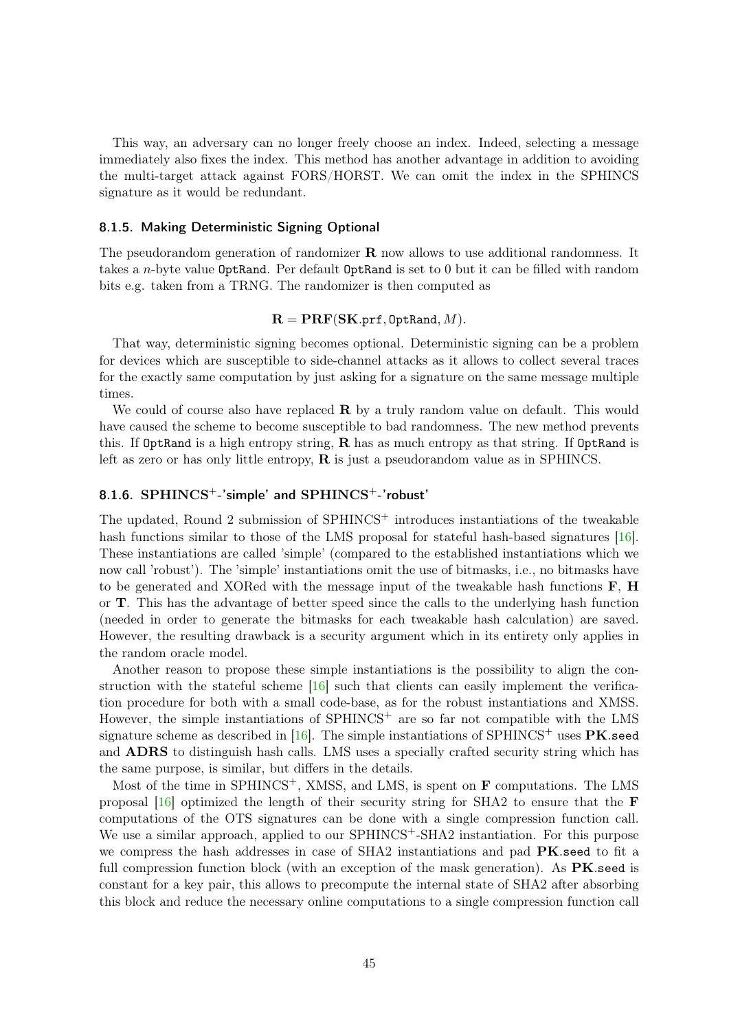This way, an adversary can no longer freely choose an index. Indeed, selecting a message immediately also fixes the index. This method has another advantage in addition to avoiding the multi-target attack against FORS/HORST. We can omit the index in the SPHINCS signature as it would be redundant.

### 8.1.5. Making Deterministic Signing Optional

The pseudorandom generation of randomizer $\mathbf{R}$ now allows to use additional randomness. It takes a $n$-byte value `OptRand`. Per default `OptRand` is set to 0 but it can be filled with random bits e.g. taken from a TRNG. The randomizer is then computed as

$$\mathbf{R} = \mathbf{PRF}(\mathbf{SK}.\texttt{prf}, \texttt{OptRand}, M).$$

That way, deterministic signing becomes optional. Deterministic signing can be a problem for devices which are susceptible to side-channel attacks as it allows to collect several traces for the exactly same computation by just asking for a signature on the same message multiple times.

We could of course also have replaced $\mathbf{R}$ by a truly random value on default. This would have caused the scheme to become susceptible to bad randomness. The new method prevents this. If `OptRand` is a high entropy string, $\mathbf{R}$ has as much entropy as that string. If `OptRand` is left as zero or has only little entropy, $\mathbf{R}$ is just a pseudorandom value as in SPHINCS.

### 8.1.6. SPHINCS$^+$-'simple' and SPHINCS$^+$-'robust'

The updated, Round 2 submission of SPHINCS$^+$ introduces instantiations of the tweakable hash functions similar to those of the LMS proposal for stateful hash-based signatures [16]. These instantiations are called 'simple' (compared to the established instantiations which we now call 'robust'). The 'simple' instantiations omit the use of bitmasks, i.e., no bitmasks have to be generated and XORed with the message input of the tweakable hash functions $\mathbf{F}$, $\mathbf{H}$ or $\mathbf{T}$. This has the advantage of better speed since the calls to the underlying hash function (needed in order to generate the bitmasks for each tweakable hash calculation) are saved. However, the resulting drawback is a security argument which in its entirety only applies in the random oracle model.

Another reason to propose these simple instantiations is the possibility to align the construction with the stateful scheme [16] such that clients can easily implement the verification procedure for both with a small code-base, as for the robust instantiations and XMSS. However, the simple instantiations of SPHINCS$^+$ are so far not compatible with the LMS signature scheme as described in [16]. The simple instantiations of SPHINCS$^+$ uses $\mathbf{PK}.\texttt{seed}$ and $\mathbf{ADRS}$ to distinguish hash calls. LMS uses a specially crafted security string which has the same purpose, is similar, but differs in the details.

Most of the time in SPHINCS$^+$, XMSS, and LMS, is spent on $\mathbf{F}$ computations. The LMS proposal [16] optimized the length of their security string for SHA2 to ensure that the $\mathbf{F}$ computations of the OTS signatures can be done with a single compression function call. We use a similar approach, applied to our SPHINCS$^+$-SHA2 instantiation. For this purpose we compress the hash addresses in case of SHA2 instantiations and pad $\mathbf{PK}.\texttt{seed}$ to fit a full compression function block (with an exception of the mask generation). As $\mathbf{PK}.\texttt{seed}$ is constant for a key pair, this allows to precompute the internal state of SHA2 after absorbing this block and reduce the necessary online computations to a single compression function call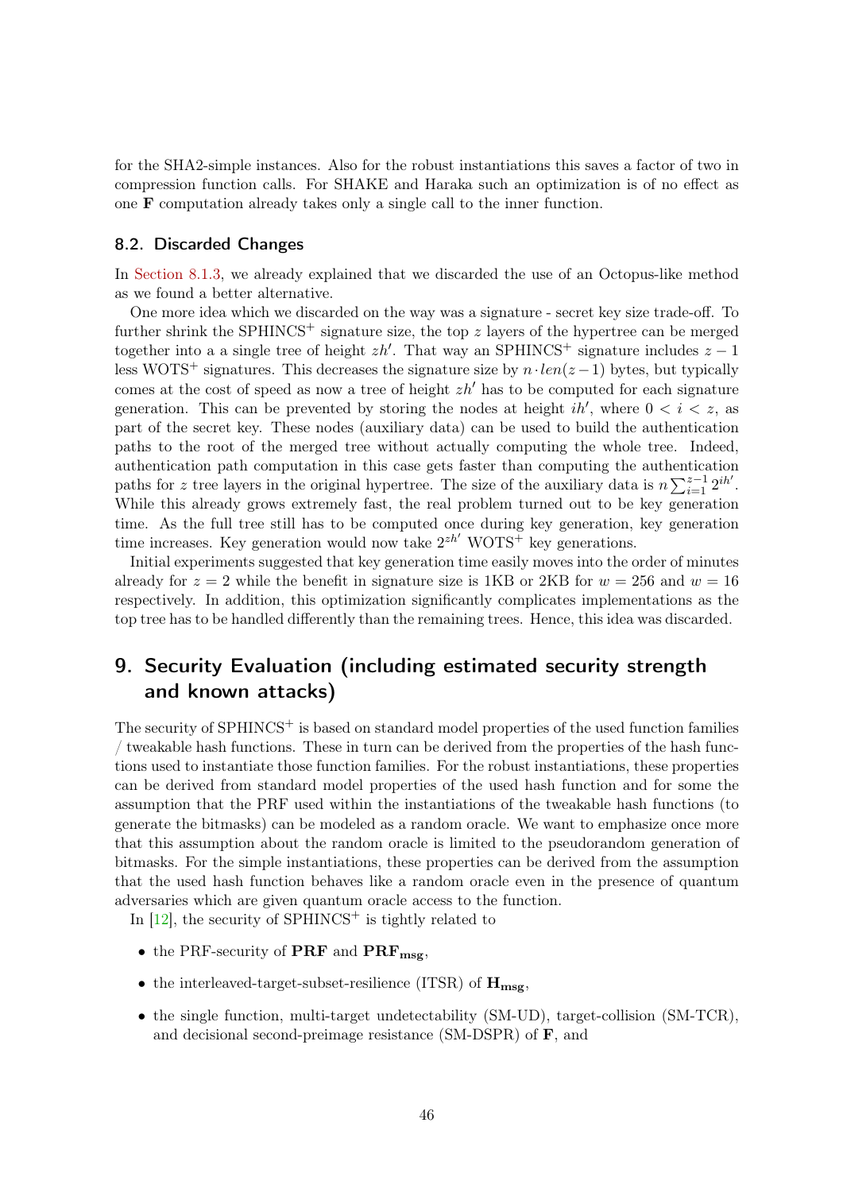for the SHA2-simple instances. Also for the robust instantiations this saves a factor of two in compression function calls. For SHAKE and Haraka such an optimization is of no effect as one **F** computation already takes only a single call to the inner function.

### 8.2. Discarded Changes

In Section 8.1.3, we already explained that we discarded the use of an Octopus-like method as we found a better alternative.

One more idea which we discarded on the way was a signature - secret key size trade-off. To further shrink the SPHINCS$^+$ signature size, the top $z$ layers of the hypertree can be merged together into a a single tree of height $zh'$. That way an SPHINCS$^+$ signature includes $z-1$ less WOTS$^+$ signatures. This decreases the signature size by $n \cdot len(z-1)$ bytes, but typically comes at the cost of speed as now a tree of height $zh'$ has to be computed for each signature generation. This can be prevented by storing the nodes at height $ih'$, where $0 < i < z$, as part of the secret key. These nodes (auxiliary data) can be used to build the authentication paths to the root of the merged tree without actually computing the whole tree. Indeed, authentication path computation in this case gets faster than computing the authentication paths for $z$ tree layers in the original hypertree. The size of the auxiliary data is $n \sum_{i=1}^{z-1} 2^{ih'}$. While this already grows extremely fast, the real problem turned out to be key generation time. As the full tree still has to be computed once during key generation, key generation time increases. Key generation would now take $2^{zh'}$ WOTS$^+$ key generations.

Initial experiments suggested that key generation time easily moves into the order of minutes already for $z = 2$ while the benefit in signature size is 1KB or 2KB for $w = 256$ and $w = 16$ respectively. In addition, this optimization significantly complicates implementations as the top tree has to be handled differently than the remaining trees. Hence, this idea was discarded.

## 9. Security Evaluation (including estimated security strength and known attacks)

The security of SPHINCS$^+$ is based on standard model properties of the used function families / tweakable hash functions. These in turn can be derived from the properties of the hash functions used to instantiate those function families. For the robust instantiations, these properties can be derived from standard model properties of the used hash function and for some the assumption that the PRF used within the instantiations of the tweakable hash functions (to generate the bitmasks) can be modeled as a random oracle. We want to emphasize once more that this assumption about the random oracle is limited to the pseudorandom generation of bitmasks. For the simple instantiations, these properties can be derived from the assumption that the used hash function behaves like a random oracle even in the presence of quantum adversaries which are given quantum oracle access to the function.

In [12], the security of SPHINCS$^+$ is tightly related to

- the PRF-security of **PRF** and $\mathbf{PRF_{msg}}$,
- the interleaved-target-subset-resilience (ITSR) of $\mathbf{H_{msg}}$,
- the single function, multi-target undetectability (SM-UD), target-collision (SM-TCR), and decisional second-preimage resistance (SM-DSPR) of **F**, and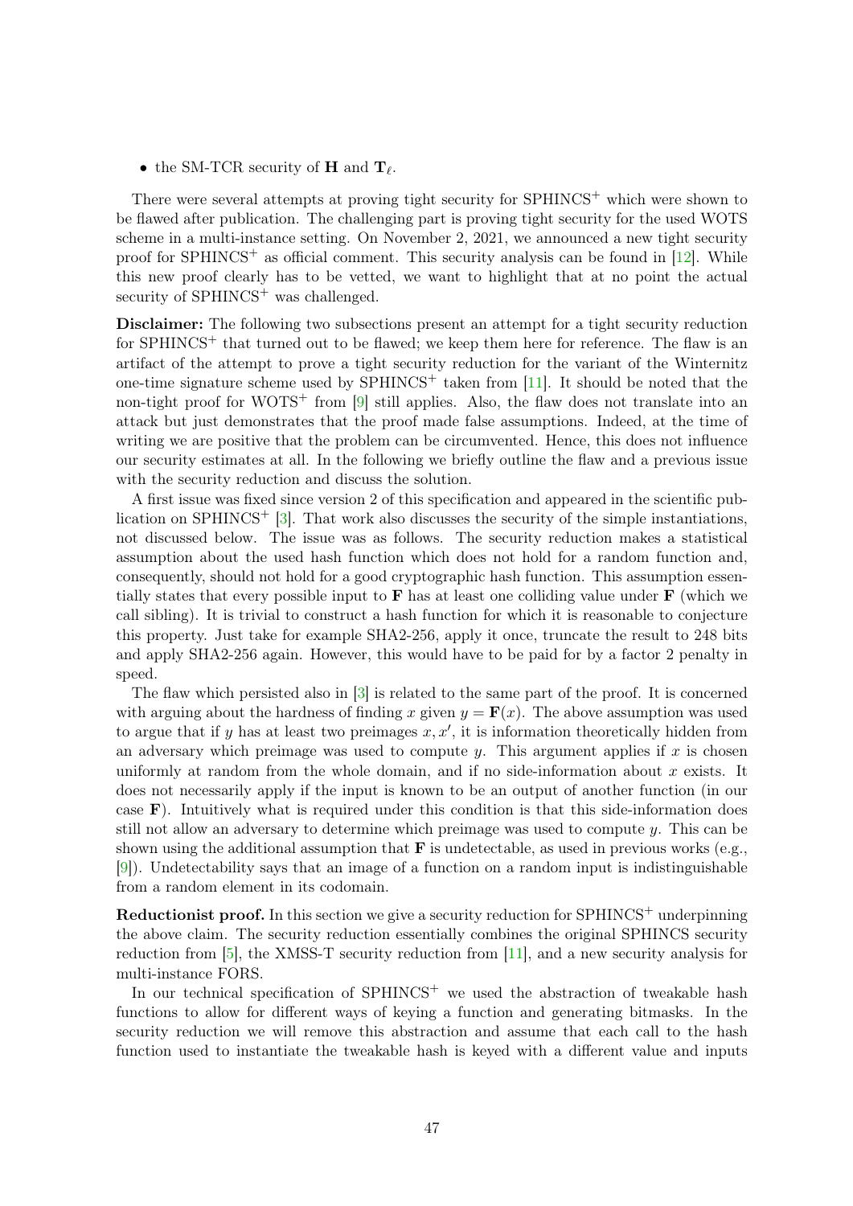- the SM-TCR security of $\mathbf{H}$ and $\mathbf{T}_\ell$.

There were several attempts at proving tight security for SPHINCS$^+$ which were shown to be flawed after publication. The challenging part is proving tight security for the used WOTS scheme in a multi-instance setting. On November 2, 2021, we announced a new tight security proof for SPHINCS$^+$ as official comment. This security analysis can be found in [12]. While this new proof clearly has to be vetted, we want to highlight that at no point the actual security of SPHINCS$^+$ was challenged.

**Disclaimer:** The following two subsections present an attempt for a tight security reduction for SPHINCS$^+$ that turned out to be flawed; we keep them here for reference. The flaw is an artifact of the attempt to prove a tight security reduction for the variant of the Winternitz one-time signature scheme used by SPHINCS$^+$ taken from [11]. It should be noted that the non-tight proof for WOTS$^+$ from [9] still applies. Also, the flaw does not translate into an attack but just demonstrates that the proof made false assumptions. Indeed, at the time of writing we are positive that the problem can be circumvented. Hence, this does not influence our security estimates at all. In the following we briefly outline the flaw and a previous issue with the security reduction and discuss the solution.

A first issue was fixed since version 2 of this specification and appeared in the scientific publication on SPHINCS$^+$ [3]. That work also discusses the security of the simple instantiations, not discussed below. The issue was as follows. The security reduction makes a statistical assumption about the used hash function which does not hold for a random function and, consequently, should not hold for a good cryptographic hash function. This assumption essentially states that every possible input to $\mathbf{F}$ has at least one colliding value under $\mathbf{F}$ (which we call sibling). It is trivial to construct a hash function for which it is reasonable to conjecture this property. Just take for example SHA2-256, apply it once, truncate the result to 248 bits and apply SHA2-256 again. However, this would have to be paid for by a factor 2 penalty in speed.

The flaw which persisted also in [3] is related to the same part of the proof. It is concerned with arguing about the hardness of finding $x$ given $y = \mathbf{F}(x)$. The above assumption was used to argue that if $y$ has at least two preimages $x, x'$, it is information theoretically hidden from an adversary which preimage was used to compute $y$. This argument applies if $x$ is chosen uniformly at random from the whole domain, and if no side-information about $x$ exists. It does not necessarily apply if the input is known to be an output of another function (in our case $\mathbf{F}$). Intuitively what is required under this condition is that this side-information does still not allow an adversary to determine which preimage was used to compute $y$. This can be shown using the additional assumption that $\mathbf{F}$ is undetectable, as used in previous works (e.g., [9]). Undetectability says that an image of a function on a random input is indistinguishable from a random element in its codomain.

**Reductionist proof.** In this section we give a security reduction for SPHINCS$^+$ underpinning the above claim. The security reduction essentially combines the original SPHINCS security reduction from [5], the XMSS-T security reduction from [11], and a new security analysis for multi-instance FORS.

In our technical specification of SPHINCS$^+$ we used the abstraction of tweakable hash functions to allow for different ways of keying a function and generating bitmasks. In the security reduction we will remove this abstraction and assume that each call to the hash function used to instantiate the tweakable hash is keyed with a different value and inputs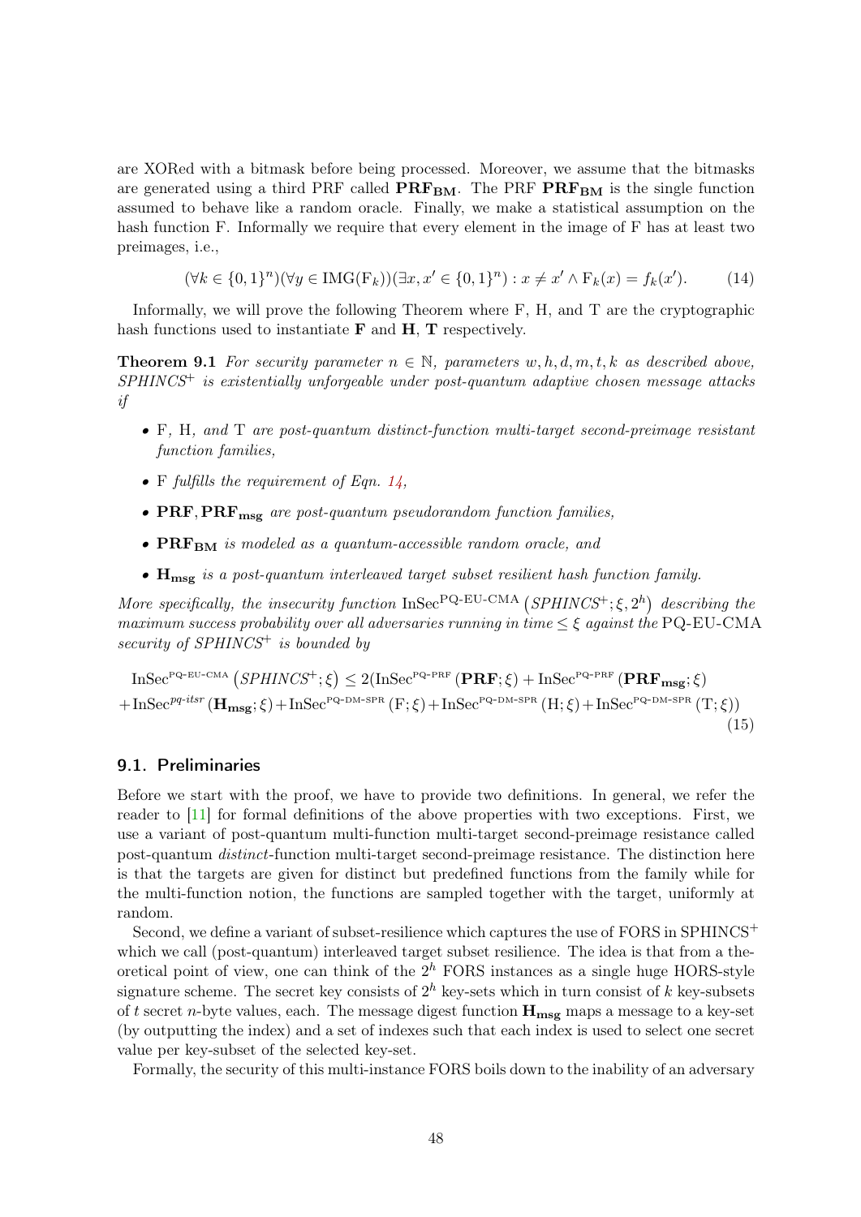are XORed with a bitmask before being processed. Moreover, we assume that the bitmasks are generated using a third PRF called $\mathbf{PRF_{BM}}$. The PRF $\mathbf{PRF_{BM}}$ is the single function assumed to behave like a random oracle. Finally, we make a statistical assumption on the hash function F. Informally we require that every element in the image of F has at least two preimages, i.e.,

$$(\forall k \in \{0,1\}^n)(\forall y \in \mathrm{IMG}(\mathrm{F}_k))(\exists x, x' \in \{0,1\}^n) : x \neq x' \wedge \mathrm{F}_k(x) = f_k(x'). \tag{14}$$

Informally, we will prove the following Theorem where F, H, and T are the cryptographic hash functions used to instantiate $\mathbf{F}$ and $\mathbf{H}$, $\mathbf{T}$ respectively.

**Theorem 9.1** *For security parameter $n \in \mathbb{N}$, parameters $w, h, d, m, t, k$ as described above, SPHINCS$^+$ is existentially unforgeable under post-quantum adaptive chosen message attacks if*

- *F, H, and T are post-quantum distinct-function multi-target second-preimage resistant function families,*
- *F fulfills the requirement of Eqn. 14,*
- *$\mathbf{PRF}, \mathbf{PRF_{msg}}$ are post-quantum pseudorandom function families,*
- *$\mathbf{PRF_{BM}}$ is modeled as a quantum-accessible random oracle, and*
- *$\mathbf{H_{msg}}$ is a post-quantum interleaved target subset resilient hash function family.*

*More specifically, the insecurity function $\mathrm{InSec}^{\text{PQ-EU-CMA}}\left(\mathit{SPHINCS}^+; \xi, 2^h\right)$ describing the maximum success probability over all adversaries running in time $\leq \xi$ against the* PQ-EU-CMA *security of SPHINCS$^+$ is bounded by*

$$\begin{aligned}\mathrm{InSec}^{\text{PQ-EU-CMA}}\left(\mathit{SPHINCS}^+; \xi\right) &\leq 2(\mathrm{InSec}^{\text{PQ-PRF}}\left(\mathbf{PRF}; \xi\right) + \mathrm{InSec}^{\text{PQ-PRF}}\left(\mathbf{PRF_{msg}}; \xi\right) \\ &+ \mathrm{InSec}^{pq\text{-}itsr}\left(\mathbf{H_{msg}}; \xi\right) + \mathrm{InSec}^{\text{PQ-DM-SPR}}\left(\mathrm{F}; \xi\right) + \mathrm{InSec}^{\text{PQ-DM-SPR}}\left(\mathrm{H}; \xi\right) + \mathrm{InSec}^{\text{PQ-DM-SPR}}\left(\mathrm{T}; \xi\right))\end{aligned} \tag{15}$$

## 9.1. Preliminaries

Before we start with the proof, we have to provide two definitions. In general, we refer the reader to [11] for formal definitions of the above properties with two exceptions. First, we use a variant of post-quantum multi-function multi-target second-preimage resistance called post-quantum *distinct*-function multi-target second-preimage resistance. The distinction here is that the targets are given for distinct but predefined functions from the family while for the multi-function notion, the functions are sampled together with the target, uniformly at random.

Second, we define a variant of subset-resilience which captures the use of FORS in SPHINCS$^+$ which we call (post-quantum) interleaved target subset resilience. The idea is that from a theoretical point of view, one can think of the $2^h$ FORS instances as a single huge HORS-style signature scheme. The secret key consists of $2^h$ key-sets which in turn consist of $k$ key-subsets of $t$ secret $n$-byte values, each. The message digest function $\mathbf{H_{msg}}$ maps a message to a key-set (by outputting the index) and a set of indexes such that each index is used to select one secret value per key-subset of the selected key-set.

Formally, the security of this multi-instance FORS boils down to the inability of an adversary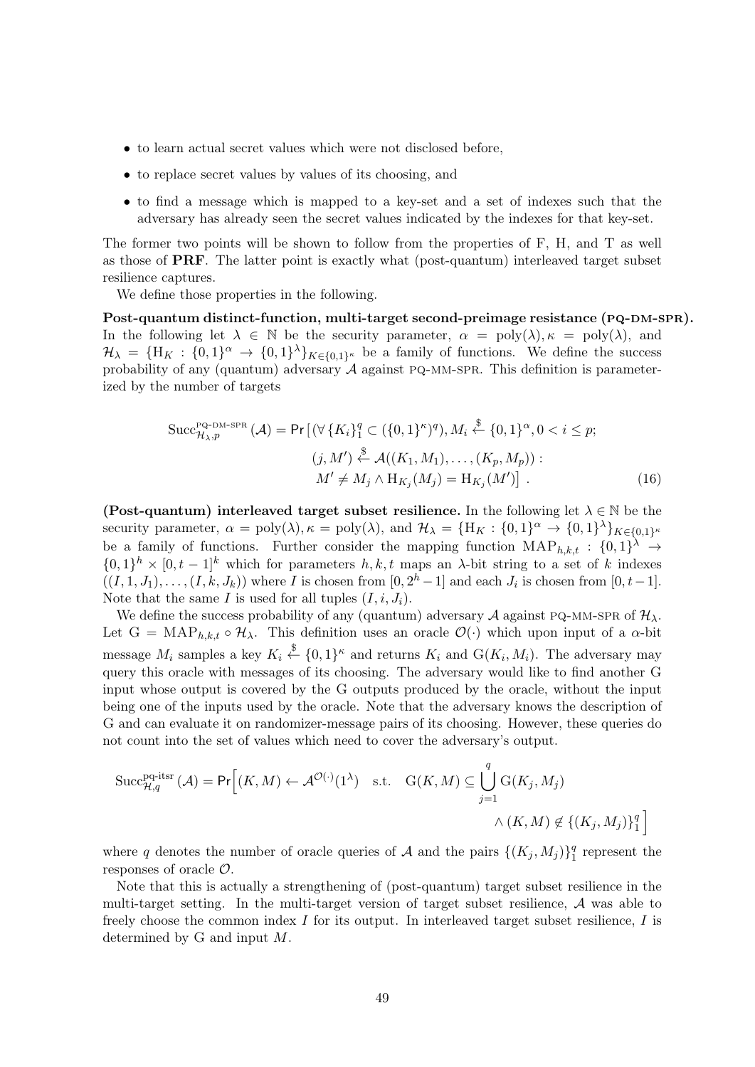- to learn actual secret values which were not disclosed before,
- to replace secret values by values of its choosing, and
- to find a message which is mapped to a key-set and a set of indexes such that the adversary has already seen the secret values indicated by the indexes for that key-set.

The former two points will be shown to follow from the properties of F, H, and T as well as those of **PRF**. The latter point is exactly what (post-quantum) interleaved target subset resilience captures.

We define those properties in the following.

**Post-quantum distinct-function, multi-target second-preimage resistance (PQ-DM-SPR).** In the following let $\lambda \in \mathbb{N}$ be the security parameter, $\alpha = \text{poly}(\lambda), \kappa = \text{poly}(\lambda)$, and $\mathcal{H}_\lambda = \{\text{H}_K : \{0,1\}^\alpha \rightarrow \{0,1\}^\lambda\}_{K \in \{0,1\}^\kappa}$ be a family of functions. We define the success probability of any (quantum) adversary $\mathcal{A}$ against PQ-MM-SPR. This definition is parameterized by the number of targets

$$\begin{aligned} \text{Succ}^{\text{PQ-DM-SPR}}_{\mathcal{H}_\lambda,p}(\mathcal{A}) = \Pr\big[&(\forall \{K_i\}_1^q \subset (\{0,1\}^\kappa)^q), M_i \xleftarrow{\$} \{0,1\}^\alpha, 0 < i \leq p; \\ &(j, M') \xleftarrow{\$} \mathcal{A}((K_1, M_1), \ldots, (K_p, M_p)) : \\ &M' \neq M_j \wedge \text{H}_{K_j}(M_j) = \text{H}_{K_j}(M')\big] \ . \end{aligned} \tag{16}$$

**(Post-quantum) interleaved target subset resilience.** In the following let $\lambda \in \mathbb{N}$ be the security parameter, $\alpha = \text{poly}(\lambda), \kappa = \text{poly}(\lambda)$, and $\mathcal{H}_\lambda = \{\text{H}_K : \{0,1\}^\alpha \rightarrow \{0,1\}^\lambda\}_{K \in \{0,1\}^\kappa}$ be a family of functions. Further consider the mapping function $\text{MAP}_{h,k,t} : \{0,1\}^\lambda \rightarrow \{0,1\}^h \times [0, t-1]^k$ which for parameters $h, k, t$ maps an $\lambda$-bit string to a set of $k$ indexes $((I, 1, J_1), \ldots, (I, k, J_k))$ where $I$ is chosen from $[0, 2^h - 1]$ and each $J_i$ is chosen from $[0, t-1]$. Note that the same $I$ is used for all tuples $(I, i, J_i)$.

We define the success probability of any (quantum) adversary $\mathcal{A}$ against PQ-MM-SPR of $\mathcal{H}_\lambda$. Let $\text{G} = \text{MAP}_{h,k,t} \circ \mathcal{H}_\lambda$. This definition uses an oracle $\mathcal{O}(\cdot)$ which upon input of a $\alpha$-bit message $M_i$ samples a key $K_i \xleftarrow{\$} \{0,1\}^\kappa$ and returns $K_i$ and $\text{G}(K_i, M_i)$. The adversary may query this oracle with messages of its choosing. The adversary would like to find another G input whose output is covered by the G outputs produced by the oracle, without the input being one of the inputs used by the oracle. Note that the adversary knows the description of G and can evaluate it on randomizer-message pairs of its choosing. However, these queries do not count into the set of values which need to cover the adversary's output.

$$\begin{aligned} \text{Succ}^{\text{pq-itsr}}_{\mathcal{H},q}(\mathcal{A}) = \Pr\Big[&(K, M) \leftarrow \mathcal{A}^{\mathcal{O}(\cdot)}(1^\lambda) \quad \text{s.t.} \quad \text{G}(K, M) \subseteq \bigcup_{j=1}^{q} \text{G}(K_j, M_j) \\ &\wedge (K, M) \notin \{(K_j, M_j)\}_1^q \Big] \end{aligned}$$

where $q$ denotes the number of oracle queries of $\mathcal{A}$ and the pairs $\{(K_j, M_j)\}_1^q$ represent the responses of oracle $\mathcal{O}$.

Note that this is actually a strengthening of (post-quantum) target subset resilience in the multi-target setting. In the multi-target version of target subset resilience, $\mathcal{A}$ was able to freely choose the common index $I$ for its output. In interleaved target subset resilience, $I$ is determined by G and input $M$.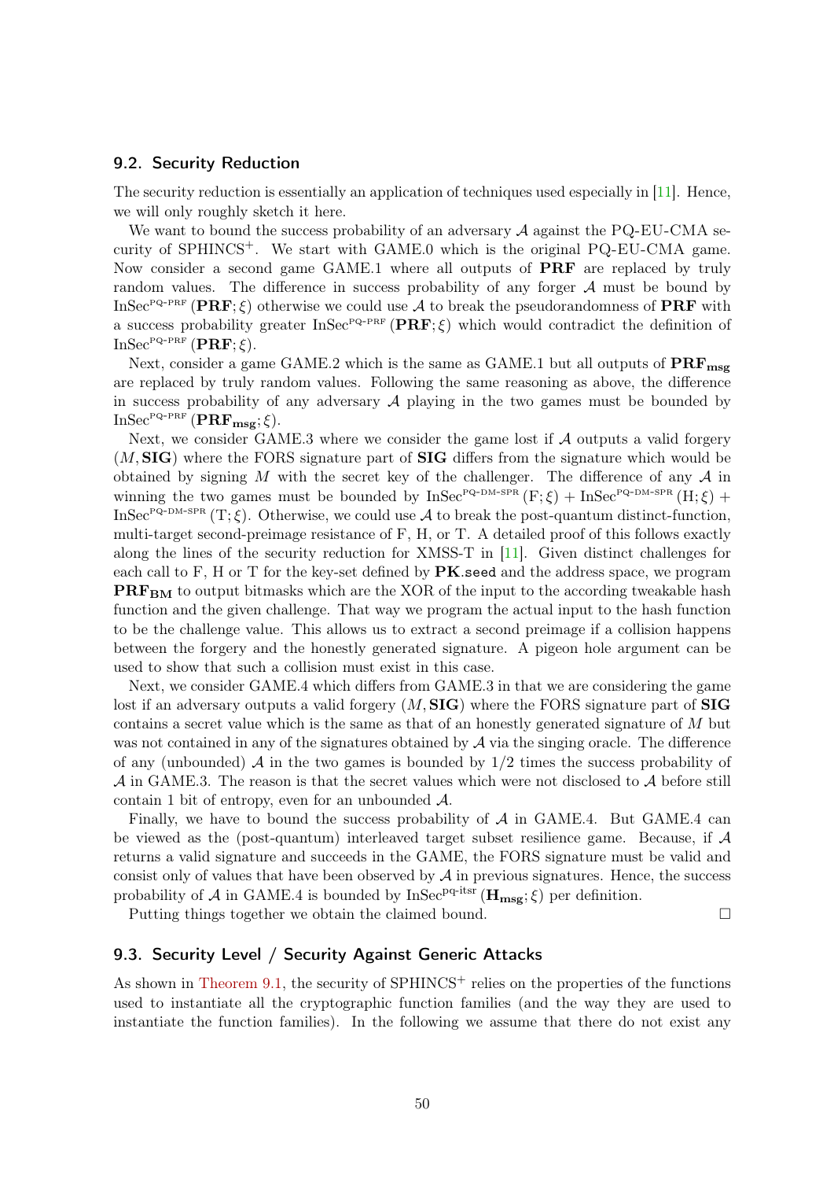### 9.2. Security Reduction

The security reduction is essentially an application of techniques used especially in [11]. Hence, we will only roughly sketch it here.

We want to bound the success probability of an adversary $\mathcal{A}$ against the PQ-EU-CMA security of SPHINCS$^+$. We start with GAME.0 which is the original PQ-EU-CMA game. Now consider a second game GAME.1 where all outputs of $\mathbf{PRF}$ are replaced by truly random values. The difference in success probability of any forger $\mathcal{A}$ must be bound by $\mathrm{InSec}^{\mathrm{PQ\text{-}PRF}}(\mathbf{PRF}; \xi)$ otherwise we could use $\mathcal{A}$ to break the pseudorandomness of $\mathbf{PRF}$ with a success probability greater $\mathrm{InSec}^{\mathrm{PQ\text{-}PRF}}(\mathbf{PRF}; \xi)$ which would contradict the definition of $\mathrm{InSec}^{\mathrm{PQ\text{-}PRF}}(\mathbf{PRF}; \xi)$.

Next, consider a game GAME.2 which is the same as GAME.1 but all outputs of $\mathbf{PRF_{msg}}$ are replaced by truly random values. Following the same reasoning as above, the difference in success probability of any adversary $\mathcal{A}$ playing in the two games must be bounded by $\mathrm{InSec}^{\mathrm{PQ\text{-}PRF}}(\mathbf{PRF_{msg}}; \xi)$.

Next, we consider GAME.3 where we consider the game lost if $\mathcal{A}$ outputs a valid forgery $(M, \mathbf{SIG})$ where the FORS signature part of $\mathbf{SIG}$ differs from the signature which would be obtained by signing $M$ with the secret key of the challenger. The difference of any $\mathcal{A}$ in winning the two games must be bounded by $\mathrm{InSec}^{\mathrm{PQ\text{-}DM\text{-}SPR}}(\mathrm{F}; \xi) + \mathrm{InSec}^{\mathrm{PQ\text{-}DM\text{-}SPR}}(\mathrm{H}; \xi) + \mathrm{InSec}^{\mathrm{PQ\text{-}DM\text{-}SPR}}(\mathrm{T}; \xi)$. Otherwise, we could use $\mathcal{A}$ to break the post-quantum distinct-function, multi-target second-preimage resistance of F, H, or T. A detailed proof of this follows exactly along the lines of the security reduction for XMSS-T in [11]. Given distinct challenges for each call to F, H or T for the key-set defined by $\mathbf{PK}.\mathtt{seed}$ and the address space, we program $\mathbf{PRF_{BM}}$ to output bitmasks which are the XOR of the input to the according tweakable hash function and the given challenge. That way we program the actual input to the hash function to be the challenge value. This allows us to extract a second preimage if a collision happens between the forgery and the honestly generated signature. A pigeon hole argument can be used to show that such a collision must exist in this case.

Next, we consider GAME.4 which differs from GAME.3 in that we are considering the game lost if an adversary outputs a valid forgery $(M, \mathbf{SIG})$ where the FORS signature part of $\mathbf{SIG}$ contains a secret value which is the same as that of an honestly generated signature of $M$ but was not contained in any of the signatures obtained by $\mathcal{A}$ via the singing oracle. The difference of any (unbounded) $\mathcal{A}$ in the two games is bounded by $1/2$ times the success probability of $\mathcal{A}$ in GAME.3. The reason is that the secret values which were not disclosed to $\mathcal{A}$ before still contain 1 bit of entropy, even for an unbounded $\mathcal{A}$.

Finally, we have to bound the success probability of $\mathcal{A}$ in GAME.4. But GAME.4 can be viewed as the (post-quantum) interleaved target subset resilience game. Because, if $\mathcal{A}$ returns a valid signature and succeeds in the GAME, the FORS signature must be valid and consist only of values that have been observed by $\mathcal{A}$ in previous signatures. Hence, the success probability of $\mathcal{A}$ in GAME.4 is bounded by $\mathrm{InSec}^{\mathrm{pq\text{-}itsr}}(\mathbf{H_{msg}}; \xi)$ per definition.

Putting things together we obtain the claimed bound. □

### 9.3. Security Level / Security Against Generic Attacks

As shown in Theorem 9.1, the security of SPHINCS$^+$ relies on the properties of the functions used to instantiate all the cryptographic function families (and the way they are used to instantiate the function families). In the following we assume that there do not exist any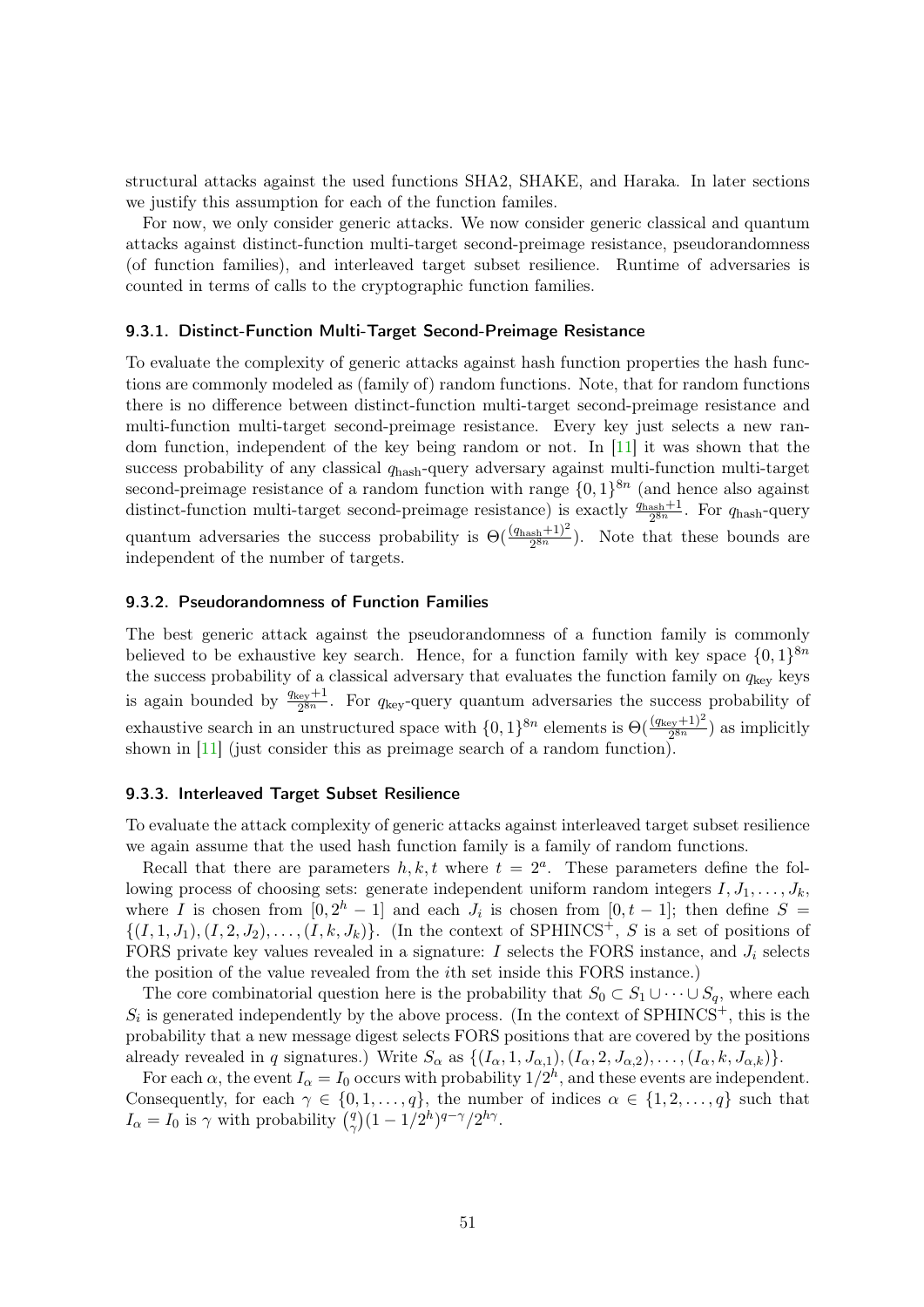structural attacks against the used functions SHA2, SHAKE, and Haraka. In later sections we justify this assumption for each of the function familes.

For now, we only consider generic attacks. We now consider generic classical and quantum attacks against distinct-function multi-target second-preimage resistance, pseudorandomness (of function families), and interleaved target subset resilience. Runtime of adversaries is counted in terms of calls to the cryptographic function families.

### 9.3.1. Distinct-Function Multi-Target Second-Preimage Resistance

To evaluate the complexity of generic attacks against hash function properties the hash functions are commonly modeled as (family of) random functions. Note, that for random functions there is no difference between distinct-function multi-target second-preimage resistance and multi-function multi-target second-preimage resistance. Every key just selects a new random function, independent of the key being random or not. In [11] it was shown that the success probability of any classical $q_{\text{hash}}$-query adversary against multi-function multi-target second-preimage resistance of a random function with range $\{0,1\}^{8n}$ (and hence also against distinct-function multi-target second-preimage resistance) is exactly $\frac{q_{\text{hash}}+1}{2^{8n}}$. For $q_{\text{hash}}$-query quantum adversaries the success probability is $\Theta(\frac{(q_{\text{hash}}+1)^2}{2^{8n}})$. Note that these bounds are independent of the number of targets.

### 9.3.2. Pseudorandomness of Function Families

The best generic attack against the pseudorandomness of a function family is commonly believed to be exhaustive key search. Hence, for a function family with key space $\{0,1\}^{8n}$ the success probability of a classical adversary that evaluates the function family on $q_{\text{key}}$ keys is again bounded by $\frac{q_{\text{key}}+1}{2^{8n}}$. For $q_{\text{key}}$-query quantum adversaries the success probability of exhaustive search in an unstructured space with $\{0,1\}^{8n}$ elements is $\Theta(\frac{(q_{\text{key}}+1)^2}{2^{8n}})$ as implicitly shown in [11] (just consider this as preimage search of a random function).

### 9.3.3. Interleaved Target Subset Resilience

To evaluate the attack complexity of generic attacks against interleaved target subset resilience we again assume that the used hash function family is a family of random functions.

Recall that there are parameters $h, k, t$ where $t = 2^a$. These parameters define the following process of choosing sets: generate independent uniform random integers $I, J_1, \ldots, J_k$, where $I$ is chosen from $[0, 2^h - 1]$ and each $J_i$ is chosen from $[0, t-1]$; then define $S = \{(I, 1, J_1), (I, 2, J_2), \ldots, (I, k, J_k)\}$. (In the context of SPHINCS$^+$, $S$ is a set of positions of FORS private key values revealed in a signature: $I$ selects the FORS instance, and $J_i$ selects the position of the value revealed from the $i$th set inside this FORS instance.)

The core combinatorial question here is the probability that $S_0 \subset S_1 \cup \cdots \cup S_q$, where each $S_i$ is generated independently by the above process. (In the context of SPHINCS$^+$, this is the probability that a new message digest selects FORS positions that are covered by the positions already revealed in $q$ signatures.) Write $S_\alpha$ as $\{(I_\alpha, 1, J_{\alpha,1}), (I_\alpha, 2, J_{\alpha,2}), \ldots, (I_\alpha, k, J_{\alpha,k})\}$.

For each $\alpha$, the event $I_\alpha = I_0$ occurs with probability $1/2^h$, and these events are independent. Consequently, for each $\gamma \in \{0, 1, \ldots, q\}$, the number of indices $\alpha \in \{1, 2, \ldots, q\}$ such that $I_\alpha = I_0$ is $\gamma$ with probability $\binom{q}{\gamma}(1 - 1/2^h)^{q-\gamma}/2^{h\gamma}$.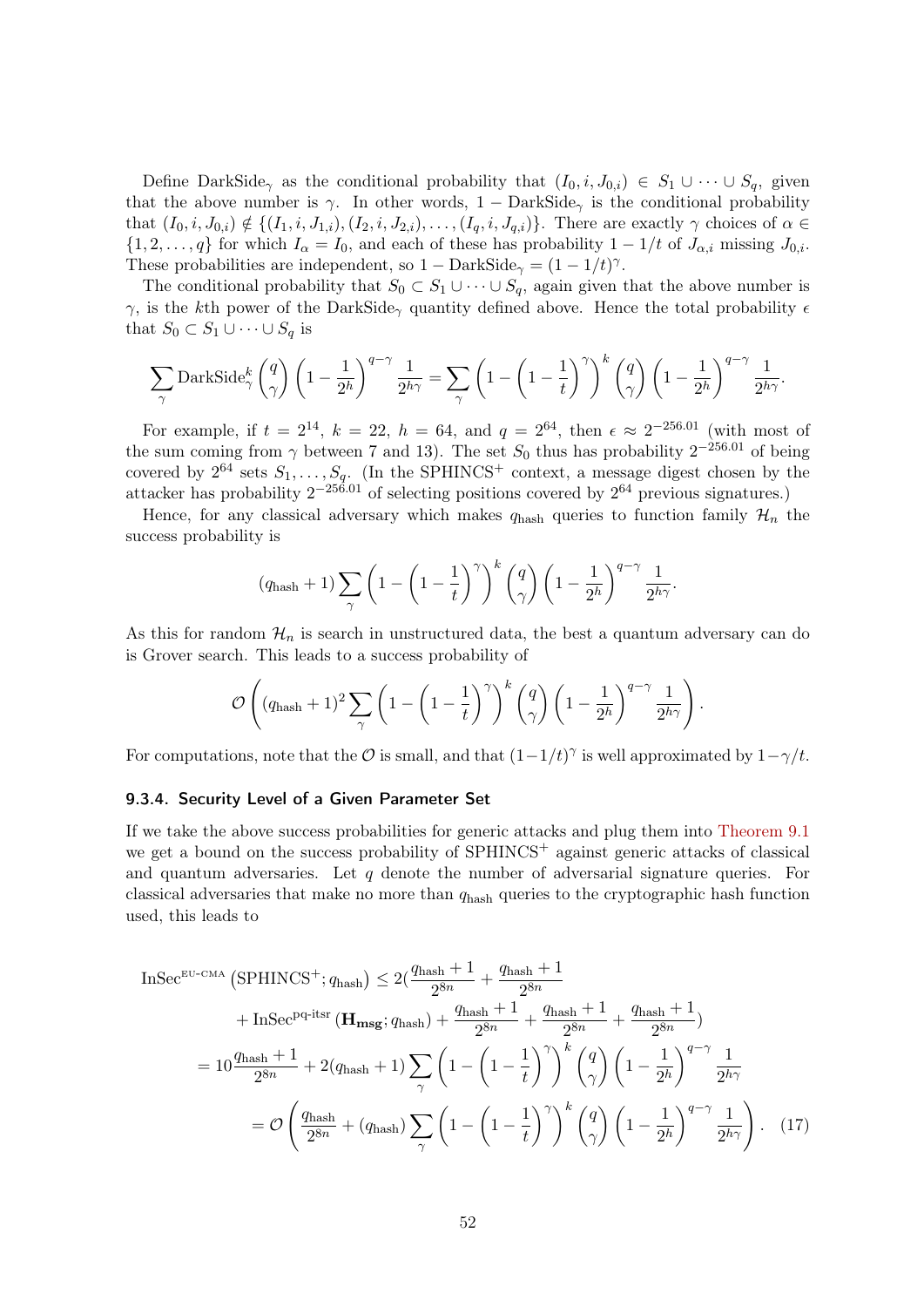Define $\text{DarkSide}_\gamma$ as the conditional probability that $(I_0, i, J_{0,i}) \in S_1 \cup \cdots \cup S_q$, given that the above number is $\gamma$. In other words, $1 - \text{DarkSide}_\gamma$ is the conditional probability that $(I_0, i, J_{0,i}) \notin \{(I_1, i, J_{1,i}), (I_2, i, J_{2,i}), \ldots, (I_q, i, J_{q,i})\}$. There are exactly $\gamma$ choices of $\alpha \in \{1, 2, \ldots, q\}$ for which $I_\alpha = I_0$, and each of these has probability $1 - 1/t$ of $J_{\alpha,i}$ missing $J_{0,i}$. These probabilities are independent, so $1 - \text{DarkSide}_\gamma = (1 - 1/t)^\gamma$.

The conditional probability that $S_0 \subset S_1 \cup \cdots \cup S_q$, again given that the above number is $\gamma$, is the $k$th power of the $\text{DarkSide}_\gamma$ quantity defined above. Hence the total probability $\epsilon$ that $S_0 \subset S_1 \cup \cdots \cup S_q$ is

$$\sum_\gamma \text{DarkSide}_\gamma^k \binom{q}{\gamma} \left(1 - \frac{1}{2^h}\right)^{q-\gamma} \frac{1}{2^{h\gamma}} = \sum_\gamma \left(1 - \left(1 - \frac{1}{t}\right)^\gamma\right)^k \binom{q}{\gamma} \left(1 - \frac{1}{2^h}\right)^{q-\gamma} \frac{1}{2^{h\gamma}}.$$

For example, if $t = 2^{14}$, $k = 22$, $h = 64$, and $q = 2^{64}$, then $\epsilon \approx 2^{-256.01}$ (with most of the sum coming from $\gamma$ between 7 and 13). The set $S_0$ thus has probability $2^{-256.01}$ of being covered by $2^{64}$ sets $S_1, \ldots, S_q$. (In the SPHINCS$^+$ context, a message digest chosen by the attacker has probability $2^{-256.01}$ of selecting positions covered by $2^{64}$ previous signatures.)

Hence, for any classical adversary which makes $q_{\text{hash}}$ queries to function family $\mathcal{H}_n$ the success probability is

$$(q_{\text{hash}} + 1) \sum_\gamma \left(1 - \left(1 - \frac{1}{t}\right)^\gamma\right)^k \binom{q}{\gamma} \left(1 - \frac{1}{2^h}\right)^{q-\gamma} \frac{1}{2^{h\gamma}}.$$

As this for random $\mathcal{H}_n$ is search in unstructured data, the best a quantum adversary can do is Grover search. This leads to a success probability of

$$\mathcal{O}\left((q_{\text{hash}} + 1)^2 \sum_\gamma \left(1 - \left(1 - \frac{1}{t}\right)^\gamma\right)^k \binom{q}{\gamma} \left(1 - \frac{1}{2^h}\right)^{q-\gamma} \frac{1}{2^{h\gamma}}\right).$$

For computations, note that the $\mathcal{O}$ is small, and that $(1-1/t)^\gamma$ is well approximated by $1-\gamma/t$.

#### 9.3.4. Security Level of a Given Parameter Set

If we take the above success probabilities for generic attacks and plug them into Theorem 9.1 we get a bound on the success probability of SPHINCS$^+$ against generic attacks of classical and quantum adversaries. Let $q$ denote the number of adversarial signature queries. For classical adversaries that make no more than $q_{\text{hash}}$ queries to the cryptographic hash function used, this leads to

$$\begin{aligned}
\text{InSec}^{\text{EU-CMA}}\left(\text{SPHINCS}^+; q_{\text{hash}}\right) &\leq 2\Big(\frac{q_{\text{hash}} + 1}{2^{8n}} + \frac{q_{\text{hash}} + 1}{2^{8n}} \\
&\quad + \text{InSec}^{\text{pq-itsr}}\left(\mathbf{H_{msg}}; q_{\text{hash}}\right) + \frac{q_{\text{hash}} + 1}{2^{8n}} + \frac{q_{\text{hash}} + 1}{2^{8n}} + \frac{q_{\text{hash}} + 1}{2^{8n}}\Big) \\
&= 10\frac{q_{\text{hash}} + 1}{2^{8n}} + 2(q_{\text{hash}} + 1) \sum_\gamma \left(1 - \left(1 - \frac{1}{t}\right)^\gamma\right)^k \binom{q}{\gamma} \left(1 - \frac{1}{2^h}\right)^{q-\gamma} \frac{1}{2^{h\gamma}} \\
&= \mathcal{O}\left(\frac{q_{\text{hash}}}{2^{8n}} + (q_{\text{hash}}) \sum_\gamma \left(1 - \left(1 - \frac{1}{t}\right)^\gamma\right)^k \binom{q}{\gamma} \left(1 - \frac{1}{2^h}\right)^{q-\gamma} \frac{1}{2^{h\gamma}}\right). \quad (17)
\end{aligned}$$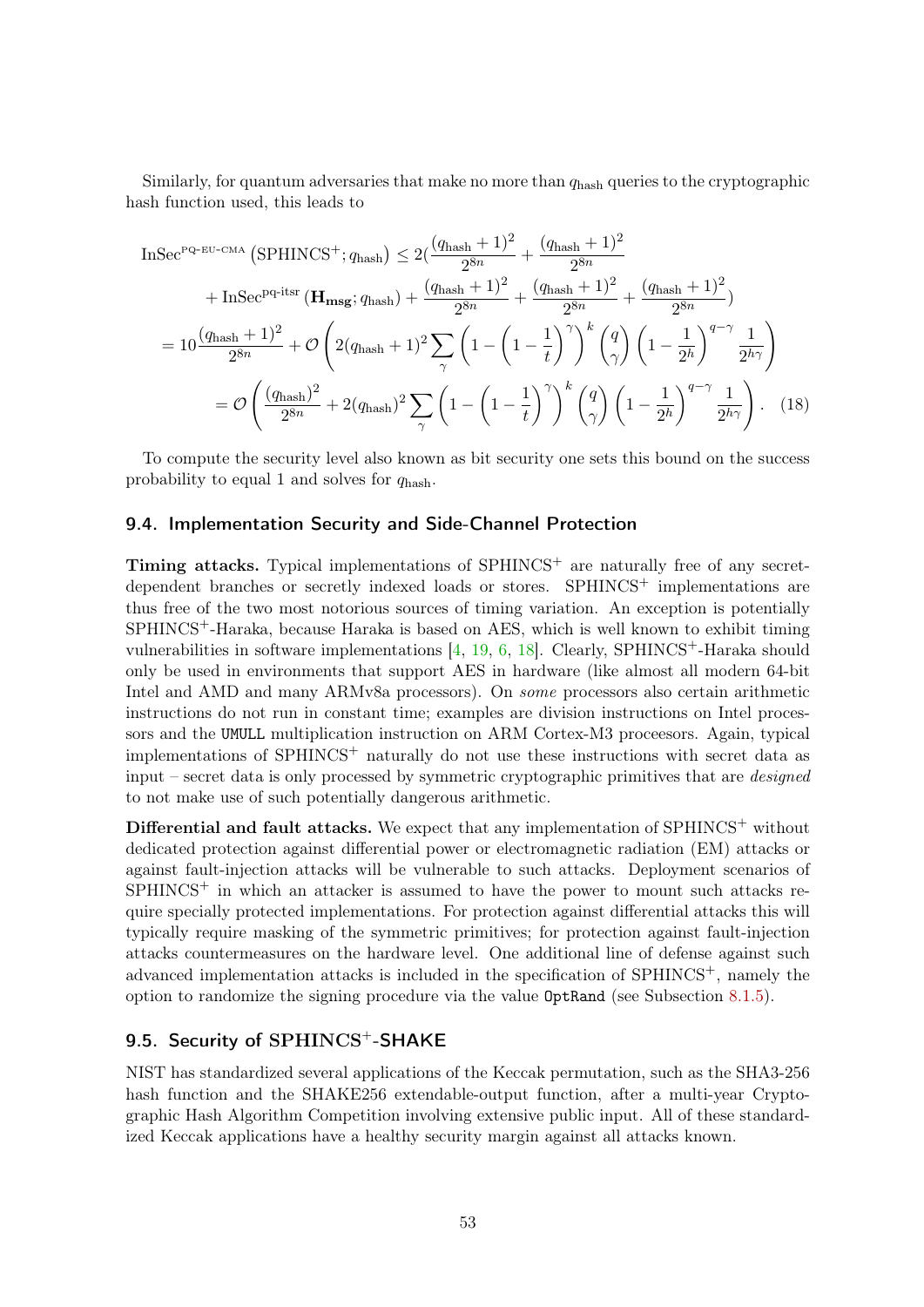Similarly, for quantum adversaries that make no more than $q_{\text{hash}}$ queries to the cryptographic hash function used, this leads to

$$
\begin{aligned}
\text{InSec}^{\text{PQ-EU-CMA}}\left(\text{SPHINCS}^+; q_{\text{hash}}\right) &\leq 2\Big(\frac{(q_{\text{hash}}+1)^2}{2^{8n}} + \frac{(q_{\text{hash}}+1)^2}{2^{8n}} \\
&\quad + \text{InSec}^{\text{pq-itsr}}\left(\mathbf{H_{msg}}; q_{\text{hash}}\right) + \frac{(q_{\text{hash}}+1)^2}{2^{8n}} + \frac{(q_{\text{hash}}+1)^2}{2^{8n}} + \frac{(q_{\text{hash}}+1)^2}{2^{8n}}\Big) \\
&= 10\frac{(q_{\text{hash}}+1)^2}{2^{8n}} + \mathcal{O}\left(2(q_{\text{hash}}+1)^2 \sum_{\gamma}\left(1-\left(1-\frac{1}{t}\right)^{\gamma}\right)^{k}\binom{q}{\gamma}\left(1-\frac{1}{2^h}\right)^{q-\gamma}\frac{1}{2^{h\gamma}}\right) \\
&= \mathcal{O}\left(\frac{(q_{\text{hash}})^2}{2^{8n}} + 2(q_{\text{hash}})^2 \sum_{\gamma}\left(1-\left(1-\frac{1}{t}\right)^{\gamma}\right)^{k}\binom{q}{\gamma}\left(1-\frac{1}{2^h}\right)^{q-\gamma}\frac{1}{2^{h\gamma}}\right). \quad (18)
\end{aligned}
$$

To compute the security level also known as bit security one sets this bound on the success probability to equal 1 and solves for $q_{\text{hash}}$.

## 9.4. Implementation Security and Side-Channel Protection

**Timing attacks.** Typical implementations of SPHINCS$^+$ are naturally free of any secret-dependent branches or secretly indexed loads or stores. SPHINCS$^+$ implementations are thus free of the two most notorious sources of timing variation. An exception is potentially SPHINCS$^+$-Haraka, because Haraka is based on AES, which is well known to exhibit timing vulnerabilities in software implementations [4, 19, 6, 18]. Clearly, SPHINCS$^+$-Haraka should only be used in environments that support AES in hardware (like almost all modern 64-bit Intel and AMD and many ARMv8a processors). On *some* processors also certain arithmetic instructions do not run in constant time; examples are division instructions on Intel processors and the `UMULL` multiplication instruction on ARM Cortex-M3 proceeors. Again, typical implementations of SPHINCS$^+$ naturally do not use these instructions with secret data as input – secret data is only processed by symmetric cryptographic primitives that are *designed* to not make use of such potentially dangerous arithmetic.

**Differential and fault attacks.** We expect that any implementation of SPHINCS$^+$ without dedicated protection against differential power or electromagnetic radiation (EM) attacks or against fault-injection attacks will be vulnerable to such attacks. Deployment scenarios of SPHINCS$^+$ in which an attacker is assumed to have the power to mount such attacks require specially protected implementations. For protection against differential attacks this will typically require masking of the symmetric primitives; for protection against fault-injection attacks countermeasures on the hardware level. One additional line of defense against such advanced implementation attacks is included in the specification of SPHINCS$^+$, namely the option to randomize the signing procedure via the value `OptRand` (see Subsection 8.1.5).

## 9.5. Security of SPHINCS$^+$-SHAKE

NIST has standardized several applications of the Keccak permutation, such as the SHA3-256 hash function and the SHAKE256 extendable-output function, after a multi-year Cryptographic Hash Algorithm Competition involving extensive public input. All of these standardized Keccak applications have a healthy security margin against all attacks known.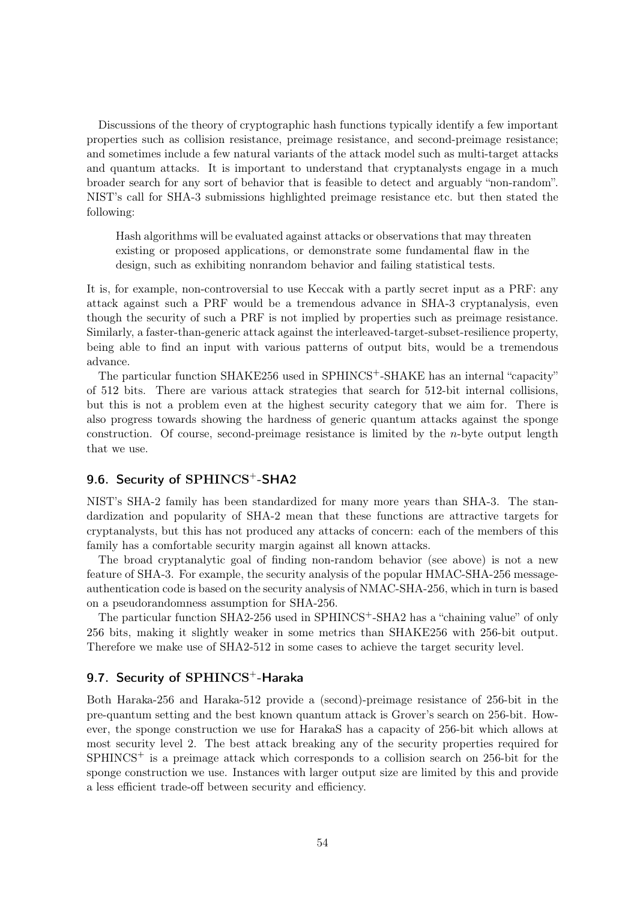Discussions of the theory of cryptographic hash functions typically identify a few important properties such as collision resistance, preimage resistance, and second-preimage resistance; and sometimes include a few natural variants of the attack model such as multi-target attacks and quantum attacks. It is important to understand that cryptanalysts engage in a much broader search for any sort of behavior that is feasible to detect and arguably "non-random". NIST's call for SHA-3 submissions highlighted preimage resistance etc. but then stated the following:

> Hash algorithms will be evaluated against attacks or observations that may threaten existing or proposed applications, or demonstrate some fundamental flaw in the design, such as exhibiting nonrandom behavior and failing statistical tests.

It is, for example, non-controversial to use Keccak with a partly secret input as a PRF: any attack against such a PRF would be a tremendous advance in SHA-3 cryptanalysis, even though the security of such a PRF is not implied by properties such as preimage resistance. Similarly, a faster-than-generic attack against the interleaved-target-subset-resilience property, being able to find an input with various patterns of output bits, would be a tremendous advance.

The particular function SHAKE256 used in SPHINCS$^+$-SHAKE has an internal "capacity" of 512 bits. There are various attack strategies that search for 512-bit internal collisions, but this is not a problem even at the highest security category that we aim for. There is also progress towards showing the hardness of generic quantum attacks against the sponge construction. Of course, second-preimage resistance is limited by the $n$-byte output length that we use.

## 9.6. Security of SPHINCS$^+$-SHA2

NIST's SHA-2 family has been standardized for many more years than SHA-3. The standardization and popularity of SHA-2 mean that these functions are attractive targets for cryptanalysts, but this has not produced any attacks of concern: each of the members of this family has a comfortable security margin against all known attacks.

The broad cryptanalytic goal of finding non-random behavior (see above) is not a new feature of SHA-3. For example, the security analysis of the popular HMAC-SHA-256 message-authentication code is based on the security analysis of NMAC-SHA-256, which in turn is based on a pseudorandomness assumption for SHA-256.

The particular function SHA2-256 used in SPHINCS$^+$-SHA2 has a "chaining value" of only 256 bits, making it slightly weaker in some metrics than SHAKE256 with 256-bit output. Therefore we make use of SHA2-512 in some cases to achieve the target security level.

## 9.7. Security of SPHINCS$^+$-Haraka

Both Haraka-256 and Haraka-512 provide a (second)-preimage resistance of 256-bit in the pre-quantum setting and the best known quantum attack is Grover's search on 256-bit. However, the sponge construction we use for HarakaS has a capacity of 256-bit which allows at most security level 2. The best attack breaking any of the security properties required for SPHINCS$^+$ is a preimage attack which corresponds to a collision search on 256-bit for the sponge construction we use. Instances with larger output size are limited by this and provide a less efficient trade-off between security and efficiency.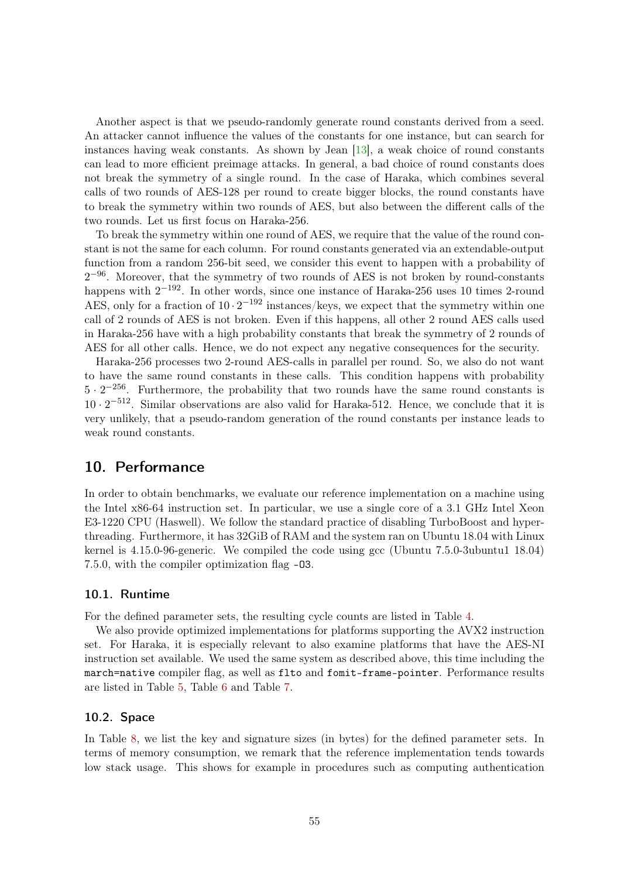Another aspect is that we pseudo-randomly generate round constants derived from a seed. An attacker cannot influence the values of the constants for one instance, but can search for instances having weak constants. As shown by Jean [13], a weak choice of round constants can lead to more efficient preimage attacks. In general, a bad choice of round constants does not break the symmetry of a single round. In the case of Haraka, which combines several calls of two rounds of AES-128 per round to create bigger blocks, the round constants have to break the symmetry within two rounds of AES, but also between the different calls of the two rounds. Let us first focus on Haraka-256.

To break the symmetry within one round of AES, we require that the value of the round constant is not the same for each column. For round constants generated via an extendable-output function from a random 256-bit seed, we consider this event to happen with a probability of $2^{-96}$. Moreover, that the symmetry of two rounds of AES is not broken by round-constants happens with $2^{-192}$. In other words, since one instance of Haraka-256 uses 10 times 2-round AES, only for a fraction of $10 \cdot 2^{-192}$ instances/keys, we expect that the symmetry within one call of 2 rounds of AES is not broken. Even if this happens, all other 2 round AES calls used in Haraka-256 have with a high probability constants that break the symmetry of 2 rounds of AES for all other calls. Hence, we do not expect any negative consequences for the security.

Haraka-256 processes two 2-round AES-calls in parallel per round. So, we also do not want to have the same round constants in these calls. This condition happens with probability $5 \cdot 2^{-256}$. Furthermore, the probability that two rounds have the same round constants is $10 \cdot 2^{-512}$. Similar observations are also valid for Haraka-512. Hence, we conclude that it is very unlikely, that a pseudo-random generation of the round constants per instance leads to weak round constants.

## 10. Performance

In order to obtain benchmarks, we evaluate our reference implementation on a machine using the Intel x86-64 instruction set. In particular, we use a single core of a 3.1 GHz Intel Xeon E3-1220 CPU (Haswell). We follow the standard practice of disabling TurboBoost and hyperthreading. Furthermore, it has 32GiB of RAM and the system ran on Ubuntu 18.04 with Linux kernel is 4.15.0-96-generic. We compiled the code using gcc (Ubuntu 7.5.0-3ubuntu1 18.04) 7.5.0, with the compiler optimization flag `-O3`.

### 10.1. Runtime

For the defined parameter sets, the resulting cycle counts are listed in Table 4.

We also provide optimized implementations for platforms supporting the AVX2 instruction set. For Haraka, it is especially relevant to also examine platforms that have the AES-NI instruction set available. We used the same system as described above, this time including the `march=native` compiler flag, as well as `flto` and `fomit-frame-pointer`. Performance results are listed in Table 5, Table 6 and Table 7.

### 10.2. Space

In Table 8, we list the key and signature sizes (in bytes) for the defined parameter sets. In terms of memory consumption, we remark that the reference implementation tends towards low stack usage. This shows for example in procedures such as computing authentication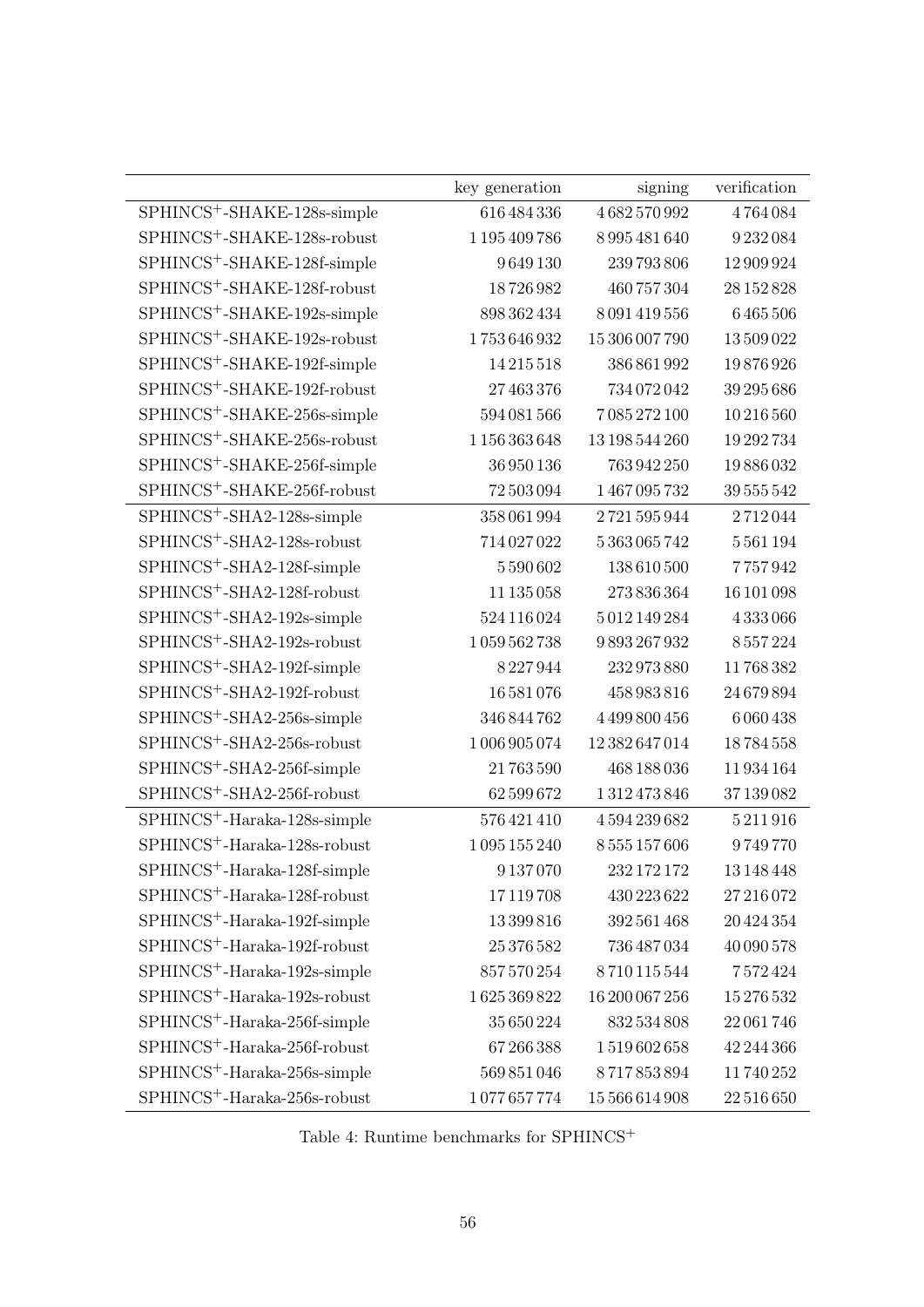| | key generation | signing | verification |
|---|---:|---:|---:|
| SPHINCS$^+$-SHAKE-128s-simple | 616 484 336 | 4 682 570 992 | 4 764 084 |
| SPHINCS$^+$-SHAKE-128s-robust | 1 195 409 786 | 8 995 481 640 | 9 232 084 |
| SPHINCS$^+$-SHAKE-128f-simple | 9 649 130 | 239 793 806 | 12 909 924 |
| SPHINCS$^+$-SHAKE-128f-robust | 18 726 982 | 460 757 304 | 28 152 828 |
| SPHINCS$^+$-SHAKE-192s-simple | 898 362 434 | 8 091 419 556 | 6 465 506 |
| SPHINCS$^+$-SHAKE-192s-robust | 1 753 646 932 | 15 306 007 790 | 13 509 022 |
| SPHINCS$^+$-SHAKE-192f-simple | 14 215 518 | 386 861 992 | 19 876 926 |
| SPHINCS$^+$-SHAKE-192f-robust | 27 463 376 | 734 072 042 | 39 295 686 |
| SPHINCS$^+$-SHAKE-256s-simple | 594 081 566 | 7 085 272 100 | 10 216 560 |
| SPHINCS$^+$-SHAKE-256s-robust | 1 156 363 648 | 13 198 544 260 | 19 292 734 |
| SPHINCS$^+$-SHAKE-256f-simple | 36 950 136 | 763 942 250 | 19 886 032 |
| SPHINCS$^+$-SHAKE-256f-robust | 72 503 094 | 1 467 095 732 | 39 555 542 |
| SPHINCS$^+$-SHA2-128s-simple | 358 061 994 | 2 721 595 944 | 2 712 044 |
| SPHINCS$^+$-SHA2-128s-robust | 714 027 022 | 5 363 065 742 | 5 561 194 |
| SPHINCS$^+$-SHA2-128f-simple | 5 590 602 | 138 610 500 | 7 757 942 |
| SPHINCS$^+$-SHA2-128f-robust | 11 135 058 | 273 836 364 | 16 101 098 |
| SPHINCS$^+$-SHA2-192s-simple | 524 116 024 | 5 012 149 284 | 4 333 066 |
| SPHINCS$^+$-SHA2-192s-robust | 1 059 562 738 | 9 893 267 932 | 8 557 224 |
| SPHINCS$^+$-SHA2-192f-simple | 8 227 944 | 232 973 880 | 11 768 382 |
| SPHINCS$^+$-SHA2-192f-robust | 16 581 076 | 458 983 816 | 24 679 894 |
| SPHINCS$^+$-SHA2-256s-simple | 346 844 762 | 4 499 800 456 | 6 060 438 |
| SPHINCS$^+$-SHA2-256s-robust | 1 006 905 074 | 12 382 647 014 | 18 784 558 |
| SPHINCS$^+$-SHA2-256f-simple | 21 763 590 | 468 188 036 | 11 934 164 |
| SPHINCS$^+$-SHA2-256f-robust | 62 599 672 | 1 312 473 846 | 37 139 082 |
| SPHINCS$^+$-Haraka-128s-simple | 576 421 410 | 4 594 239 682 | 5 211 916 |
| SPHINCS$^+$-Haraka-128s-robust | 1 095 155 240 | 8 555 157 606 | 9 749 770 |
| SPHINCS$^+$-Haraka-128f-simple | 9 137 070 | 232 172 172 | 13 148 448 |
| SPHINCS$^+$-Haraka-128f-robust | 17 119 708 | 430 223 622 | 27 216 072 |
| SPHINCS$^+$-Haraka-192f-simple | 13 399 816 | 392 561 468 | 20 424 354 |
| SPHINCS$^+$-Haraka-192f-robust | 25 376 582 | 736 487 034 | 40 090 578 |
| SPHINCS$^+$-Haraka-192s-simple | 857 570 254 | 8 710 115 544 | 7 572 424 |
| SPHINCS$^+$-Haraka-192s-robust | 1 625 369 822 | 16 200 067 256 | 15 276 532 |
| SPHINCS$^+$-Haraka-256f-simple | 35 650 224 | 832 534 808 | 22 061 746 |
| SPHINCS$^+$-Haraka-256f-robust | 67 266 388 | 1 519 602 658 | 42 244 366 |
| SPHINCS$^+$-Haraka-256s-simple | 569 851 046 | 8 717 853 894 | 11 740 252 |
| SPHINCS$^+$-Haraka-256s-robust | 1 077 657 774 | 15 566 614 908 | 22 516 650 |

Table 4: Runtime benchmarks for SPHINCS$^+$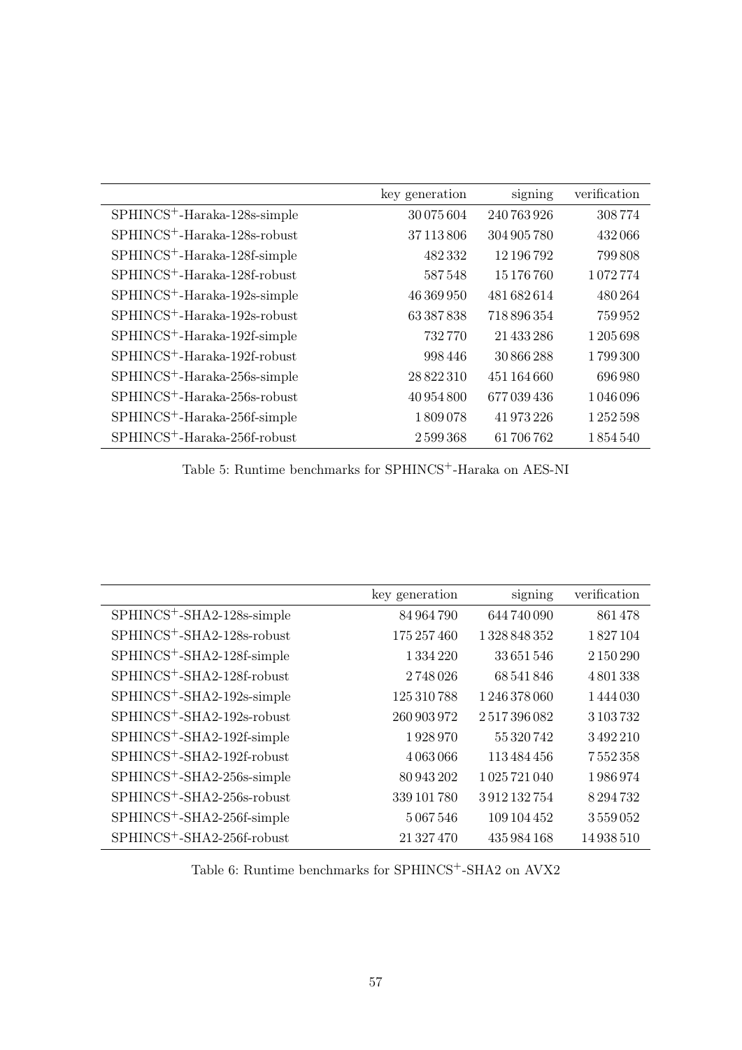| | key generation | signing | verification |
|---|---|---|---|
| SPHINCS$^+$-Haraka-128s-simple | 30 075 604 | 240 763 926 | 308 774 |
| SPHINCS$^+$-Haraka-128s-robust | 37 113 806 | 304 905 780 | 432 066 |
| SPHINCS$^+$-Haraka-128f-simple | 482 332 | 12 196 792 | 799 808 |
| SPHINCS$^+$-Haraka-128f-robust | 587 548 | 15 176 760 | 1 072 774 |
| SPHINCS$^+$-Haraka-192s-simple | 46 369 950 | 481 682 614 | 480 264 |
| SPHINCS$^+$-Haraka-192s-robust | 63 387 838 | 718 896 354 | 759 952 |
| SPHINCS$^+$-Haraka-192f-simple | 732 770 | 21 433 286 | 1 205 698 |
| SPHINCS$^+$-Haraka-192f-robust | 998 446 | 30 866 288 | 1 799 300 |
| SPHINCS$^+$-Haraka-256s-simple | 28 822 310 | 451 164 660 | 696 980 |
| SPHINCS$^+$-Haraka-256s-robust | 40 954 800 | 677 039 436 | 1 046 096 |
| SPHINCS$^+$-Haraka-256f-simple | 1 809 078 | 41 973 226 | 1 252 598 |
| SPHINCS$^+$-Haraka-256f-robust | 2 599 368 | 61 706 762 | 1 854 540 |

Table 5: Runtime benchmarks for SPHINCS$^+$-Haraka on AES-NI

| | key generation | signing | verification |
|---|---|---|---|
| SPHINCS$^+$-SHA2-128s-simple | 84 964 790 | 644 740 090 | 861 478 |
| SPHINCS$^+$-SHA2-128s-robust | 175 257 460 | 1 328 848 352 | 1 827 104 |
| SPHINCS$^+$-SHA2-128f-simple | 1 334 220 | 33 651 546 | 2 150 290 |
| SPHINCS$^+$-SHA2-128f-robust | 2 748 026 | 68 541 846 | 4 801 338 |
| SPHINCS$^+$-SHA2-192s-simple | 125 310 788 | 1 246 378 060 | 1 444 030 |
| SPHINCS$^+$-SHA2-192s-robust | 260 903 972 | 2 517 396 082 | 3 103 732 |
| SPHINCS$^+$-SHA2-192f-simple | 1 928 970 | 55 320 742 | 3 492 210 |
| SPHINCS$^+$-SHA2-192f-robust | 4 063 066 | 113 484 456 | 7 552 358 |
| SPHINCS$^+$-SHA2-256s-simple | 80 943 202 | 1 025 721 040 | 1 986 974 |
| SPHINCS$^+$-SHA2-256s-robust | 339 101 780 | 3 912 132 754 | 8 294 732 |
| SPHINCS$^+$-SHA2-256f-simple | 5 067 546 | 109 104 452 | 3 559 052 |
| SPHINCS$^+$-SHA2-256f-robust | 21 327 470 | 435 984 168 | 14 938 510 |

Table 6: Runtime benchmarks for SPHINCS$^+$-SHA2 on AVX2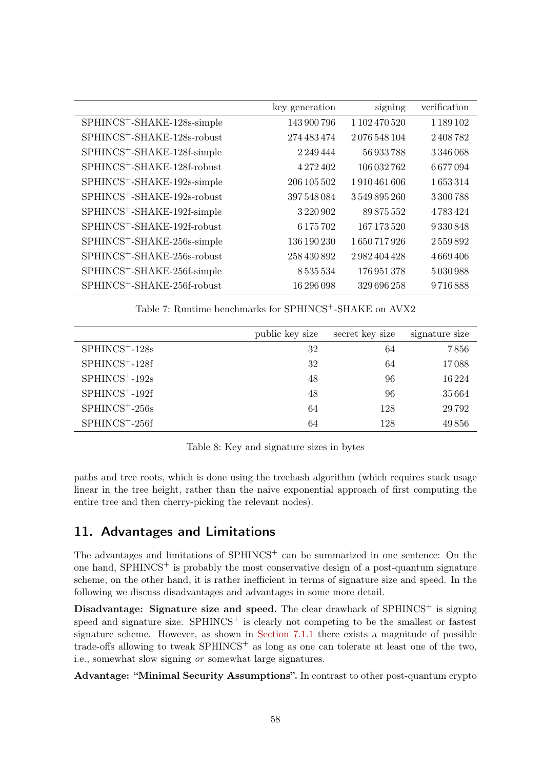| | key generation | signing | verification |
|---|---|---|---|
| SPHINCS$^+$-SHAKE-128s-simple | 143 900 796 | 1 102 470 520 | 1 189 102 |
| SPHINCS$^+$-SHAKE-128s-robust | 274 483 474 | 2 076 548 104 | 2 408 782 |
| SPHINCS$^+$-SHAKE-128f-simple | 2 249 444 | 56 933 788 | 3 346 068 |
| SPHINCS$^+$-SHAKE-128f-robust | 4 272 402 | 106 032 762 | 6 677 094 |
| SPHINCS$^+$-SHAKE-192s-simple | 206 105 502 | 1 910 461 606 | 1 653 314 |
| SPHINCS$^+$-SHAKE-192s-robust | 397 548 084 | 3 549 895 260 | 3 300 788 |
| SPHINCS$^+$-SHAKE-192f-simple | 3 220 902 | 89 875 552 | 4 783 424 |
| SPHINCS$^+$-SHAKE-192f-robust | 6 175 702 | 167 173 520 | 9 330 848 |
| SPHINCS$^+$-SHAKE-256s-simple | 136 190 230 | 1 650 717 926 | 2 559 892 |
| SPHINCS$^+$-SHAKE-256s-robust | 258 430 892 | 2 982 404 428 | 4 669 406 |
| SPHINCS$^+$-SHAKE-256f-simple | 8 535 534 | 176 951 378 | 5 030 988 |
| SPHINCS$^+$-SHAKE-256f-robust | 16 296 098 | 329 696 258 | 9 716 888 |

Table 7: Runtime benchmarks for SPHINCS$^+$-SHAKE on AVX2

| | public key size | secret key size | signature size |
|---|---|---|---|
| SPHINCS$^+$-128s | 32 | 64 | 7856 |
| SPHINCS$^+$-128f | 32 | 64 | 17 088 |
| SPHINCS$^+$-192s | 48 | 96 | 16 224 |
| SPHINCS$^+$-192f | 48 | 96 | 35 664 |
| SPHINCS$^+$-256s | 64 | 128 | 29 792 |
| SPHINCS$^+$-256f | 64 | 128 | 49 856 |

Table 8: Key and signature sizes in bytes

paths and tree roots, which is done using the treehash algorithm (which requires stack usage linear in the tree height, rather than the naive exponential approach of first computing the entire tree and then cherry-picking the relevant nodes).

## 11. Advantages and Limitations

The advantages and limitations of SPHINCS$^+$ can be summarized in one sentence: On the one hand, SPHINCS$^+$ is probably the most conservative design of a post-quantum signature scheme, on the other hand, it is rather inefficient in terms of signature size and speed. In the following we discuss disadvantages and advantages in some more detail.

**Disadvantage: Signature size and speed.** The clear drawback of SPHINCS$^+$ is signing speed and signature size. SPHINCS$^+$ is clearly not competing to be the smallest or fastest signature scheme. However, as shown in Section 7.1.1 there exists a magnitude of possible trade-offs allowing to tweak SPHINCS$^+$ as long as one can tolerate at least one of the two, i.e., somewhat slow signing *or* somewhat large signatures.

**Advantage: "Minimal Security Assumptions".** In contrast to other post-quantum crypto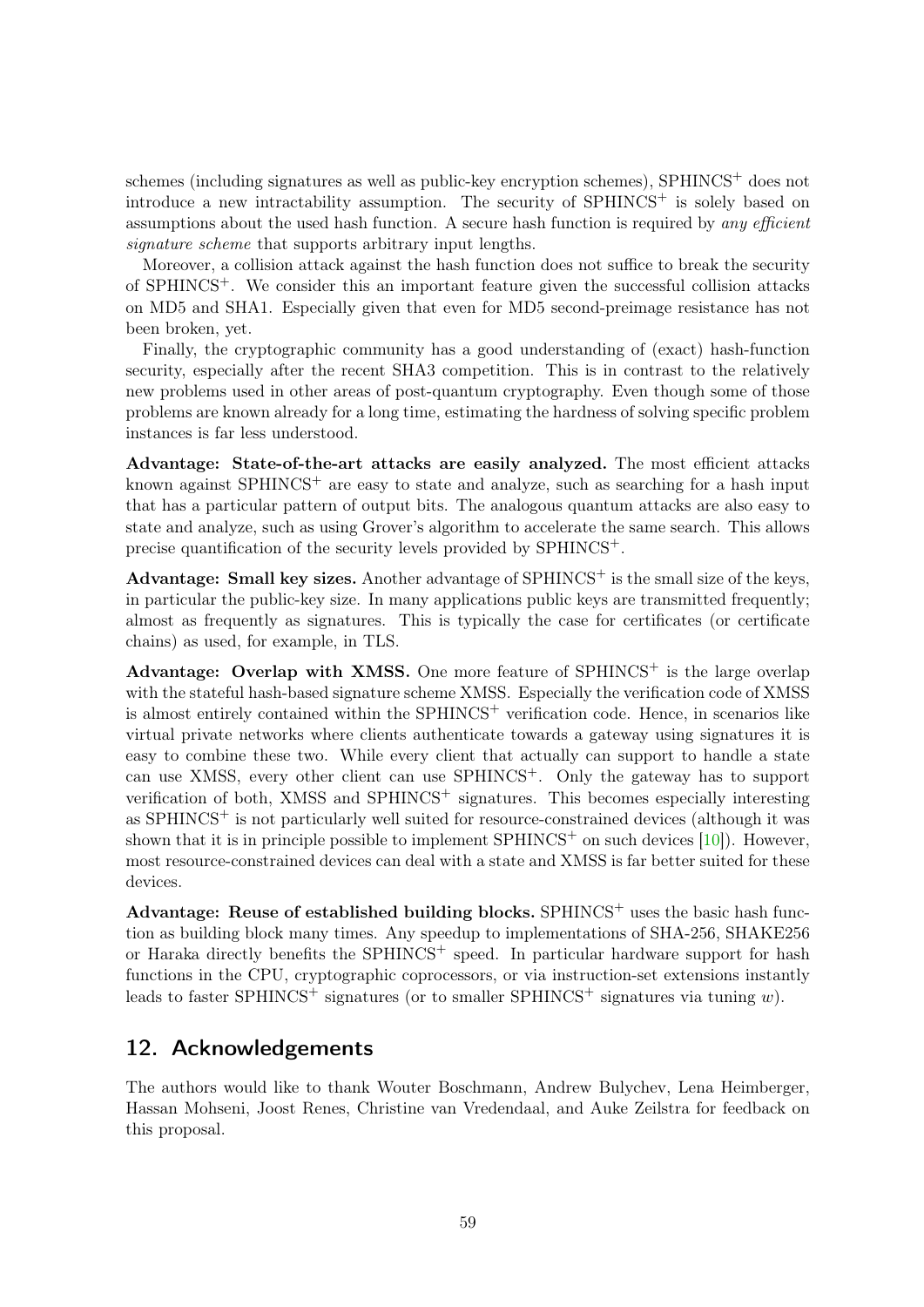schemes (including signatures as well as public-key encryption schemes), SPHINCS$^+$ does not introduce a new intractability assumption. The security of SPHINCS$^+$ is solely based on assumptions about the used hash function. A secure hash function is required by *any efficient signature scheme* that supports arbitrary input lengths.

Moreover, a collision attack against the hash function does not suffice to break the security of SPHINCS$^+$. We consider this an important feature given the successful collision attacks on MD5 and SHA1. Especially given that even for MD5 second-preimage resistance has not been broken, yet.

Finally, the cryptographic community has a good understanding of (exact) hash-function security, especially after the recent SHA3 competition. This is in contrast to the relatively new problems used in other areas of post-quantum cryptography. Even though some of those problems are known already for a long time, estimating the hardness of solving specific problem instances is far less understood.

**Advantage: State-of-the-art attacks are easily analyzed.** The most efficient attacks known against SPHINCS$^+$ are easy to state and analyze, such as searching for a hash input that has a particular pattern of output bits. The analogous quantum attacks are also easy to state and analyze, such as using Grover's algorithm to accelerate the same search. This allows precise quantification of the security levels provided by SPHINCS$^+$.

**Advantage: Small key sizes.** Another advantage of SPHINCS$^+$ is the small size of the keys, in particular the public-key size. In many applications public keys are transmitted frequently; almost as frequently as signatures. This is typically the case for certificates (or certificate chains) as used, for example, in TLS.

**Advantage: Overlap with XMSS.** One more feature of SPHINCS$^+$ is the large overlap with the stateful hash-based signature scheme XMSS. Especially the verification code of XMSS is almost entirely contained within the SPHINCS$^+$ verification code. Hence, in scenarios like virtual private networks where clients authenticate towards a gateway using signatures it is easy to combine these two. While every client that actually can support to handle a state can use XMSS, every other client can use SPHINCS$^+$. Only the gateway has to support verification of both, XMSS and SPHINCS$^+$ signatures. This becomes especially interesting as SPHINCS$^+$ is not particularly well suited for resource-constrained devices (although it was shown that it is in principle possible to implement SPHINCS$^+$ on such devices [10]). However, most resource-constrained devices can deal with a state and XMSS is far better suited for these devices.

**Advantage: Reuse of established building blocks.** SPHINCS$^+$ uses the basic hash function as building block many times. Any speedup to implementations of SHA-256, SHAKE256 or Haraka directly benefits the SPHINCS$^+$ speed. In particular hardware support for hash functions in the CPU, cryptographic coprocessors, or via instruction-set extensions instantly leads to faster SPHINCS$^+$ signatures (or to smaller SPHINCS$^+$ signatures via tuning $w$).

## 12. Acknowledgements

The authors would like to thank Wouter Boschmann, Andrew Bulychev, Lena Heimberger, Hassan Mohseni, Joost Renes, Christine van Vredendaal, and Auke Zeilstra for feedback on this proposal.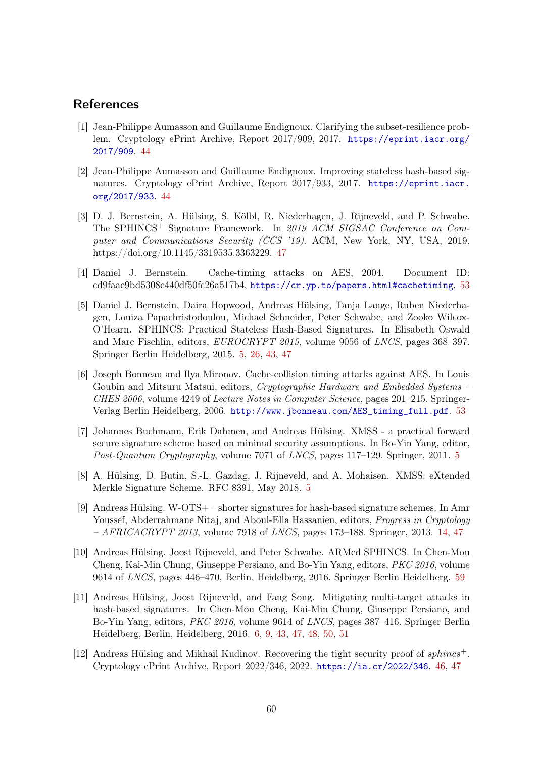## References

[1] Jean-Philippe Aumasson and Guillaume Endignoux. Clarifying the subset-resilience problem. Cryptology ePrint Archive, Report 2017/909, 2017. https://eprint.iacr.org/2017/909. 44

[2] Jean-Philippe Aumasson and Guillaume Endignoux. Improving stateless hash-based signatures. Cryptology ePrint Archive, Report 2017/933, 2017. https://eprint.iacr.org/2017/933. 44

[3] D. J. Bernstein, A. Hülsing, S. Kölbl, R. Niederhagen, J. Rijneveld, and P. Schwabe. The SPHINCS$^+$ Signature Framework. In *2019 ACM SIGSAC Conference on Computer and Communications Security (CCS '19)*. ACM, New York, NY, USA, 2019. https://doi.org/10.1145/3319535.3363229. 47

[4] Daniel J. Bernstein. Cache-timing attacks on AES, 2004. Document ID: cd9faae9bd5308c440df50fc26a517b4, https://cr.yp.to/papers.html#cachetiming. 53

[5] Daniel J. Bernstein, Daira Hopwood, Andreas Hülsing, Tanja Lange, Ruben Niederhagen, Louiza Papachristodoulou, Michael Schneider, Peter Schwabe, and Zooko Wilcox-O'Hearn. SPHINCS: Practical Stateless Hash-Based Signatures. In Elisabeth Oswald and Marc Fischlin, editors, *EUROCRYPT 2015*, volume 9056 of *LNCS*, pages 368–397. Springer Berlin Heidelberg, 2015. 5, 26, 43, 47

[6] Joseph Bonneau and Ilya Mironov. Cache-collision timing attacks against AES. In Louis Goubin and Mitsuru Matsui, editors, *Cryptographic Hardware and Embedded Systems – CHES 2006*, volume 4249 of *Lecture Notes in Computer Science*, pages 201–215. Springer-Verlag Berlin Heidelberg, 2006. http://www.jbonneau.com/AES_timing_full.pdf. 53

[7] Johannes Buchmann, Erik Dahmen, and Andreas Hülsing. XMSS - a practical forward secure signature scheme based on minimal security assumptions. In Bo-Yin Yang, editor, *Post-Quantum Cryptography*, volume 7071 of *LNCS*, pages 117–129. Springer, 2011. 5

[8] A. Hülsing, D. Butin, S.-L. Gazdag, J. Rijneveld, and A. Mohaisen. XMSS: eXtended Merkle Signature Scheme. RFC 8391, May 2018. 5

[9] Andreas Hülsing. W-OTS+ – shorter signatures for hash-based signature schemes. In Amr Youssef, Abderrahmane Nitaj, and Aboul-Ella Hassanien, editors, *Progress in Cryptology – AFRICACRYPT 2013*, volume 7918 of *LNCS*, pages 173–188. Springer, 2013. 14, 47

[10] Andreas Hülsing, Joost Rijneveld, and Peter Schwabe. ARMed SPHINCS. In Chen-Mou Cheng, Kai-Min Chung, Giuseppe Persiano, and Bo-Yin Yang, editors, *PKC 2016*, volume 9614 of *LNCS*, pages 446–470, Berlin, Heidelberg, 2016. Springer Berlin Heidelberg. 59

[11] Andreas Hülsing, Joost Rijneveld, and Fang Song. Mitigating multi-target attacks in hash-based signatures. In Chen-Mou Cheng, Kai-Min Chung, Giuseppe Persiano, and Bo-Yin Yang, editors, *PKC 2016*, volume 9614 of *LNCS*, pages 387–416. Springer Berlin Heidelberg, Berlin, Heidelberg, 2016. 6, 9, 43, 47, 48, 50, 51

[12] Andreas Hülsing and Mikhail Kudinov. Recovering the tight security proof of *sphincs*$^+$. Cryptology ePrint Archive, Report 2022/346, 2022. https://ia.cr/2022/346. 46, 47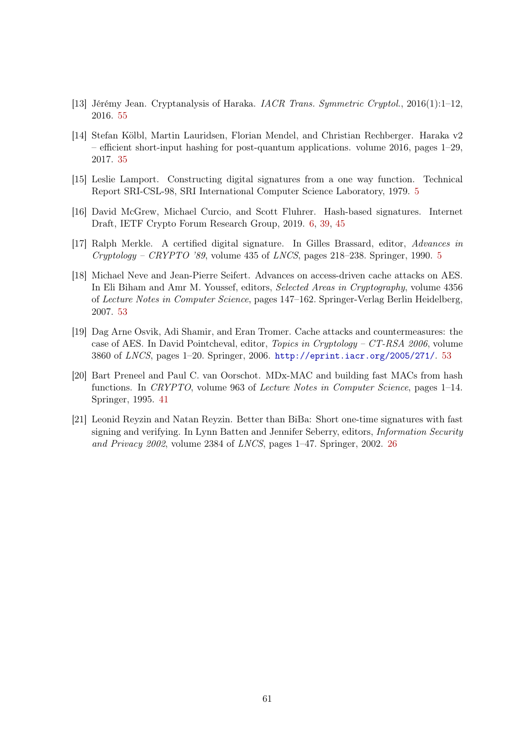[13] Jérémy Jean. Cryptanalysis of Haraka. *IACR Trans. Symmetric Cryptol.*, 2016(1):1–12, 2016. 55

[14] Stefan Kölbl, Martin Lauridsen, Florian Mendel, and Christian Rechberger. Haraka v2 – efficient short-input hashing for post-quantum applications. volume 2016, pages 1–29, 2017. 35

[15] Leslie Lamport. Constructing digital signatures from a one way function. Technical Report SRI-CSL-98, SRI International Computer Science Laboratory, 1979. 5

[16] David McGrew, Michael Curcio, and Scott Fluhrer. Hash-based signatures. Internet Draft, IETF Crypto Forum Research Group, 2019. 6, 39, 45

[17] Ralph Merkle. A certified digital signature. In Gilles Brassard, editor, *Advances in Cryptology – CRYPTO '89*, volume 435 of *LNCS*, pages 218–238. Springer, 1990. 5

[18] Michael Neve and Jean-Pierre Seifert. Advances on access-driven cache attacks on AES. In Eli Biham and Amr M. Youssef, editors, *Selected Areas in Cryptography*, volume 4356 of *Lecture Notes in Computer Science*, pages 147–162. Springer-Verlag Berlin Heidelberg, 2007. 53

[19] Dag Arne Osvik, Adi Shamir, and Eran Tromer. Cache attacks and countermeasures: the case of AES. In David Pointcheval, editor, *Topics in Cryptology – CT-RSA 2006*, volume 3860 of *LNCS*, pages 1–20. Springer, 2006. http://eprint.iacr.org/2005/271/. 53

[20] Bart Preneel and Paul C. van Oorschot. MDx-MAC and building fast MACs from hash functions. In *CRYPTO*, volume 963 of *Lecture Notes in Computer Science*, pages 1–14. Springer, 1995. 41

[21] Leonid Reyzin and Natan Reyzin. Better than BiBa: Short one-time signatures with fast signing and verifying. In Lynn Batten and Jennifer Seberry, editors, *Information Security and Privacy 2002*, volume 2384 of *LNCS*, pages 1–47. Springer, 2002. 26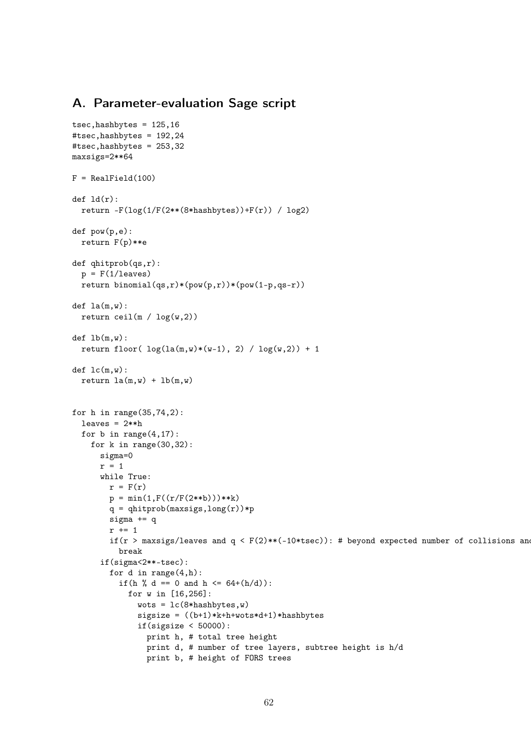## A. Parameter-evaluation Sage script

```
tsec,hashbytes = 125,16
#tsec,hashbytes = 192,24
#tsec,hashbytes = 253,32
maxsigs=2**64

F = RealField(100)

def ld(r):
  return -F(log(1/F(2**(8*hashbytes))+F(r)) / log2)

def pow(p,e):
  return F(p)**e

def qhitprob(qs,r):
  p = F(1/leaves)
  return binomial(qs,r)*(pow(p,r))*(pow(1-p,qs-r))

def la(m,w):
  return ceil(m / log(w,2))

def lb(m,w):
  return floor( log(la(m,w)*(w-1), 2) / log(w,2)) + 1

def lc(m,w):
  return la(m,w) + lb(m,w)


for h in range(35,74,2):
  leaves = 2**h
  for b in range(4,17):
    for k in range(30,32):
      sigma=0
      r = 1
      while True:
        r = F(r)
        p = min(1,F((r/F(2**b)))**k)
        q = qhitprob(maxsigs,long(r))*p
        sigma += q
        r += 1
        if(r > maxsigs/leaves and q < F(2)**(-10*tsec)): # beyond expected number of collisions and
          break
      if(sigma<2**-tsec):
        for d in range(4,h):
          if(h % d == 0 and h <= 64+(h/d)):
            for w in [16,256]:
              wots = lc(8*hashbytes,w)
              sigsize = ((b+1)*k+h+wots*d+1)*hashbytes
              if(sigsize < 50000):
                print h, # total tree height
                print d, # number of tree layers, subtree height is h/d
                print b, # height of FORS trees
```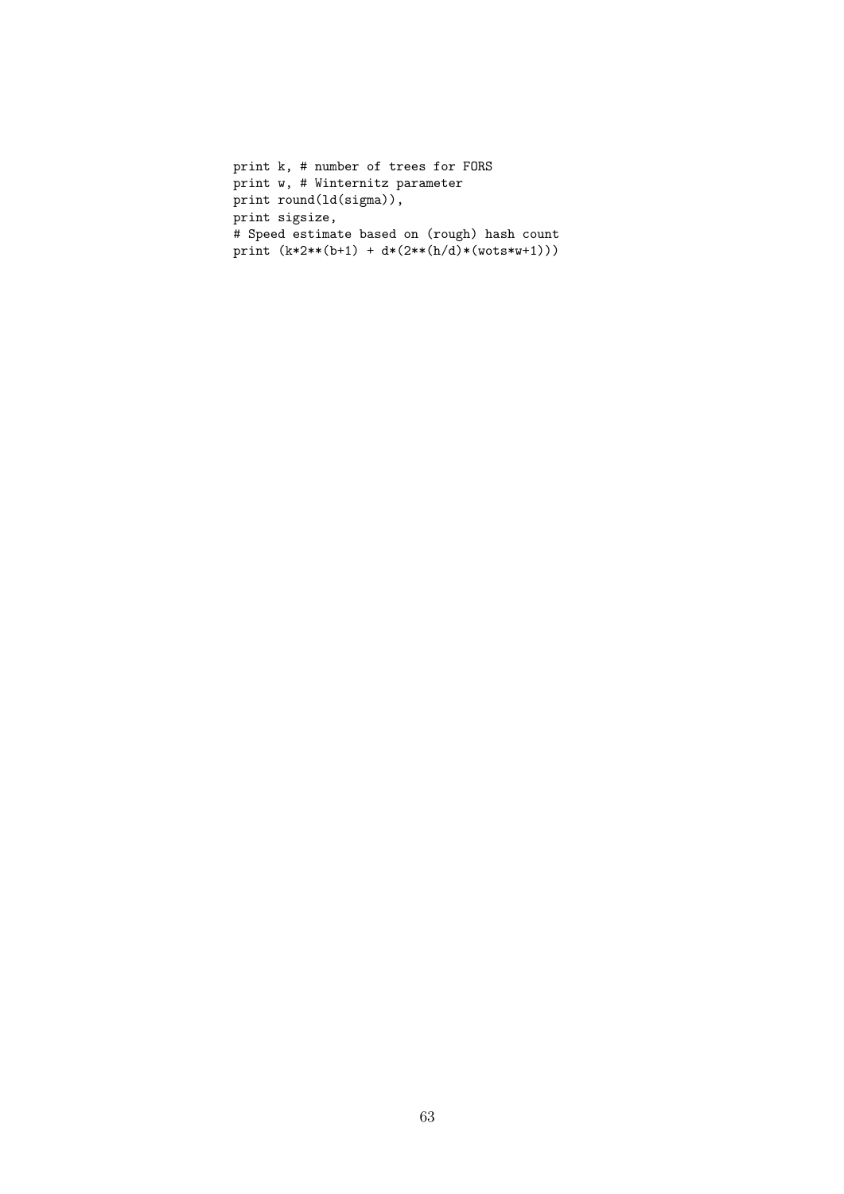```
print k, # number of trees for FORS
print w, # Winternitz parameter
print round(ld(sigma)),
print sigsize,
# Speed estimate based on (rough) hash count
print (k*2**(b+1) + d*(2**(h/d)*(wots*w+1)))
```